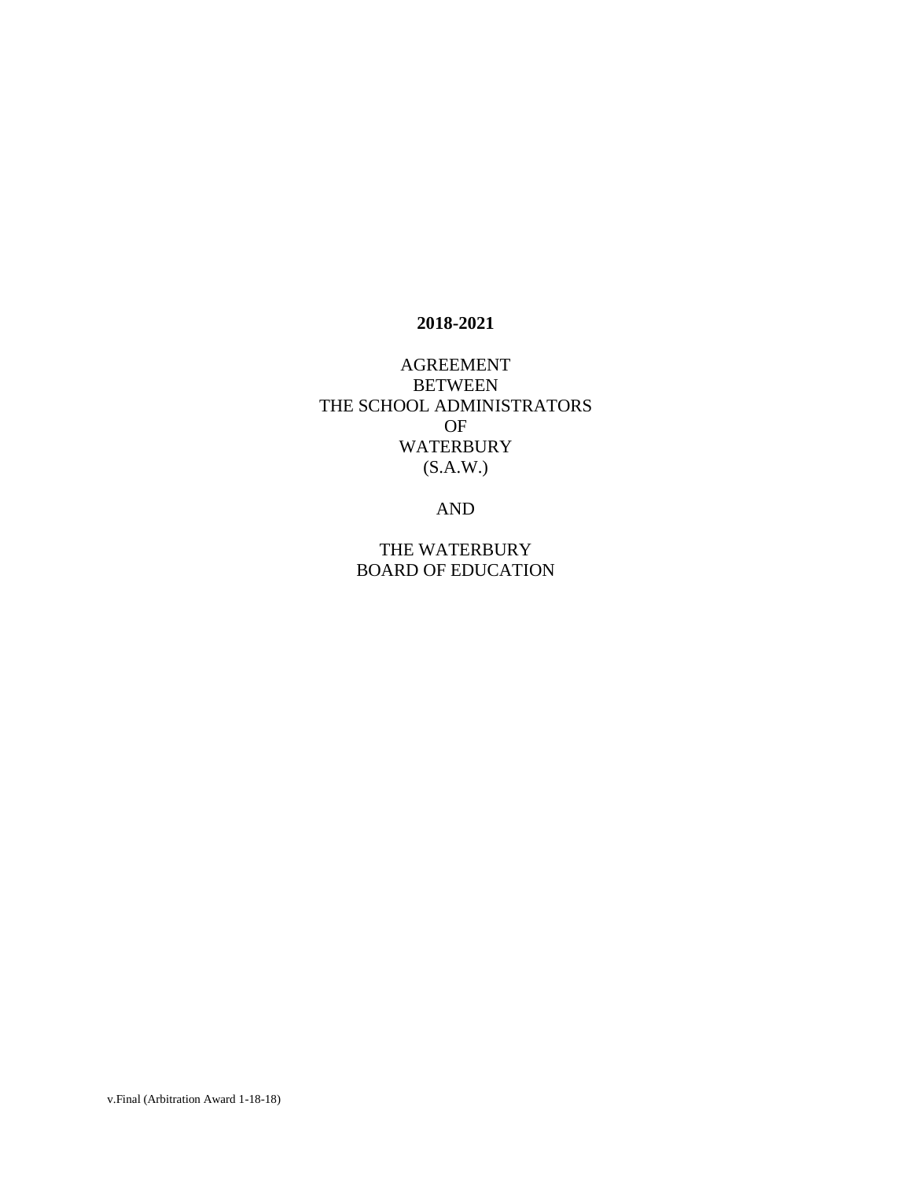**2018-2021**

AGREEMENT
BETWEEN
THE SCHOOL ADMINISTRATORS
OF
WATERBURY
(S.A.W.)

AND

THE WATERBURY
BOARD OF EDUCATION

v.Final (Arbitration Award 1-18-18)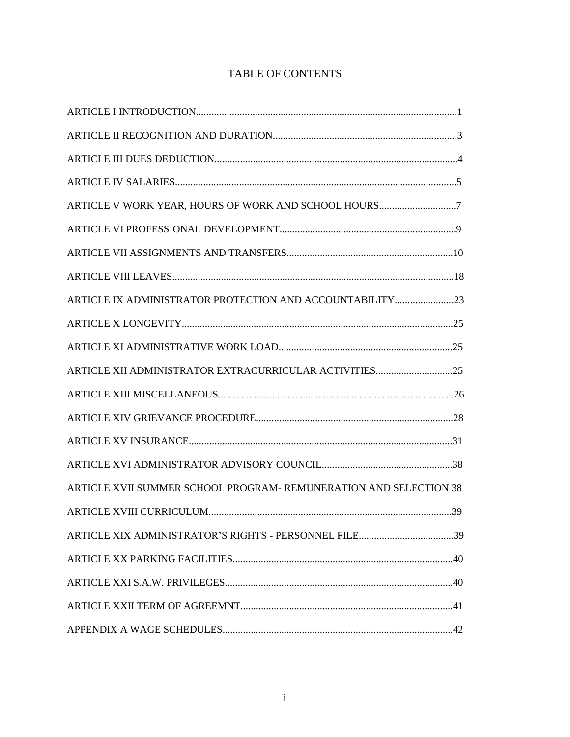# TABLE OF CONTENTS

ARTICLE I INTRODUCTION.....................................................................................................1

ARTICLE II RECOGNITION AND DURATION........................................................................3

ARTICLE III DUES DEDUCTION..............................................................................................4

ARTICLE IV SALARIES.............................................................................................................5

ARTICLE V WORK YEAR, HOURS OF WORK AND SCHOOL HOURS..............................7

ARTICLE VI PROFESSIONAL DEVELOPMENT.....................................................................9

ARTICLE VII ASSIGNMENTS AND TRANSFERS.................................................................10

ARTICLE VIII LEAVES.............................................................................................................18

ARTICLE IX ADMINISTRATOR PROTECTION AND ACCOUNTABILITY.......................23

ARTICLE X LONGEVITY.........................................................................................................25

ARTICLE XI ADMINISTRATIVE WORK LOAD....................................................................25

ARTICLE XII ADMINISTRATOR EXTRACURRICULAR ACTIVITIES..............................25

ARTICLE XIII MISCELLANEOUS............................................................................................26

ARTICLE XIV GRIEVANCE PROCEDURE.............................................................................28

ARTICLE XV INSURANCE.......................................................................................................31

ARTICLE XVI ADMINISTRATOR ADVISORY COUNCIL...................................................38

ARTICLE XVII SUMMER SCHOOL PROGRAM- REMUNERATION AND SELECTION 38

ARTICLE XVIII CURRICULUM...............................................................................................39

ARTICLE XIX ADMINISTRATOR'S RIGHTS - PERSONNEL FILE.....................................39

ARTICLE XX PARKING FACILITIES......................................................................................40

ARTICLE XXI S.A.W. PRIVILEGES.........................................................................................40

ARTICLE XXII TERM OF AGREEMNT...................................................................................41

APPENDIX A WAGE SCHEDULES..........................................................................................42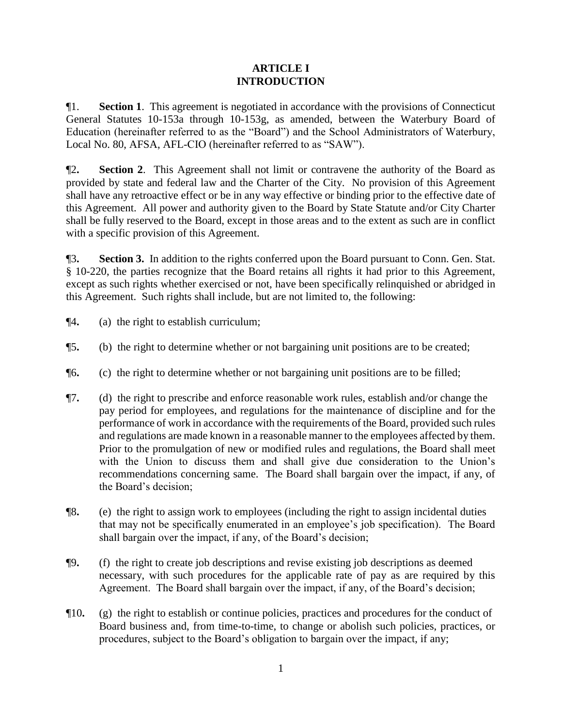# ARTICLE I
# INTRODUCTION

¶1. **Section 1**. This agreement is negotiated in accordance with the provisions of Connecticut General Statutes 10-153a through 10-153g, as amended, between the Waterbury Board of Education (hereinafter referred to as the "Board") and the School Administrators of Waterbury, Local No. 80, AFSA, AFL-CIO (hereinafter referred to as "SAW").

**¶2. Section 2**. This Agreement shall not limit or contravene the authority of the Board as provided by state and federal law and the Charter of the City. No provision of this Agreement shall have any retroactive effect or be in any way effective or binding prior to the effective date of this Agreement. All power and authority given to the Board by State Statute and/or City Charter shall be fully reserved to the Board, except in those areas and to the extent as such are in conflict with a specific provision of this Agreement.

**¶3. Section 3.** In addition to the rights conferred upon the Board pursuant to Conn. Gen. Stat. § 10-220, the parties recognize that the Board retains all rights it had prior to this Agreement, except as such rights whether exercised or not, have been specifically relinquished or abridged in this Agreement. Such rights shall include, but are not limited to, the following:

**¶4.** (a) the right to establish curriculum;

**¶5.** (b) the right to determine whether or not bargaining unit positions are to be created;

**¶6.** (c) the right to determine whether or not bargaining unit positions are to be filled;

**¶7.** (d) the right to prescribe and enforce reasonable work rules, establish and/or change the pay period for employees, and regulations for the maintenance of discipline and for the performance of work in accordance with the requirements of the Board, provided such rules and regulations are made known in a reasonable manner to the employees affected by them. Prior to the promulgation of new or modified rules and regulations, the Board shall meet with the Union to discuss them and shall give due consideration to the Union's recommendations concerning same. The Board shall bargain over the impact, if any, of the Board's decision;

**¶8.** (e) the right to assign work to employees (including the right to assign incidental duties that may not be specifically enumerated in an employee's job specification). The Board shall bargain over the impact, if any, of the Board's decision;

**¶9.** (f) the right to create job descriptions and revise existing job descriptions as deemed necessary, with such procedures for the applicable rate of pay as are required by this Agreement. The Board shall bargain over the impact, if any, of the Board's decision;

**¶10.** (g) the right to establish or continue policies, practices and procedures for the conduct of Board business and, from time-to-time, to change or abolish such policies, practices, or procedures, subject to the Board's obligation to bargain over the impact, if any;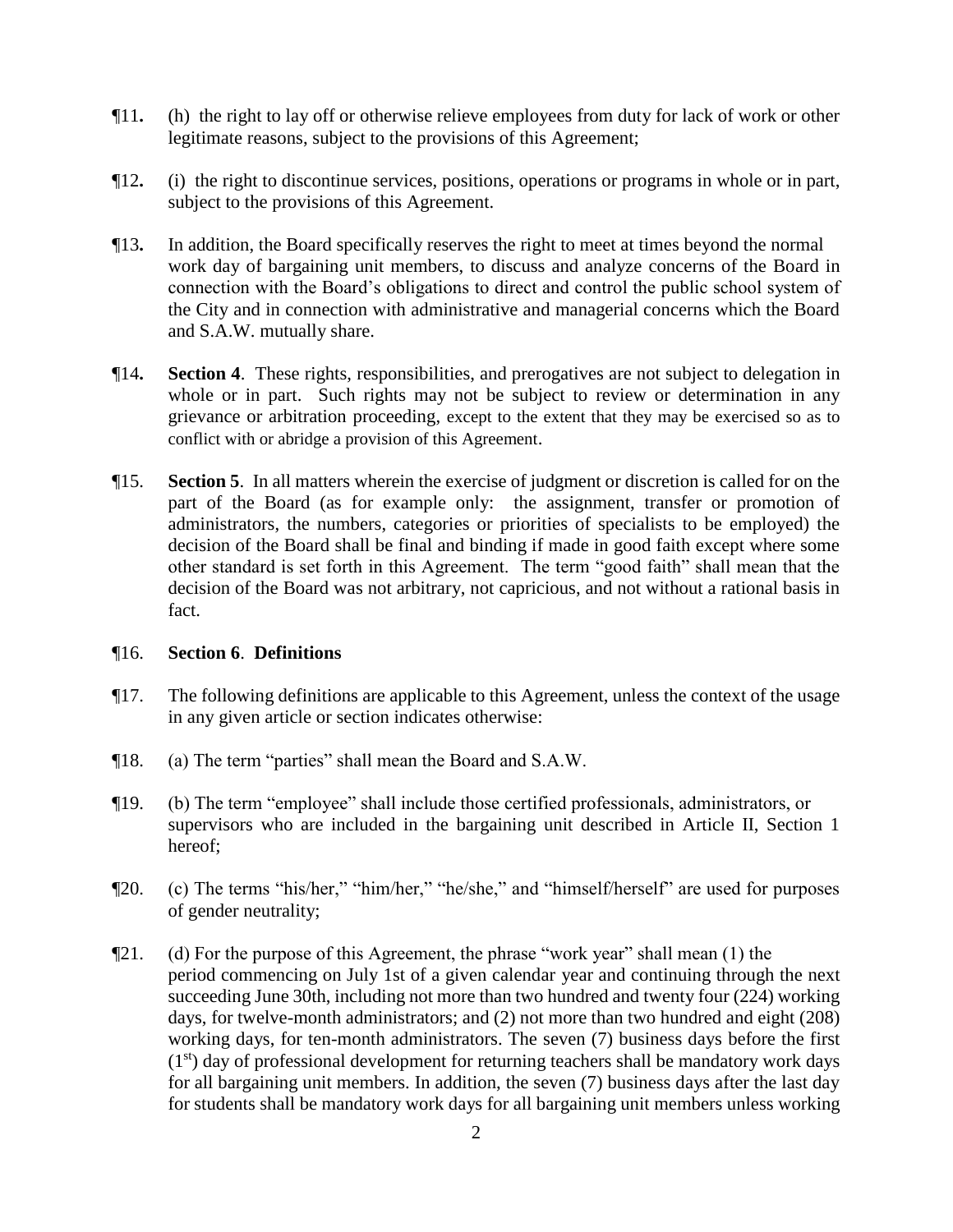¶11. (h) the right to lay off or otherwise relieve employees from duty for lack of work or other legitimate reasons, subject to the provisions of this Agreement;

¶12. (i) the right to discontinue services, positions, operations or programs in whole or in part, subject to the provisions of this Agreement.

¶13. In addition, the Board specifically reserves the right to meet at times beyond the normal work day of bargaining unit members, to discuss and analyze concerns of the Board in connection with the Board's obligations to direct and control the public school system of the City and in connection with administrative and managerial concerns which the Board and S.A.W. mutually share.

¶14. **Section 4**. These rights, responsibilities, and prerogatives are not subject to delegation in whole or in part. Such rights may not be subject to review or determination in any grievance or arbitration proceeding, except to the extent that they may be exercised so as to conflict with or abridge a provision of this Agreement.

¶15. **Section 5**. In all matters wherein the exercise of judgment or discretion is called for on the part of the Board (as for example only: the assignment, transfer or promotion of administrators, the numbers, categories or priorities of specialists to be employed) the decision of the Board shall be final and binding if made in good faith except where some other standard is set forth in this Agreement. The term "good faith" shall mean that the decision of the Board was not arbitrary, not capricious, and not without a rational basis in fact.

¶16. **Section 6**. **Definitions**

¶17. The following definitions are applicable to this Agreement, unless the context of the usage in any given article or section indicates otherwise:

¶18. (a) The term "parties" shall mean the Board and S.A.W.

¶19. (b) The term "employee" shall include those certified professionals, administrators, or supervisors who are included in the bargaining unit described in Article II, Section 1 hereof;

¶20. (c) The terms "his/her," "him/her," "he/she," and "himself/herself" are used for purposes of gender neutrality;

¶21. (d) For the purpose of this Agreement, the phrase "work year" shall mean (1) the period commencing on July 1st of a given calendar year and continuing through the next succeeding June 30th, including not more than two hundred and twenty four (224) working days, for twelve-month administrators; and (2) not more than two hundred and eight (208) working days, for ten-month administrators. The seven (7) business days before the first (1st) day of professional development for returning teachers shall be mandatory work days for all bargaining unit members. In addition, the seven (7) business days after the last day for students shall be mandatory work days for all bargaining unit members unless working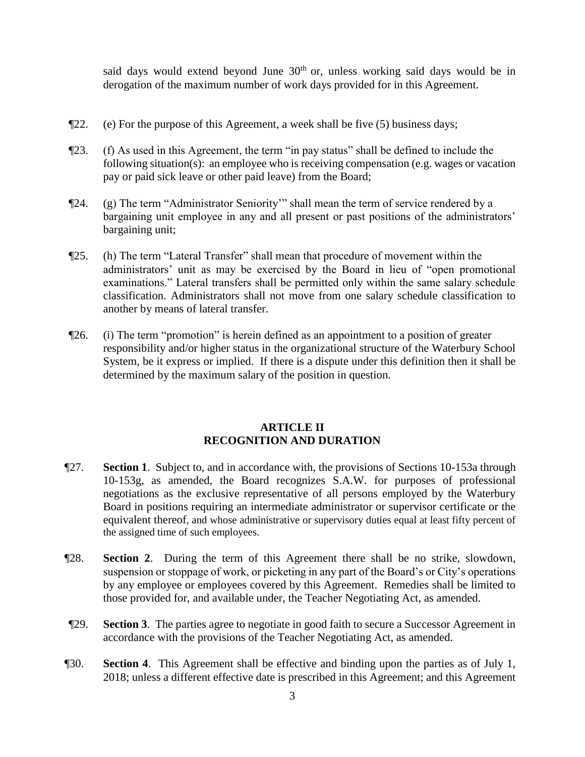said days would extend beyond June 30th or, unless working said days would be in derogation of the maximum number of work days provided for in this Agreement.

¶22. (e) For the purpose of this Agreement, a week shall be five (5) business days;

¶23. (f) As used in this Agreement, the term "in pay status" shall be defined to include the following situation(s): an employee who is receiving compensation (e.g. wages or vacation pay or paid sick leave or other paid leave) from the Board;

¶24. (g) The term "Administrator Seniority'" shall mean the term of service rendered by a bargaining unit employee in any and all present or past positions of the administrators' bargaining unit;

¶25. (h) The term "Lateral Transfer" shall mean that procedure of movement within the administrators' unit as may be exercised by the Board in lieu of "open promotional examinations." Lateral transfers shall be permitted only within the same salary schedule classification. Administrators shall not move from one salary schedule classification to another by means of lateral transfer.

¶26. (i) The term "promotion" is herein defined as an appointment to a position of greater responsibility and/or higher status in the organizational structure of the Waterbury School System, be it express or implied. If there is a dispute under this definition then it shall be determined by the maximum salary of the position in question.

## ARTICLE II
## RECOGNITION AND DURATION

¶27. **Section 1**. Subject to, and in accordance with, the provisions of Sections 10-153a through 10-153g, as amended, the Board recognizes S.A.W. for purposes of professional negotiations as the exclusive representative of all persons employed by the Waterbury Board in positions requiring an intermediate administrator or supervisor certificate or the equivalent thereof, and whose administrative or supervisory duties equal at least fifty percent of the assigned time of such employees.

¶28. **Section 2**. During the term of this Agreement there shall be no strike, slowdown, suspension or stoppage of work, or picketing in any part of the Board's or City's operations by any employee or employees covered by this Agreement. Remedies shall be limited to those provided for, and available under, the Teacher Negotiating Act, as amended.

¶29. **Section 3**. The parties agree to negotiate in good faith to secure a Successor Agreement in accordance with the provisions of the Teacher Negotiating Act, as amended.

¶30. **Section 4**. This Agreement shall be effective and binding upon the parties as of July 1, 2018; unless a different effective date is prescribed in this Agreement; and this Agreement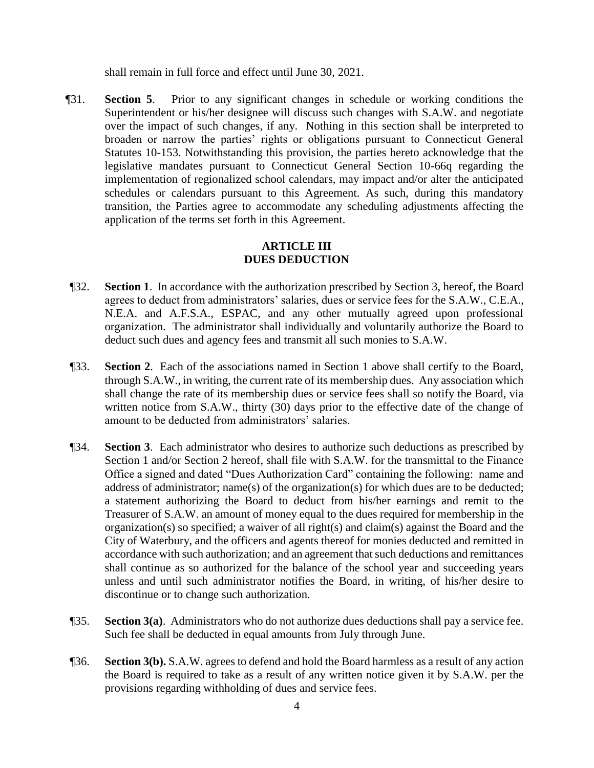shall remain in full force and effect until June 30, 2021.

¶31. **Section 5**. Prior to any significant changes in schedule or working conditions the Superintendent or his/her designee will discuss such changes with S.A.W. and negotiate over the impact of such changes, if any. Nothing in this section shall be interpreted to broaden or narrow the parties' rights or obligations pursuant to Connecticut General Statutes 10-153. Notwithstanding this provision, the parties hereto acknowledge that the legislative mandates pursuant to Connecticut General Section 10-66q regarding the implementation of regionalized school calendars, may impact and/or alter the anticipated schedules or calendars pursuant to this Agreement. As such, during this mandatory transition, the Parties agree to accommodate any scheduling adjustments affecting the application of the terms set forth in this Agreement.

## ARTICLE III
## DUES DEDUCTION

¶32. **Section 1**. In accordance with the authorization prescribed by Section 3, hereof, the Board agrees to deduct from administrators' salaries, dues or service fees for the S.A.W., C.E.A., N.E.A. and A.F.S.A., ESPAC, and any other mutually agreed upon professional organization. The administrator shall individually and voluntarily authorize the Board to deduct such dues and agency fees and transmit all such monies to S.A.W.

¶33. **Section 2**. Each of the associations named in Section 1 above shall certify to the Board, through S.A.W., in writing, the current rate of its membership dues. Any association which shall change the rate of its membership dues or service fees shall so notify the Board, via written notice from S.A.W., thirty (30) days prior to the effective date of the change of amount to be deducted from administrators' salaries.

¶34. **Section 3**. Each administrator who desires to authorize such deductions as prescribed by Section 1 and/or Section 2 hereof, shall file with S.A.W. for the transmittal to the Finance Office a signed and dated "Dues Authorization Card" containing the following: name and address of administrator; name(s) of the organization(s) for which dues are to be deducted; a statement authorizing the Board to deduct from his/her earnings and remit to the Treasurer of S.A.W. an amount of money equal to the dues required for membership in the organization(s) so specified; a waiver of all right(s) and claim(s) against the Board and the City of Waterbury, and the officers and agents thereof for monies deducted and remitted in accordance with such authorization; and an agreement that such deductions and remittances shall continue as so authorized for the balance of the school year and succeeding years unless and until such administrator notifies the Board, in writing, of his/her desire to discontinue or to change such authorization.

¶35. **Section 3(a)**. Administrators who do not authorize dues deductions shall pay a service fee. Such fee shall be deducted in equal amounts from July through June.

¶36. **Section 3(b).** S.A.W. agrees to defend and hold the Board harmless as a result of any action the Board is required to take as a result of any written notice given it by S.A.W. per the provisions regarding withholding of dues and service fees.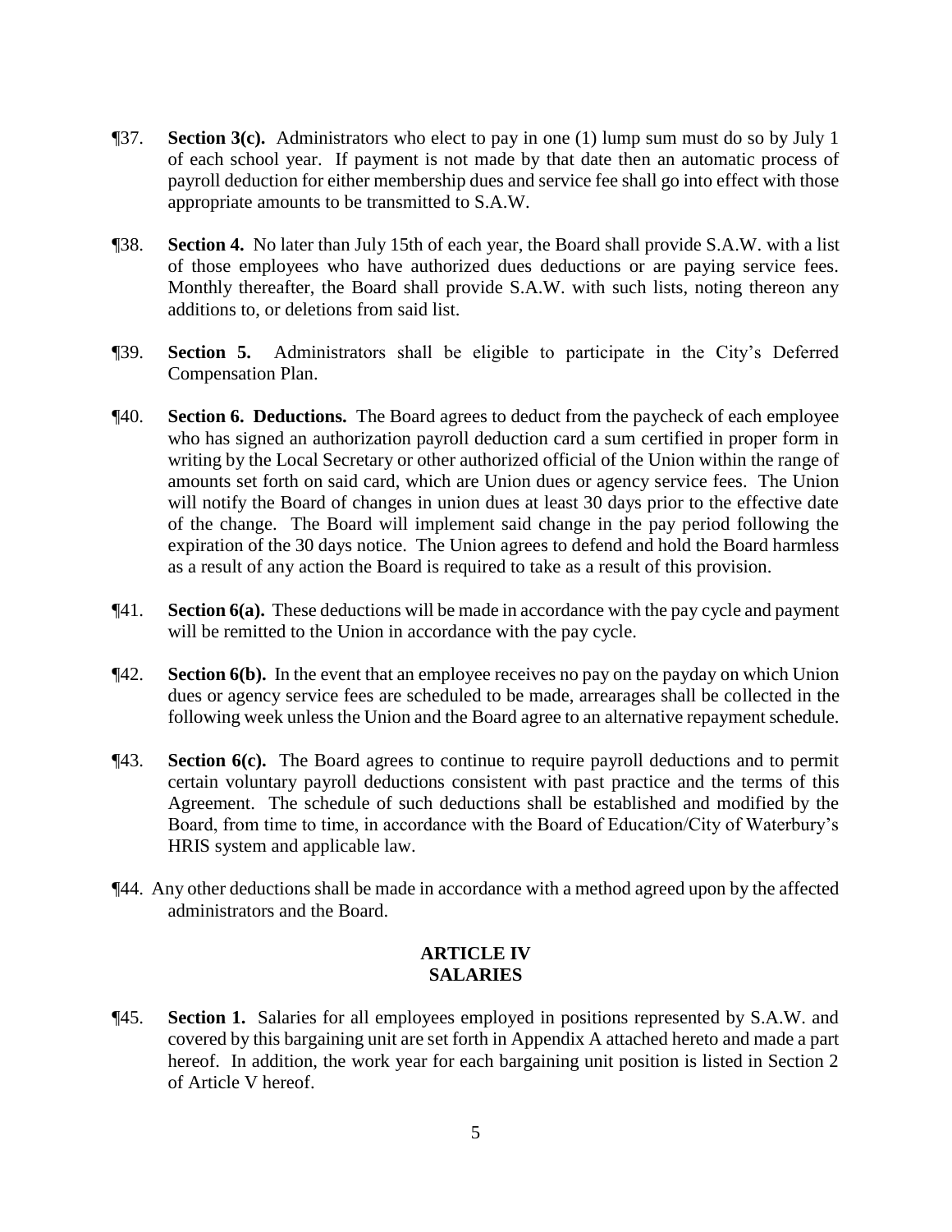¶37. **Section 3(c).** Administrators who elect to pay in one (1) lump sum must do so by July 1 of each school year. If payment is not made by that date then an automatic process of payroll deduction for either membership dues and service fee shall go into effect with those appropriate amounts to be transmitted to S.A.W.

¶38. **Section 4.** No later than July 15th of each year, the Board shall provide S.A.W. with a list of those employees who have authorized dues deductions or are paying service fees. Monthly thereafter, the Board shall provide S.A.W. with such lists, noting thereon any additions to, or deletions from said list.

¶39. **Section 5.** Administrators shall be eligible to participate in the City's Deferred Compensation Plan.

¶40. **Section 6. Deductions.** The Board agrees to deduct from the paycheck of each employee who has signed an authorization payroll deduction card a sum certified in proper form in writing by the Local Secretary or other authorized official of the Union within the range of amounts set forth on said card, which are Union dues or agency service fees. The Union will notify the Board of changes in union dues at least 30 days prior to the effective date of the change. The Board will implement said change in the pay period following the expiration of the 30 days notice. The Union agrees to defend and hold the Board harmless as a result of any action the Board is required to take as a result of this provision.

¶41. **Section 6(a).** These deductions will be made in accordance with the pay cycle and payment will be remitted to the Union in accordance with the pay cycle.

¶42. **Section 6(b).** In the event that an employee receives no pay on the payday on which Union dues or agency service fees are scheduled to be made, arrearages shall be collected in the following week unless the Union and the Board agree to an alternative repayment schedule.

¶43. **Section 6(c).** The Board agrees to continue to require payroll deductions and to permit certain voluntary payroll deductions consistent with past practice and the terms of this Agreement. The schedule of such deductions shall be established and modified by the Board, from time to time, in accordance with the Board of Education/City of Waterbury's HRIS system and applicable law.

¶44. Any other deductions shall be made in accordance with a method agreed upon by the affected administrators and the Board.

## ARTICLE IV
## SALARIES

¶45. **Section 1.** Salaries for all employees employed in positions represented by S.A.W. and covered by this bargaining unit are set forth in Appendix A attached hereto and made a part hereof. In addition, the work year for each bargaining unit position is listed in Section 2 of Article V hereof.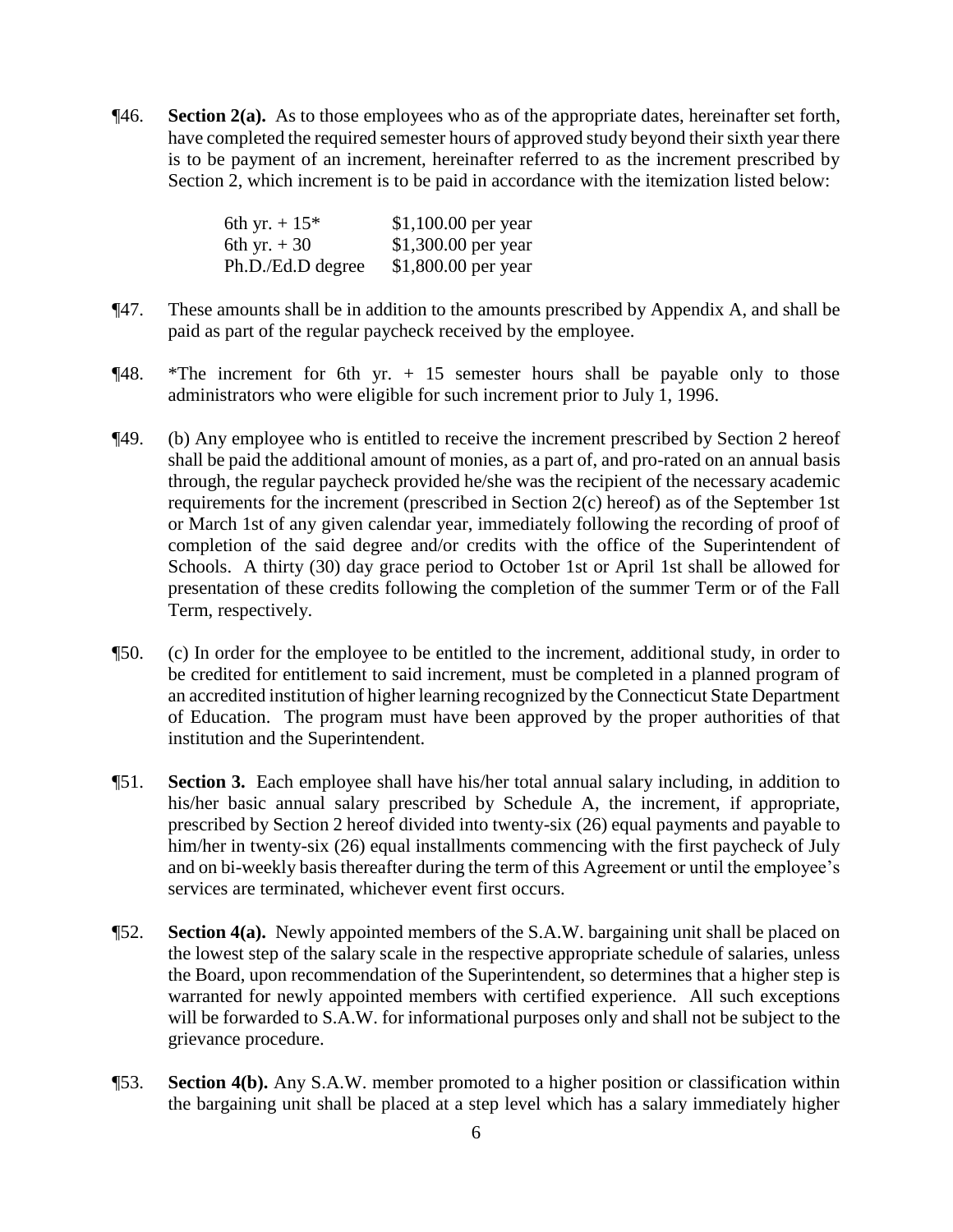¶46. **Section 2(a).** As to those employees who as of the appropriate dates, hereinafter set forth, have completed the required semester hours of approved study beyond their sixth year there is to be payment of an increment, hereinafter referred to as the increment prescribed by Section 2, which increment is to be paid in accordance with the itemization listed below:

| | |
|---|---|
| 6th yr. + 15* | $1,100.00 per year |
| 6th yr. + 30 | $1,300.00 per year |
| Ph.D./Ed.D degree | $1,800.00 per year |

¶47. These amounts shall be in addition to the amounts prescribed by Appendix A, and shall be paid as part of the regular paycheck received by the employee.

¶48. *The increment for 6th yr. + 15 semester hours shall be payable only to those administrators who were eligible for such increment prior to July 1, 1996.

¶49. (b) Any employee who is entitled to receive the increment prescribed by Section 2 hereof shall be paid the additional amount of monies, as a part of, and pro-rated on an annual basis through, the regular paycheck provided he/she was the recipient of the necessary academic requirements for the increment (prescribed in Section 2(c) hereof) as of the September 1st or March 1st of any given calendar year, immediately following the recording of proof of completion of the said degree and/or credits with the office of the Superintendent of Schools. A thirty (30) day grace period to October 1st or April 1st shall be allowed for presentation of these credits following the completion of the summer Term or of the Fall Term, respectively.

¶50. (c) In order for the employee to be entitled to the increment, additional study, in order to be credited for entitlement to said increment, must be completed in a planned program of an accredited institution of higher learning recognized by the Connecticut State Department of Education. The program must have been approved by the proper authorities of that institution and the Superintendent.

¶51. **Section 3.** Each employee shall have his/her total annual salary including, in addition to his/her basic annual salary prescribed by Schedule A, the increment, if appropriate, prescribed by Section 2 hereof divided into twenty-six (26) equal payments and payable to him/her in twenty-six (26) equal installments commencing with the first paycheck of July and on bi-weekly basis thereafter during the term of this Agreement or until the employee's services are terminated, whichever event first occurs.

¶52. **Section 4(a).** Newly appointed members of the S.A.W. bargaining unit shall be placed on the lowest step of the salary scale in the respective appropriate schedule of salaries, unless the Board, upon recommendation of the Superintendent, so determines that a higher step is warranted for newly appointed members with certified experience. All such exceptions will be forwarded to S.A.W. for informational purposes only and shall not be subject to the grievance procedure.

¶53. **Section 4(b).** Any S.A.W. member promoted to a higher position or classification within the bargaining unit shall be placed at a step level which has a salary immediately higher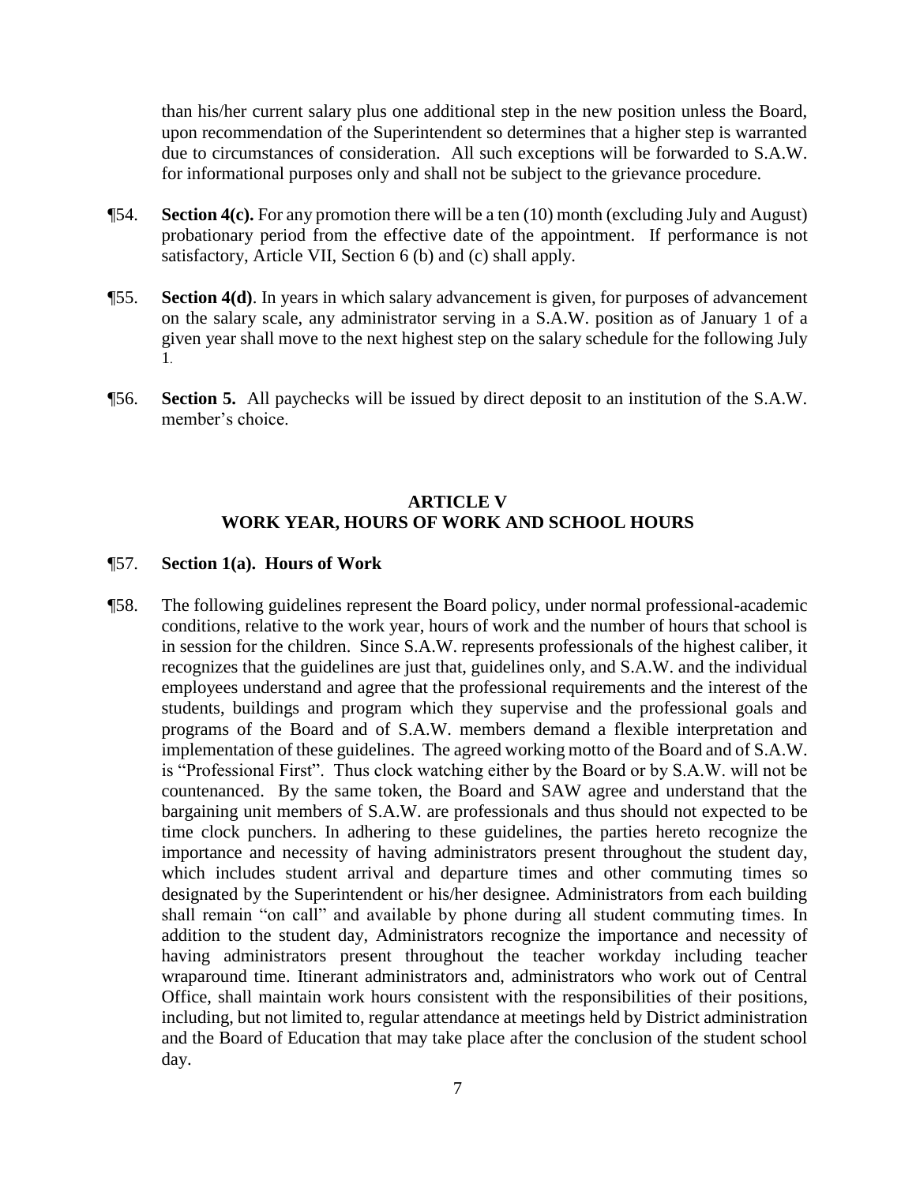than his/her current salary plus one additional step in the new position unless the Board, upon recommendation of the Superintendent so determines that a higher step is warranted due to circumstances of consideration. All such exceptions will be forwarded to S.A.W. for informational purposes only and shall not be subject to the grievance procedure.

¶54. **Section 4(c).** For any promotion there will be a ten (10) month (excluding July and August) probationary period from the effective date of the appointment. If performance is not satisfactory, Article VII, Section 6 (b) and (c) shall apply.

¶55. **Section 4(d)**. In years in which salary advancement is given, for purposes of advancement on the salary scale, any administrator serving in a S.A.W. position as of January 1 of a given year shall move to the next highest step on the salary schedule for the following July 1.

¶56. **Section 5.** All paychecks will be issued by direct deposit to an institution of the S.A.W. member's choice.

## ARTICLE V
## WORK YEAR, HOURS OF WORK AND SCHOOL HOURS

¶57. **Section 1(a). Hours of Work**

¶58. The following guidelines represent the Board policy, under normal professional-academic conditions, relative to the work year, hours of work and the number of hours that school is in session for the children. Since S.A.W. represents professionals of the highest caliber, it recognizes that the guidelines are just that, guidelines only, and S.A.W. and the individual employees understand and agree that the professional requirements and the interest of the students, buildings and program which they supervise and the professional goals and programs of the Board and of S.A.W. members demand a flexible interpretation and implementation of these guidelines. The agreed working motto of the Board and of S.A.W. is "Professional First". Thus clock watching either by the Board or by S.A.W. will not be countenanced. By the same token, the Board and SAW agree and understand that the bargaining unit members of S.A.W. are professionals and thus should not expected to be time clock punchers. In adhering to these guidelines, the parties hereto recognize the importance and necessity of having administrators present throughout the student day, which includes student arrival and departure times and other commuting times so designated by the Superintendent or his/her designee. Administrators from each building shall remain "on call" and available by phone during all student commuting times. In addition to the student day, Administrators recognize the importance and necessity of having administrators present throughout the teacher workday including teacher wraparound time. Itinerant administrators and, administrators who work out of Central Office, shall maintain work hours consistent with the responsibilities of their positions, including, but not limited to, regular attendance at meetings held by District administration and the Board of Education that may take place after the conclusion of the student school day.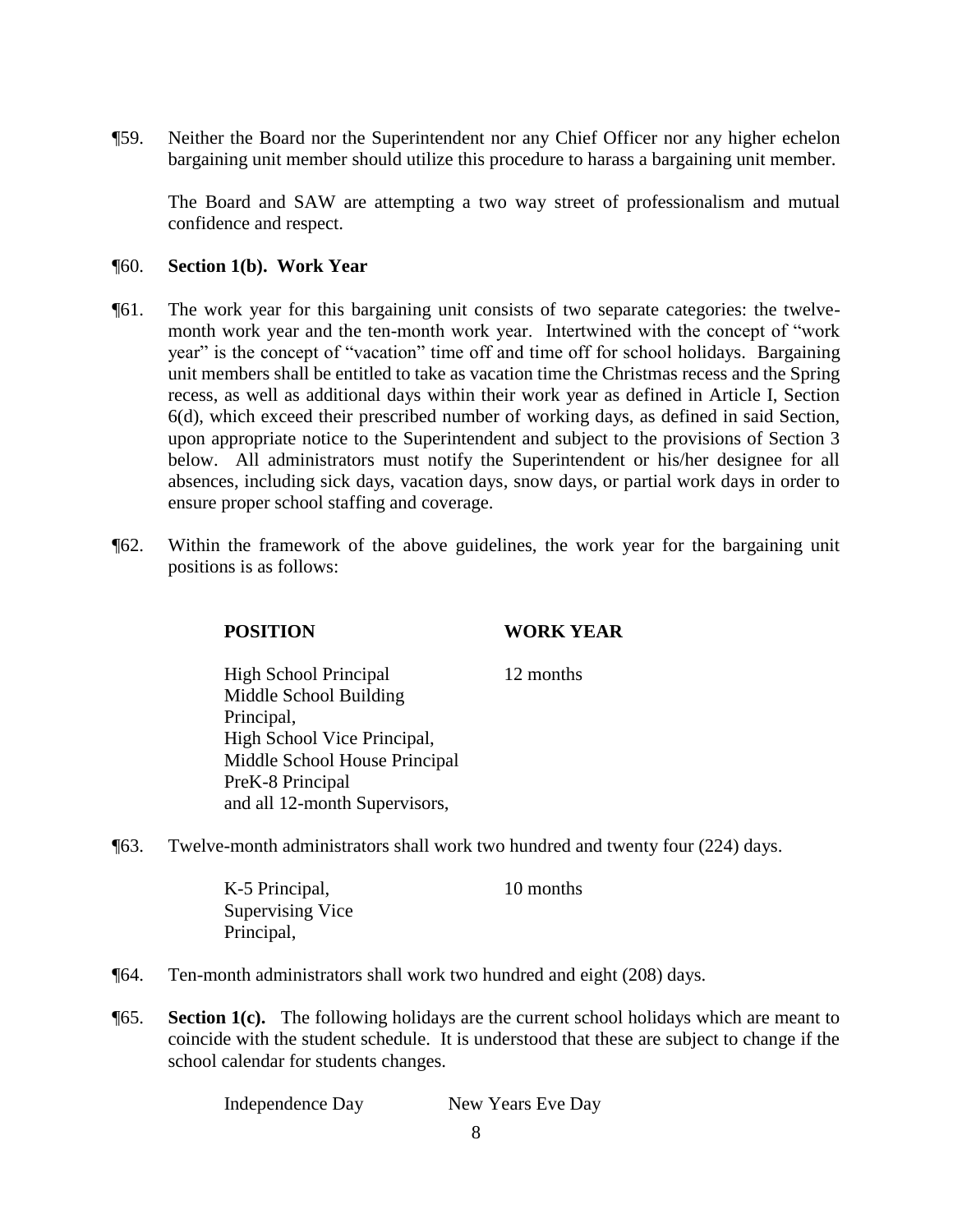¶59. Neither the Board nor the Superintendent nor any Chief Officer nor any higher echelon bargaining unit member should utilize this procedure to harass a bargaining unit member.

The Board and SAW are attempting a two way street of professionalism and mutual confidence and respect.

¶60. **Section 1(b). Work Year**

¶61. The work year for this bargaining unit consists of two separate categories: the twelve-month work year and the ten-month work year. Intertwined with the concept of "work year" is the concept of "vacation" time off and time off for school holidays. Bargaining unit members shall be entitled to take as vacation time the Christmas recess and the Spring recess, as well as additional days within their work year as defined in Article I, Section 6(d), which exceed their prescribed number of working days, as defined in said Section, upon appropriate notice to the Superintendent and subject to the provisions of Section 3 below. All administrators must notify the Superintendent or his/her designee for all absences, including sick days, vacation days, snow days, or partial work days in order to ensure proper school staffing and coverage.

¶62. Within the framework of the above guidelines, the work year for the bargaining unit positions is as follows:

| POSITION | WORK YEAR |
|---|---|
| High School Principal<br>Middle School Building Principal,<br>High School Vice Principal,<br>Middle School House Principal<br>PreK-8 Principal<br>and all 12-month Supervisors, | 12 months |

¶63. Twelve-month administrators shall work two hundred and twenty four (224) days.

| | |
|---|---|
| K-5 Principal,<br>Supervising Vice Principal, | 10 months |

¶64. Ten-month administrators shall work two hundred and eight (208) days.

¶65. **Section 1(c).** The following holidays are the current school holidays which are meant to coincide with the student schedule. It is understood that these are subject to change if the school calendar for students changes.

| | |
|---|---|
| Independence Day | New Years Eve Day |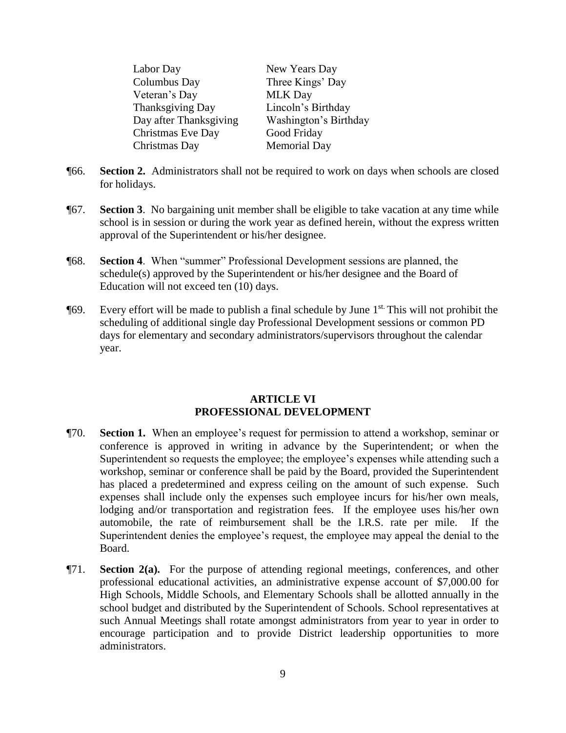| | |
|---|---|
| Labor Day | New Years Day |
| Columbus Day | Three Kings' Day |
| Veteran's Day | MLK Day |
| Thanksgiving Day | Lincoln's Birthday |
| Day after Thanksgiving | Washington's Birthday |
| Christmas Eve Day | Good Friday |
| Christmas Day | Memorial Day |

¶66. **Section 2.** Administrators shall not be required to work on days when schools are closed for holidays.

¶67. **Section 3**. No bargaining unit member shall be eligible to take vacation at any time while school is in session or during the work year as defined herein, without the express written approval of the Superintendent or his/her designee.

¶68. **Section 4**. When "summer" Professional Development sessions are planned, the schedule(s) approved by the Superintendent or his/her designee and the Board of Education will not exceed ten (10) days.

¶69. Every effort will be made to publish a final schedule by June 1st. This will not prohibit the scheduling of additional single day Professional Development sessions or common PD days for elementary and secondary administrators/supervisors throughout the calendar year.

## ARTICLE VI
## PROFESSIONAL DEVELOPMENT

¶70. **Section 1.** When an employee's request for permission to attend a workshop, seminar or conference is approved in writing in advance by the Superintendent; or when the Superintendent so requests the employee; the employee's expenses while attending such a workshop, seminar or conference shall be paid by the Board, provided the Superintendent has placed a predetermined and express ceiling on the amount of such expense. Such expenses shall include only the expenses such employee incurs for his/her own meals, lodging and/or transportation and registration fees. If the employee uses his/her own automobile, the rate of reimbursement shall be the I.R.S. rate per mile. If the Superintendent denies the employee's request, the employee may appeal the denial to the Board.

¶71. **Section 2(a).** For the purpose of attending regional meetings, conferences, and other professional educational activities, an administrative expense account of $7,000.00 for High Schools, Middle Schools, and Elementary Schools shall be allotted annually in the school budget and distributed by the Superintendent of Schools. School representatives at such Annual Meetings shall rotate amongst administrators from year to year in order to encourage participation and to provide District leadership opportunities to more administrators.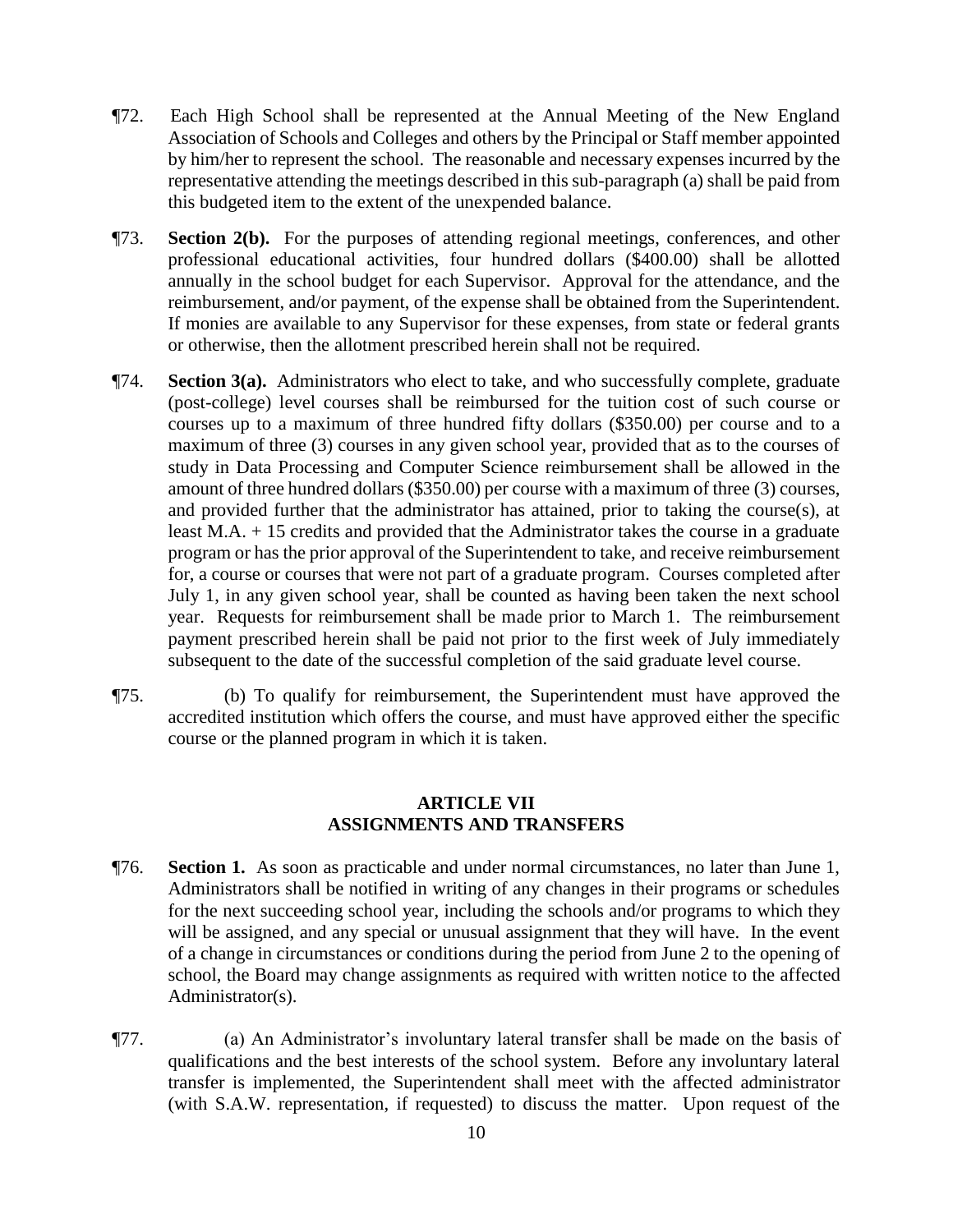¶72. Each High School shall be represented at the Annual Meeting of the New England Association of Schools and Colleges and others by the Principal or Staff member appointed by him/her to represent the school. The reasonable and necessary expenses incurred by the representative attending the meetings described in this sub-paragraph (a) shall be paid from this budgeted item to the extent of the unexpended balance.

¶73. **Section 2(b).** For the purposes of attending regional meetings, conferences, and other professional educational activities, four hundred dollars ($400.00) shall be allotted annually in the school budget for each Supervisor. Approval for the attendance, and the reimbursement, and/or payment, of the expense shall be obtained from the Superintendent. If monies are available to any Supervisor for these expenses, from state or federal grants or otherwise, then the allotment prescribed herein shall not be required.

¶74. **Section 3(a).** Administrators who elect to take, and who successfully complete, graduate (post-college) level courses shall be reimbursed for the tuition cost of such course or courses up to a maximum of three hundred fifty dollars ($350.00) per course and to a maximum of three (3) courses in any given school year, provided that as to the courses of study in Data Processing and Computer Science reimbursement shall be allowed in the amount of three hundred dollars ($350.00) per course with a maximum of three (3) courses, and provided further that the administrator has attained, prior to taking the course(s), at least M.A. + 15 credits and provided that the Administrator takes the course in a graduate program or has the prior approval of the Superintendent to take, and receive reimbursement for, a course or courses that were not part of a graduate program. Courses completed after July 1, in any given school year, shall be counted as having been taken the next school year. Requests for reimbursement shall be made prior to March 1. The reimbursement payment prescribed herein shall be paid not prior to the first week of July immediately subsequent to the date of the successful completion of the said graduate level course.

¶75. (b) To qualify for reimbursement, the Superintendent must have approved the accredited institution which offers the course, and must have approved either the specific course or the planned program in which it is taken.

## ARTICLE VII
## ASSIGNMENTS AND TRANSFERS

¶76. **Section 1.** As soon as practicable and under normal circumstances, no later than June 1, Administrators shall be notified in writing of any changes in their programs or schedules for the next succeeding school year, including the schools and/or programs to which they will be assigned, and any special or unusual assignment that they will have. In the event of a change in circumstances or conditions during the period from June 2 to the opening of school, the Board may change assignments as required with written notice to the affected Administrator(s).

¶77. (a) An Administrator's involuntary lateral transfer shall be made on the basis of qualifications and the best interests of the school system. Before any involuntary lateral transfer is implemented, the Superintendent shall meet with the affected administrator (with S.A.W. representation, if requested) to discuss the matter. Upon request of the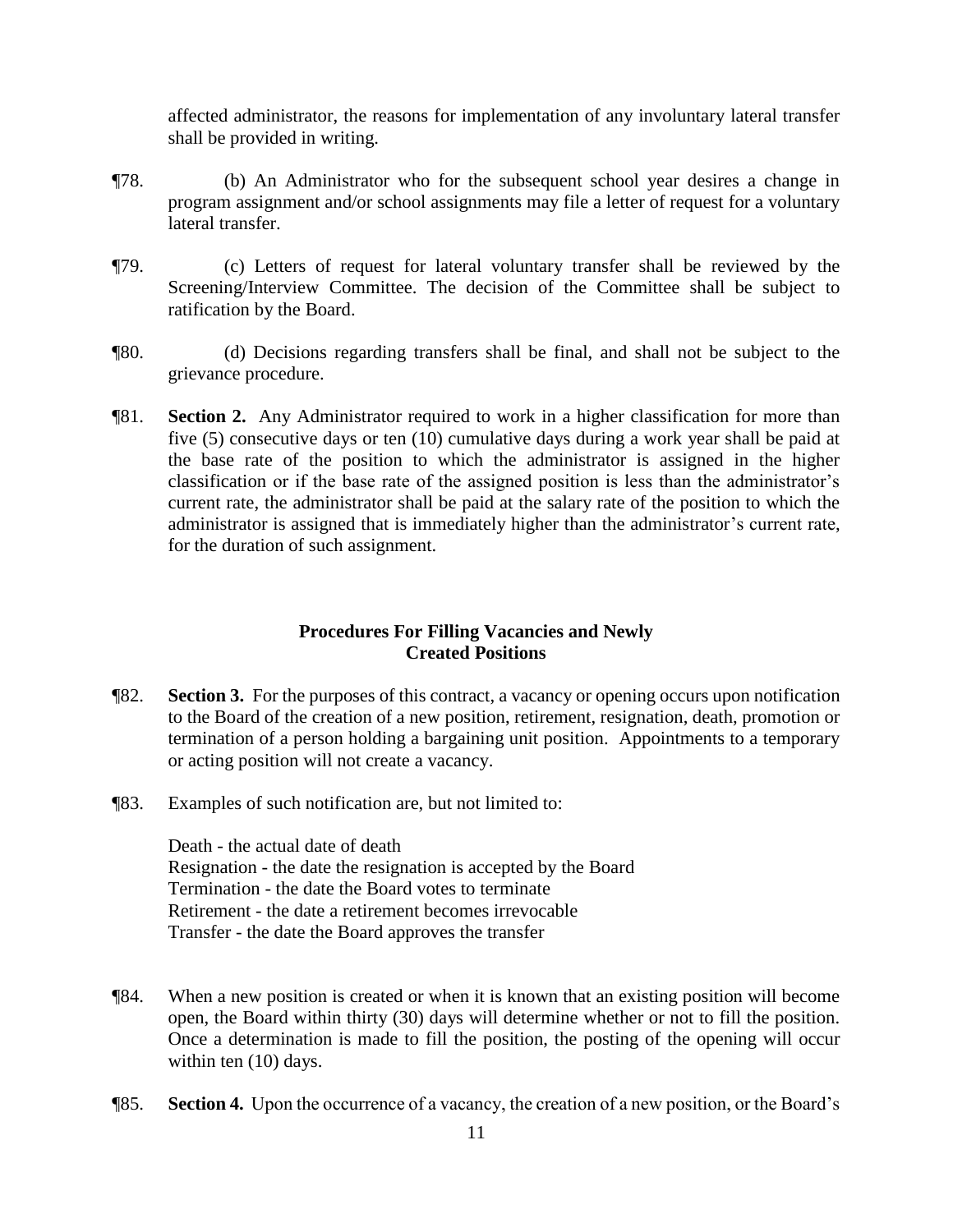affected administrator, the reasons for implementation of any involuntary lateral transfer shall be provided in writing.

¶78. (b) An Administrator who for the subsequent school year desires a change in program assignment and/or school assignments may file a letter of request for a voluntary lateral transfer.

¶79. (c) Letters of request for lateral voluntary transfer shall be reviewed by the Screening/Interview Committee. The decision of the Committee shall be subject to ratification by the Board.

¶80. (d) Decisions regarding transfers shall be final, and shall not be subject to the grievance procedure.

¶81. **Section 2.** Any Administrator required to work in a higher classification for more than five (5) consecutive days or ten (10) cumulative days during a work year shall be paid at the base rate of the position to which the administrator is assigned in the higher classification or if the base rate of the assigned position is less than the administrator's current rate, the administrator shall be paid at the salary rate of the position to which the administrator is assigned that is immediately higher than the administrator's current rate, for the duration of such assignment.

## Procedures For Filling Vacancies and Newly Created Positions

¶82. **Section 3.** For the purposes of this contract, a vacancy or opening occurs upon notification to the Board of the creation of a new position, retirement, resignation, death, promotion or termination of a person holding a bargaining unit position. Appointments to a temporary or acting position will not create a vacancy.

¶83. Examples of such notification are, but not limited to:

Death - the actual date of death
Resignation - the date the resignation is accepted by the Board
Termination - the date the Board votes to terminate
Retirement - the date a retirement becomes irrevocable
Transfer - the date the Board approves the transfer

¶84. When a new position is created or when it is known that an existing position will become open, the Board within thirty (30) days will determine whether or not to fill the position. Once a determination is made to fill the position, the posting of the opening will occur within ten (10) days.

¶85. **Section 4.** Upon the occurrence of a vacancy, the creation of a new position, or the Board's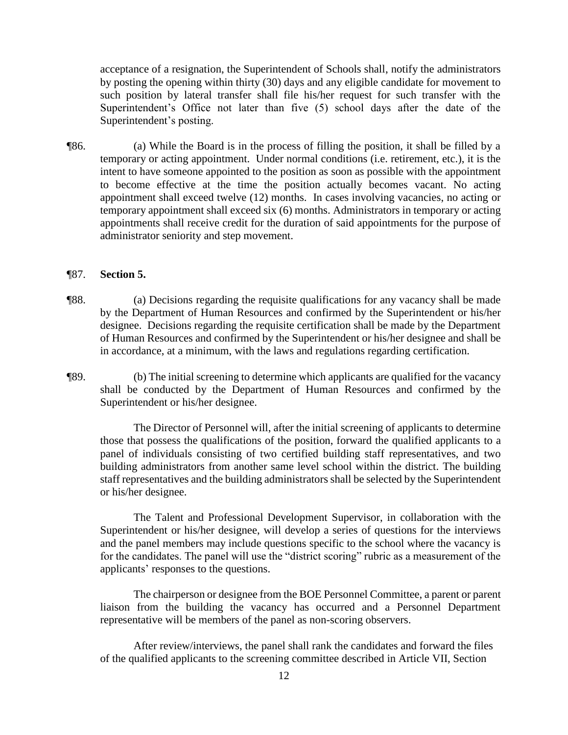acceptance of a resignation, the Superintendent of Schools shall, notify the administrators by posting the opening within thirty (30) days and any eligible candidate for movement to such position by lateral transfer shall file his/her request for such transfer with the Superintendent's Office not later than five (5) school days after the date of the Superintendent's posting.

¶86. (a) While the Board is in the process of filling the position, it shall be filled by a temporary or acting appointment. Under normal conditions (i.e. retirement, etc.), it is the intent to have someone appointed to the position as soon as possible with the appointment to become effective at the time the position actually becomes vacant. No acting appointment shall exceed twelve (12) months. In cases involving vacancies, no acting or temporary appointment shall exceed six (6) months. Administrators in temporary or acting appointments shall receive credit for the duration of said appointments for the purpose of administrator seniority and step movement.

¶87. **Section 5.**

¶88. (a) Decisions regarding the requisite qualifications for any vacancy shall be made by the Department of Human Resources and confirmed by the Superintendent or his/her designee. Decisions regarding the requisite certification shall be made by the Department of Human Resources and confirmed by the Superintendent or his/her designee and shall be in accordance, at a minimum, with the laws and regulations regarding certification.

¶89. (b) The initial screening to determine which applicants are qualified for the vacancy shall be conducted by the Department of Human Resources and confirmed by the Superintendent or his/her designee.

The Director of Personnel will, after the initial screening of applicants to determine those that possess the qualifications of the position, forward the qualified applicants to a panel of individuals consisting of two certified building staff representatives, and two building administrators from another same level school within the district. The building staff representatives and the building administrators shall be selected by the Superintendent or his/her designee.

The Talent and Professional Development Supervisor, in collaboration with the Superintendent or his/her designee, will develop a series of questions for the interviews and the panel members may include questions specific to the school where the vacancy is for the candidates. The panel will use the "district scoring" rubric as a measurement of the applicants' responses to the questions.

The chairperson or designee from the BOE Personnel Committee, a parent or parent liaison from the building the vacancy has occurred and a Personnel Department representative will be members of the panel as non-scoring observers.

After review/interviews, the panel shall rank the candidates and forward the files of the qualified applicants to the screening committee described in Article VII, Section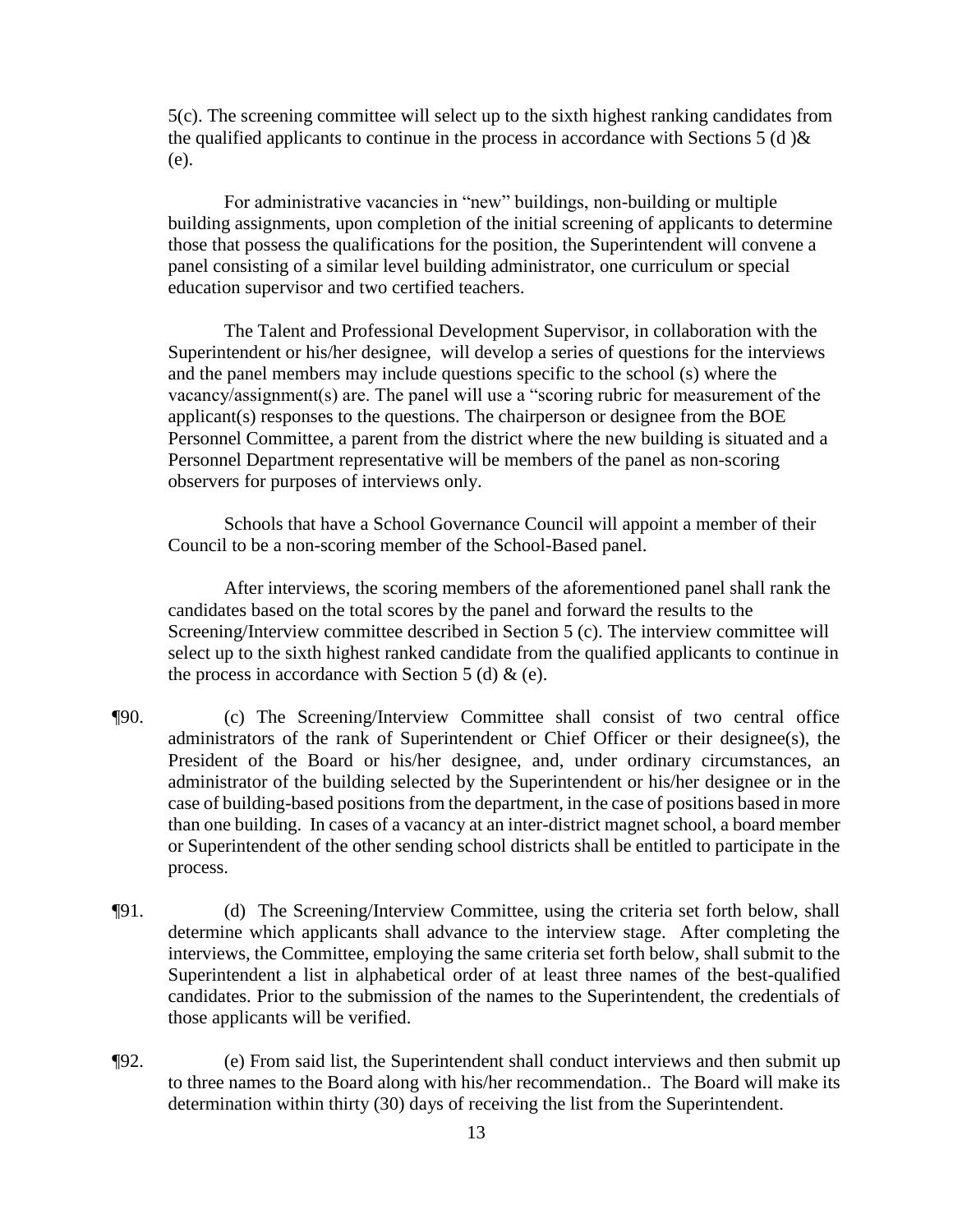5(c). The screening committee will select up to the sixth highest ranking candidates from the qualified applicants to continue in the process in accordance with Sections 5 (d )& (e).

For administrative vacancies in "new" buildings, non-building or multiple building assignments, upon completion of the initial screening of applicants to determine those that possess the qualifications for the position, the Superintendent will convene a panel consisting of a similar level building administrator, one curriculum or special education supervisor and two certified teachers.

The Talent and Professional Development Supervisor, in collaboration with the Superintendent or his/her designee, will develop a series of questions for the interviews and the panel members may include questions specific to the school (s) where the vacancy/assignment(s) are. The panel will use a "scoring rubric for measurement of the applicant(s) responses to the questions. The chairperson or designee from the BOE Personnel Committee, a parent from the district where the new building is situated and a Personnel Department representative will be members of the panel as non-scoring observers for purposes of interviews only.

Schools that have a School Governance Council will appoint a member of their Council to be a non-scoring member of the School-Based panel.

After interviews, the scoring members of the aforementioned panel shall rank the candidates based on the total scores by the panel and forward the results to the Screening/Interview committee described in Section 5 (c). The interview committee will select up to the sixth highest ranked candidate from the qualified applicants to continue in the process in accordance with Section 5 (d) & (e).

¶90. (c) The Screening/Interview Committee shall consist of two central office administrators of the rank of Superintendent or Chief Officer or their designee(s), the President of the Board or his/her designee, and, under ordinary circumstances, an administrator of the building selected by the Superintendent or his/her designee or in the case of building-based positions from the department, in the case of positions based in more than one building. In cases of a vacancy at an inter-district magnet school, a board member or Superintendent of the other sending school districts shall be entitled to participate in the process.

¶91. (d) The Screening/Interview Committee, using the criteria set forth below, shall determine which applicants shall advance to the interview stage. After completing the interviews, the Committee, employing the same criteria set forth below, shall submit to the Superintendent a list in alphabetical order of at least three names of the best-qualified candidates. Prior to the submission of the names to the Superintendent, the credentials of those applicants will be verified.

¶92. (e) From said list, the Superintendent shall conduct interviews and then submit up to three names to the Board along with his/her recommendation.. The Board will make its determination within thirty (30) days of receiving the list from the Superintendent.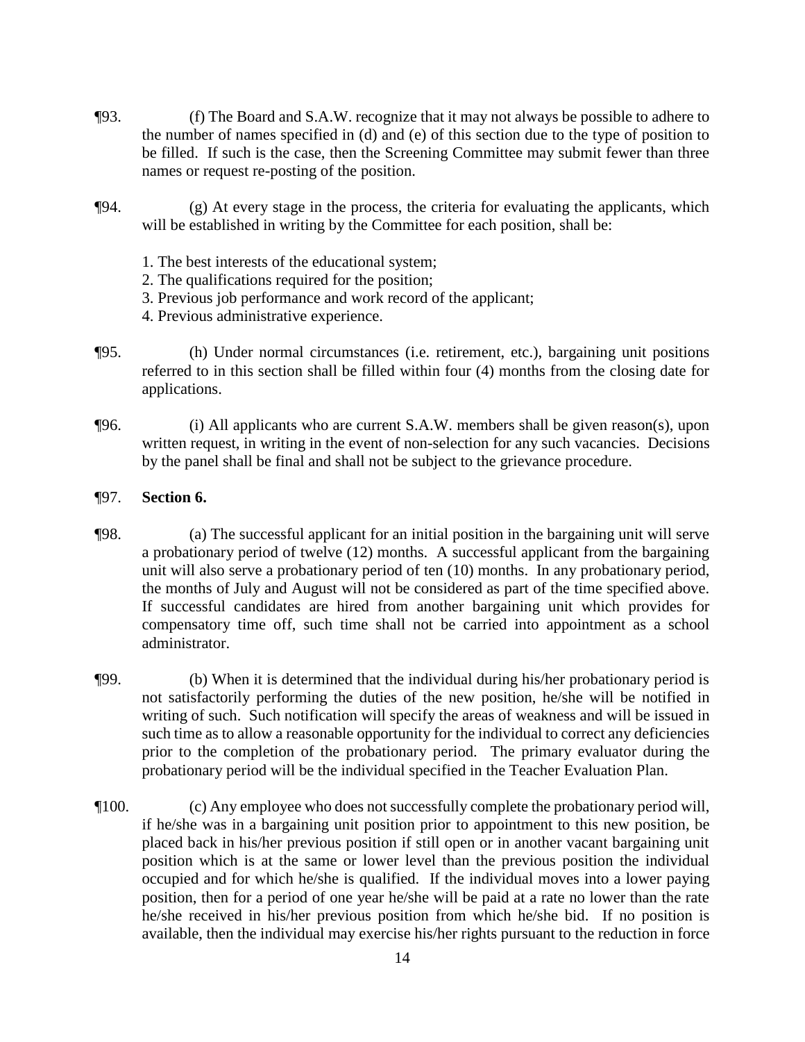¶93. (f) The Board and S.A.W. recognize that it may not always be possible to adhere to the number of names specified in (d) and (e) of this section due to the type of position to be filled. If such is the case, then the Screening Committee may submit fewer than three names or request re-posting of the position.

¶94. (g) At every stage in the process, the criteria for evaluating the applicants, which will be established in writing by the Committee for each position, shall be:

1. The best interests of the educational system;
2. The qualifications required for the position;
3. Previous job performance and work record of the applicant;
4. Previous administrative experience.

¶95. (h) Under normal circumstances (i.e. retirement, etc.), bargaining unit positions referred to in this section shall be filled within four (4) months from the closing date for applications.

¶96. (i) All applicants who are current S.A.W. members shall be given reason(s), upon written request, in writing in the event of non-selection for any such vacancies. Decisions by the panel shall be final and shall not be subject to the grievance procedure.

¶97. **Section 6.**

¶98. (a) The successful applicant for an initial position in the bargaining unit will serve a probationary period of twelve (12) months. A successful applicant from the bargaining unit will also serve a probationary period of ten (10) months. In any probationary period, the months of July and August will not be considered as part of the time specified above. If successful candidates are hired from another bargaining unit which provides for compensatory time off, such time shall not be carried into appointment as a school administrator.

¶99. (b) When it is determined that the individual during his/her probationary period is not satisfactorily performing the duties of the new position, he/she will be notified in writing of such. Such notification will specify the areas of weakness and will be issued in such time as to allow a reasonable opportunity for the individual to correct any deficiencies prior to the completion of the probationary period. The primary evaluator during the probationary period will be the individual specified in the Teacher Evaluation Plan.

¶100. (c) Any employee who does not successfully complete the probationary period will, if he/she was in a bargaining unit position prior to appointment to this new position, be placed back in his/her previous position if still open or in another vacant bargaining unit position which is at the same or lower level than the previous position the individual occupied and for which he/she is qualified. If the individual moves into a lower paying position, then for a period of one year he/she will be paid at a rate no lower than the rate he/she received in his/her previous position from which he/she bid. If no position is available, then the individual may exercise his/her rights pursuant to the reduction in force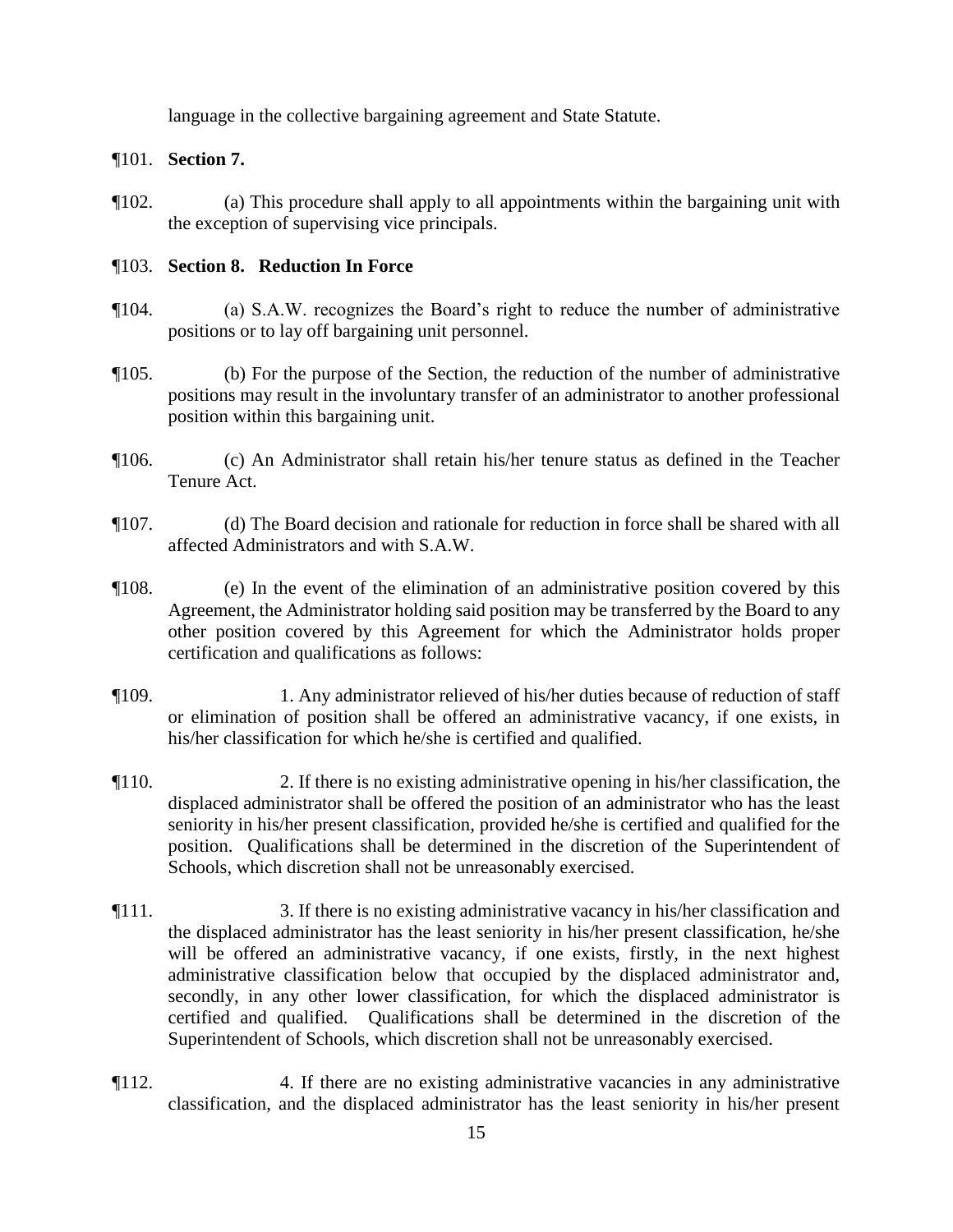language in the collective bargaining agreement and State Statute.

¶101. **Section 7.**

¶102. (a) This procedure shall apply to all appointments within the bargaining unit with the exception of supervising vice principals.

¶103. **Section 8. Reduction In Force**

¶104. (a) S.A.W. recognizes the Board's right to reduce the number of administrative positions or to lay off bargaining unit personnel.

¶105. (b) For the purpose of the Section, the reduction of the number of administrative positions may result in the involuntary transfer of an administrator to another professional position within this bargaining unit.

¶106. (c) An Administrator shall retain his/her tenure status as defined in the Teacher Tenure Act.

¶107. (d) The Board decision and rationale for reduction in force shall be shared with all affected Administrators and with S.A.W.

¶108. (e) In the event of the elimination of an administrative position covered by this Agreement, the Administrator holding said position may be transferred by the Board to any other position covered by this Agreement for which the Administrator holds proper certification and qualifications as follows:

¶109. 1. Any administrator relieved of his/her duties because of reduction of staff or elimination of position shall be offered an administrative vacancy, if one exists, in his/her classification for which he/she is certified and qualified.

¶110. 2. If there is no existing administrative opening in his/her classification, the displaced administrator shall be offered the position of an administrator who has the least seniority in his/her present classification, provided he/she is certified and qualified for the position. Qualifications shall be determined in the discretion of the Superintendent of Schools, which discretion shall not be unreasonably exercised.

¶111. 3. If there is no existing administrative vacancy in his/her classification and the displaced administrator has the least seniority in his/her present classification, he/she will be offered an administrative vacancy, if one exists, firstly, in the next highest administrative classification below that occupied by the displaced administrator and, secondly, in any other lower classification, for which the displaced administrator is certified and qualified. Qualifications shall be determined in the discretion of the Superintendent of Schools, which discretion shall not be unreasonably exercised.

¶112. 4. If there are no existing administrative vacancies in any administrative classification, and the displaced administrator has the least seniority in his/her present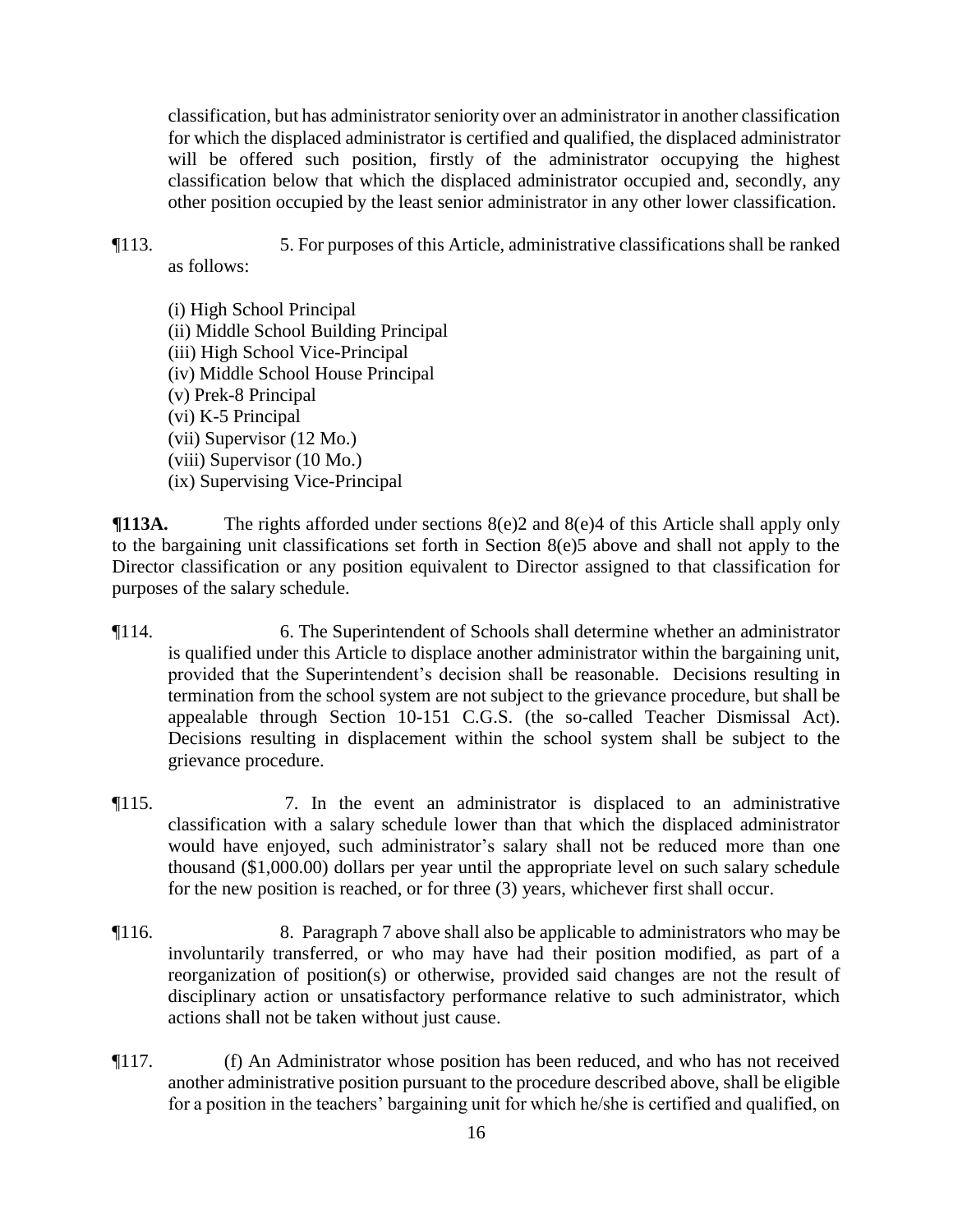classification, but has administrator seniority over an administrator in another classification for which the displaced administrator is certified and qualified, the displaced administrator will be offered such position, firstly of the administrator occupying the highest classification below that which the displaced administrator occupied and, secondly, any other position occupied by the least senior administrator in any other lower classification.

¶113. 5. For purposes of this Article, administrative classifications shall be ranked as follows:

(i) High School Principal
(ii) Middle School Building Principal
(iii) High School Vice-Principal
(iv) Middle School House Principal
(v) Prek-8 Principal
(vi) K-5 Principal
(vii) Supervisor (12 Mo.)
(viii) Supervisor (10 Mo.)
(ix) Supervising Vice-Principal

**¶113A.** The rights afforded under sections 8(e)2 and 8(e)4 of this Article shall apply only to the bargaining unit classifications set forth in Section 8(e)5 above and shall not apply to the Director classification or any position equivalent to Director assigned to that classification for purposes of the salary schedule.

¶114. 6. The Superintendent of Schools shall determine whether an administrator is qualified under this Article to displace another administrator within the bargaining unit, provided that the Superintendent's decision shall be reasonable. Decisions resulting in termination from the school system are not subject to the grievance procedure, but shall be appealable through Section 10-151 C.G.S. (the so-called Teacher Dismissal Act). Decisions resulting in displacement within the school system shall be subject to the grievance procedure.

¶115. 7. In the event an administrator is displaced to an administrative classification with a salary schedule lower than that which the displaced administrator would have enjoyed, such administrator's salary shall not be reduced more than one thousand ($1,000.00) dollars per year until the appropriate level on such salary schedule for the new position is reached, or for three (3) years, whichever first shall occur.

¶116. 8. Paragraph 7 above shall also be applicable to administrators who may be involuntarily transferred, or who may have had their position modified, as part of a reorganization of position(s) or otherwise, provided said changes are not the result of disciplinary action or unsatisfactory performance relative to such administrator, which actions shall not be taken without just cause.

¶117. (f) An Administrator whose position has been reduced, and who has not received another administrative position pursuant to the procedure described above, shall be eligible for a position in the teachers' bargaining unit for which he/she is certified and qualified, on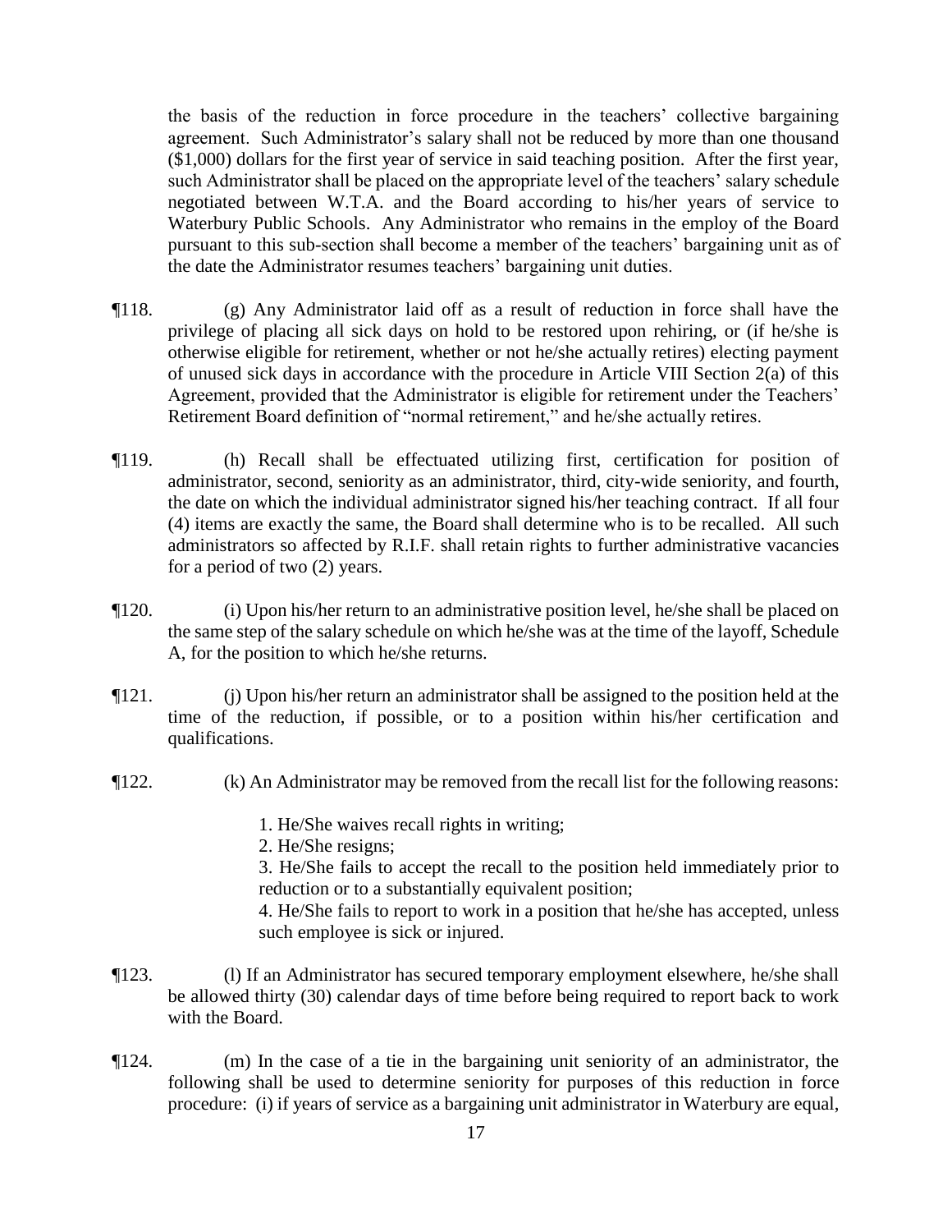the basis of the reduction in force procedure in the teachers' collective bargaining agreement. Such Administrator's salary shall not be reduced by more than one thousand ($1,000) dollars for the first year of service in said teaching position. After the first year, such Administrator shall be placed on the appropriate level of the teachers' salary schedule negotiated between W.T.A. and the Board according to his/her years of service to Waterbury Public Schools. Any Administrator who remains in the employ of the Board pursuant to this sub-section shall become a member of the teachers' bargaining unit as of the date the Administrator resumes teachers' bargaining unit duties.

¶118. (g) Any Administrator laid off as a result of reduction in force shall have the privilege of placing all sick days on hold to be restored upon rehiring, or (if he/she is otherwise eligible for retirement, whether or not he/she actually retires) electing payment of unused sick days in accordance with the procedure in Article VIII Section 2(a) of this Agreement, provided that the Administrator is eligible for retirement under the Teachers' Retirement Board definition of "normal retirement," and he/she actually retires.

¶119. (h) Recall shall be effectuated utilizing first, certification for position of administrator, second, seniority as an administrator, third, city-wide seniority, and fourth, the date on which the individual administrator signed his/her teaching contract. If all four (4) items are exactly the same, the Board shall determine who is to be recalled. All such administrators so affected by R.I.F. shall retain rights to further administrative vacancies for a period of two (2) years.

¶120. (i) Upon his/her return to an administrative position level, he/she shall be placed on the same step of the salary schedule on which he/she was at the time of the layoff, Schedule A, for the position to which he/she returns.

¶121. (j) Upon his/her return an administrator shall be assigned to the position held at the time of the reduction, if possible, or to a position within his/her certification and qualifications.

¶122. (k) An Administrator may be removed from the recall list for the following reasons:

1. He/She waives recall rights in writing;
2. He/She resigns;
3. He/She fails to accept the recall to the position held immediately prior to reduction or to a substantially equivalent position;
4. He/She fails to report to work in a position that he/she has accepted, unless such employee is sick or injured.

¶123. (l) If an Administrator has secured temporary employment elsewhere, he/she shall be allowed thirty (30) calendar days of time before being required to report back to work with the Board.

¶124. (m) In the case of a tie in the bargaining unit seniority of an administrator, the following shall be used to determine seniority for purposes of this reduction in force procedure: (i) if years of service as a bargaining unit administrator in Waterbury are equal,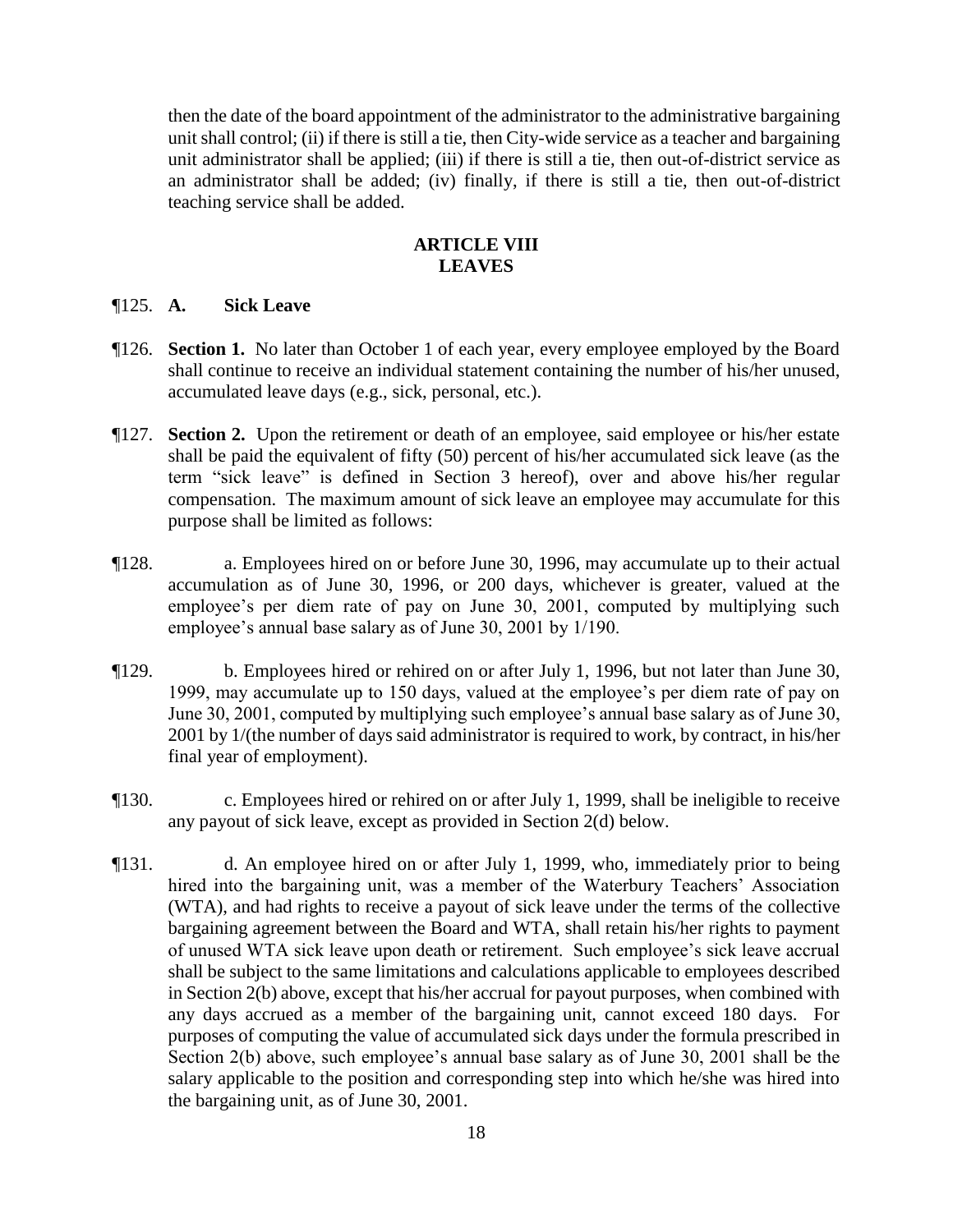then the date of the board appointment of the administrator to the administrative bargaining unit shall control; (ii) if there is still a tie, then City-wide service as a teacher and bargaining unit administrator shall be applied; (iii) if there is still a tie, then out-of-district service as an administrator shall be added; (iv) finally, if there is still a tie, then out-of-district teaching service shall be added.

## ARTICLE VIII
## LEAVES

¶125. **A. Sick Leave**

¶126. **Section 1.** No later than October 1 of each year, every employee employed by the Board shall continue to receive an individual statement containing the number of his/her unused, accumulated leave days (e.g., sick, personal, etc.).

¶127. **Section 2.** Upon the retirement or death of an employee, said employee or his/her estate shall be paid the equivalent of fifty (50) percent of his/her accumulated sick leave (as the term "sick leave" is defined in Section 3 hereof), over and above his/her regular compensation. The maximum amount of sick leave an employee may accumulate for this purpose shall be limited as follows:

¶128. a. Employees hired on or before June 30, 1996, may accumulate up to their actual accumulation as of June 30, 1996, or 200 days, whichever is greater, valued at the employee's per diem rate of pay on June 30, 2001, computed by multiplying such employee's annual base salary as of June 30, 2001 by 1/190.

¶129. b. Employees hired or rehired on or after July 1, 1996, but not later than June 30, 1999, may accumulate up to 150 days, valued at the employee's per diem rate of pay on June 30, 2001, computed by multiplying such employee's annual base salary as of June 30, 2001 by 1/(the number of days said administrator is required to work, by contract, in his/her final year of employment).

¶130. c. Employees hired or rehired on or after July 1, 1999, shall be ineligible to receive any payout of sick leave, except as provided in Section 2(d) below.

¶131. d. An employee hired on or after July 1, 1999, who, immediately prior to being hired into the bargaining unit, was a member of the Waterbury Teachers' Association (WTA), and had rights to receive a payout of sick leave under the terms of the collective bargaining agreement between the Board and WTA, shall retain his/her rights to payment of unused WTA sick leave upon death or retirement. Such employee's sick leave accrual shall be subject to the same limitations and calculations applicable to employees described in Section 2(b) above, except that his/her accrual for payout purposes, when combined with any days accrued as a member of the bargaining unit, cannot exceed 180 days. For purposes of computing the value of accumulated sick days under the formula prescribed in Section 2(b) above, such employee's annual base salary as of June 30, 2001 shall be the salary applicable to the position and corresponding step into which he/she was hired into the bargaining unit, as of June 30, 2001.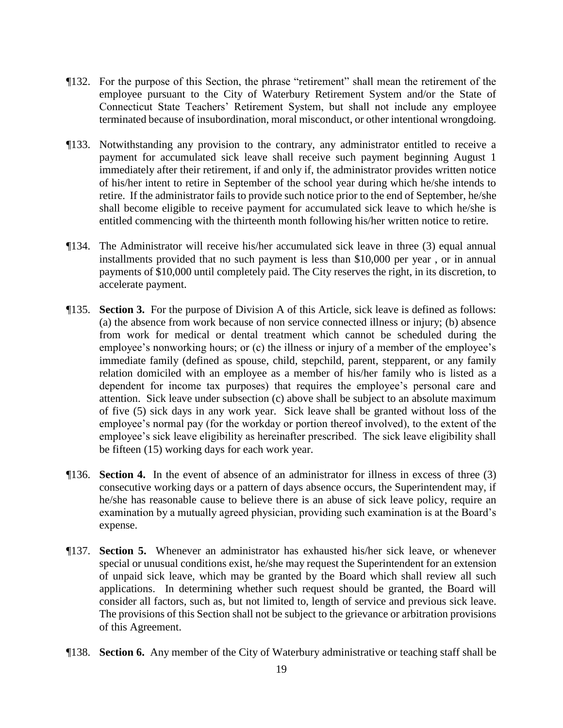¶132. For the purpose of this Section, the phrase "retirement" shall mean the retirement of the employee pursuant to the City of Waterbury Retirement System and/or the State of Connecticut State Teachers' Retirement System, but shall not include any employee terminated because of insubordination, moral misconduct, or other intentional wrongdoing.

¶133. Notwithstanding any provision to the contrary, any administrator entitled to receive a payment for accumulated sick leave shall receive such payment beginning August 1 immediately after their retirement, if and only if, the administrator provides written notice of his/her intent to retire in September of the school year during which he/she intends to retire. If the administrator fails to provide such notice prior to the end of September, he/she shall become eligible to receive payment for accumulated sick leave to which he/she is entitled commencing with the thirteenth month following his/her written notice to retire.

¶134. The Administrator will receive his/her accumulated sick leave in three (3) equal annual installments provided that no such payment is less than $10,000 per year , or in annual payments of $10,000 until completely paid. The City reserves the right, in its discretion, to accelerate payment.

¶135. **Section 3.** For the purpose of Division A of this Article, sick leave is defined as follows: (a) the absence from work because of non service connected illness or injury; (b) absence from work for medical or dental treatment which cannot be scheduled during the employee's nonworking hours; or (c) the illness or injury of a member of the employee's immediate family (defined as spouse, child, stepchild, parent, stepparent, or any family relation domiciled with an employee as a member of his/her family who is listed as a dependent for income tax purposes) that requires the employee's personal care and attention. Sick leave under subsection (c) above shall be subject to an absolute maximum of five (5) sick days in any work year. Sick leave shall be granted without loss of the employee's normal pay (for the workday or portion thereof involved), to the extent of the employee's sick leave eligibility as hereinafter prescribed. The sick leave eligibility shall be fifteen (15) working days for each work year.

¶136. **Section 4.** In the event of absence of an administrator for illness in excess of three (3) consecutive working days or a pattern of days absence occurs, the Superintendent may, if he/she has reasonable cause to believe there is an abuse of sick leave policy, require an examination by a mutually agreed physician, providing such examination is at the Board's expense.

¶137. **Section 5.** Whenever an administrator has exhausted his/her sick leave, or whenever special or unusual conditions exist, he/she may request the Superintendent for an extension of unpaid sick leave, which may be granted by the Board which shall review all such applications. In determining whether such request should be granted, the Board will consider all factors, such as, but not limited to, length of service and previous sick leave. The provisions of this Section shall not be subject to the grievance or arbitration provisions of this Agreement.

¶138. **Section 6.** Any member of the City of Waterbury administrative or teaching staff shall be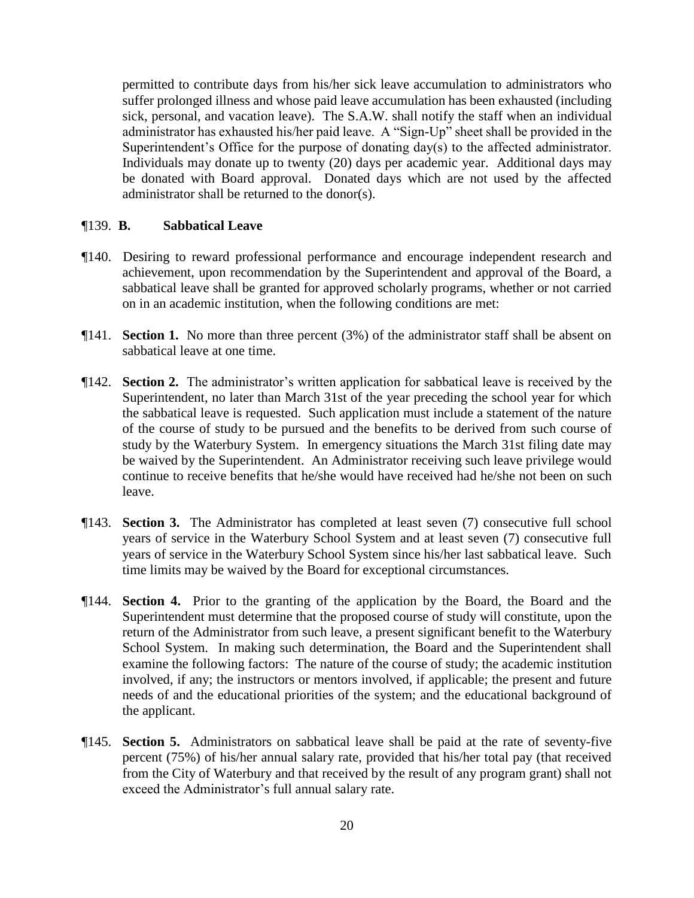permitted to contribute days from his/her sick leave accumulation to administrators who suffer prolonged illness and whose paid leave accumulation has been exhausted (including sick, personal, and vacation leave). The S.A.W. shall notify the staff when an individual administrator has exhausted his/her paid leave. A "Sign-Up" sheet shall be provided in the Superintendent's Office for the purpose of donating day(s) to the affected administrator. Individuals may donate up to twenty (20) days per academic year. Additional days may be donated with Board approval. Donated days which are not used by the affected administrator shall be returned to the donor(s).

¶139. **B. Sabbatical Leave**

¶140. Desiring to reward professional performance and encourage independent research and achievement, upon recommendation by the Superintendent and approval of the Board, a sabbatical leave shall be granted for approved scholarly programs, whether or not carried on in an academic institution, when the following conditions are met:

¶141. **Section 1.** No more than three percent (3%) of the administrator staff shall be absent on sabbatical leave at one time.

¶142. **Section 2.** The administrator's written application for sabbatical leave is received by the Superintendent, no later than March 31st of the year preceding the school year for which the sabbatical leave is requested. Such application must include a statement of the nature of the course of study to be pursued and the benefits to be derived from such course of study by the Waterbury System. In emergency situations the March 31st filing date may be waived by the Superintendent. An Administrator receiving such leave privilege would continue to receive benefits that he/she would have received had he/she not been on such leave.

¶143. **Section 3.** The Administrator has completed at least seven (7) consecutive full school years of service in the Waterbury School System and at least seven (7) consecutive full years of service in the Waterbury School System since his/her last sabbatical leave. Such time limits may be waived by the Board for exceptional circumstances.

¶144. **Section 4.** Prior to the granting of the application by the Board, the Board and the Superintendent must determine that the proposed course of study will constitute, upon the return of the Administrator from such leave, a present significant benefit to the Waterbury School System. In making such determination, the Board and the Superintendent shall examine the following factors: The nature of the course of study; the academic institution involved, if any; the instructors or mentors involved, if applicable; the present and future needs of and the educational priorities of the system; and the educational background of the applicant.

¶145. **Section 5.** Administrators on sabbatical leave shall be paid at the rate of seventy-five percent (75%) of his/her annual salary rate, provided that his/her total pay (that received from the City of Waterbury and that received by the result of any program grant) shall not exceed the Administrator's full annual salary rate.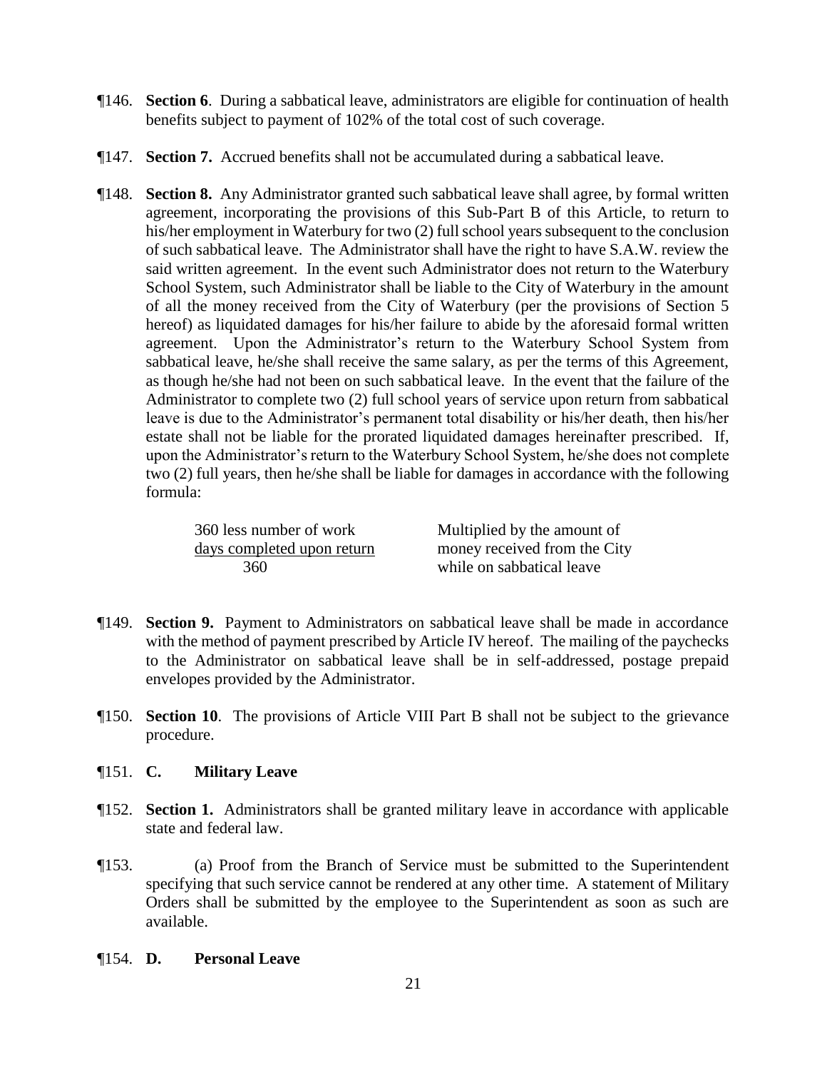¶146. **Section 6**. During a sabbatical leave, administrators are eligible for continuation of health benefits subject to payment of 102% of the total cost of such coverage.

¶147. **Section 7.** Accrued benefits shall not be accumulated during a sabbatical leave.

¶148. **Section 8.** Any Administrator granted such sabbatical leave shall agree, by formal written agreement, incorporating the provisions of this Sub-Part B of this Article, to return to his/her employment in Waterbury for two (2) full school years subsequent to the conclusion of such sabbatical leave. The Administrator shall have the right to have S.A.W. review the said written agreement. In the event such Administrator does not return to the Waterbury School System, such Administrator shall be liable to the City of Waterbury in the amount of all the money received from the City of Waterbury (per the provisions of Section 5 hereof) as liquidated damages for his/her failure to abide by the aforesaid formal written agreement. Upon the Administrator's return to the Waterbury School System from sabbatical leave, he/she shall receive the same salary, as per the terms of this Agreement, as though he/she had not been on such sabbatical leave. In the event that the failure of the Administrator to complete two (2) full school years of service upon return from sabbatical leave is due to the Administrator's permanent total disability or his/her death, then his/her estate shall not be liable for the prorated liquidated damages hereinafter prescribed. If, upon the Administrator's return to the Waterbury School System, he/she does not complete two (2) full years, then he/she shall be liable for damages in accordance with the following formula:

$$\frac{360 \text{ less number of work days completed upon return}}{360} \times \text{amount of money received from the City while on sabbatical leave}$$

(360 less number of work days completed upon return, divided by 360; multiplied by the amount of money received from the City while on sabbatical leave)

¶149. **Section 9.** Payment to Administrators on sabbatical leave shall be made in accordance with the method of payment prescribed by Article IV hereof. The mailing of the paychecks to the Administrator on sabbatical leave shall be in self-addressed, postage prepaid envelopes provided by the Administrator.

¶150. **Section 10**. The provisions of Article VIII Part B shall not be subject to the grievance procedure.

¶151. **C. Military Leave**

¶152. **Section 1.** Administrators shall be granted military leave in accordance with applicable state and federal law.

¶153. (a) Proof from the Branch of Service must be submitted to the Superintendent specifying that such service cannot be rendered at any other time. A statement of Military Orders shall be submitted by the employee to the Superintendent as soon as such are available.

¶154. **D. Personal Leave**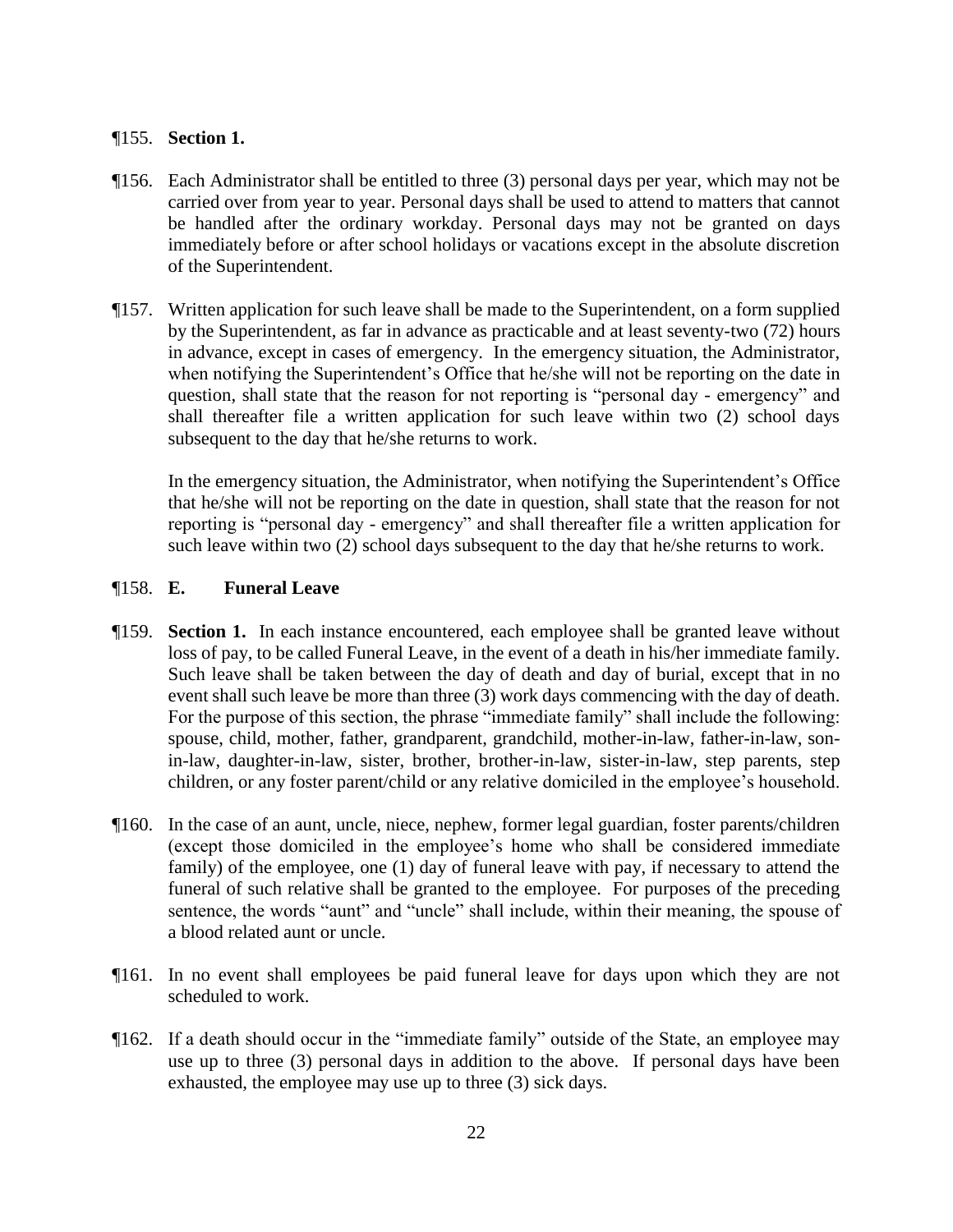¶155. **Section 1.**

¶156. Each Administrator shall be entitled to three (3) personal days per year, which may not be carried over from year to year. Personal days shall be used to attend to matters that cannot be handled after the ordinary workday. Personal days may not be granted on days immediately before or after school holidays or vacations except in the absolute discretion of the Superintendent.

¶157. Written application for such leave shall be made to the Superintendent, on a form supplied by the Superintendent, as far in advance as practicable and at least seventy-two (72) hours in advance, except in cases of emergency. In the emergency situation, the Administrator, when notifying the Superintendent's Office that he/she will not be reporting on the date in question, shall state that the reason for not reporting is "personal day - emergency" and shall thereafter file a written application for such leave within two (2) school days subsequent to the day that he/she returns to work.

In the emergency situation, the Administrator, when notifying the Superintendent's Office that he/she will not be reporting on the date in question, shall state that the reason for not reporting is "personal day - emergency" and shall thereafter file a written application for such leave within two (2) school days subsequent to the day that he/she returns to work.

¶158. **E. Funeral Leave**

¶159. **Section 1.** In each instance encountered, each employee shall be granted leave without loss of pay, to be called Funeral Leave, in the event of a death in his/her immediate family. Such leave shall be taken between the day of death and day of burial, except that in no event shall such leave be more than three (3) work days commencing with the day of death. For the purpose of this section, the phrase "immediate family" shall include the following: spouse, child, mother, father, grandparent, grandchild, mother-in-law, father-in-law, son-in-law, daughter-in-law, sister, brother, brother-in-law, sister-in-law, step parents, step children, or any foster parent/child or any relative domiciled in the employee's household.

¶160. In the case of an aunt, uncle, niece, nephew, former legal guardian, foster parents/children (except those domiciled in the employee's home who shall be considered immediate family) of the employee, one (1) day of funeral leave with pay, if necessary to attend the funeral of such relative shall be granted to the employee. For purposes of the preceding sentence, the words "aunt" and "uncle" shall include, within their meaning, the spouse of a blood related aunt or uncle.

¶161. In no event shall employees be paid funeral leave for days upon which they are not scheduled to work.

¶162. If a death should occur in the "immediate family" outside of the State, an employee may use up to three (3) personal days in addition to the above. If personal days have been exhausted, the employee may use up to three (3) sick days.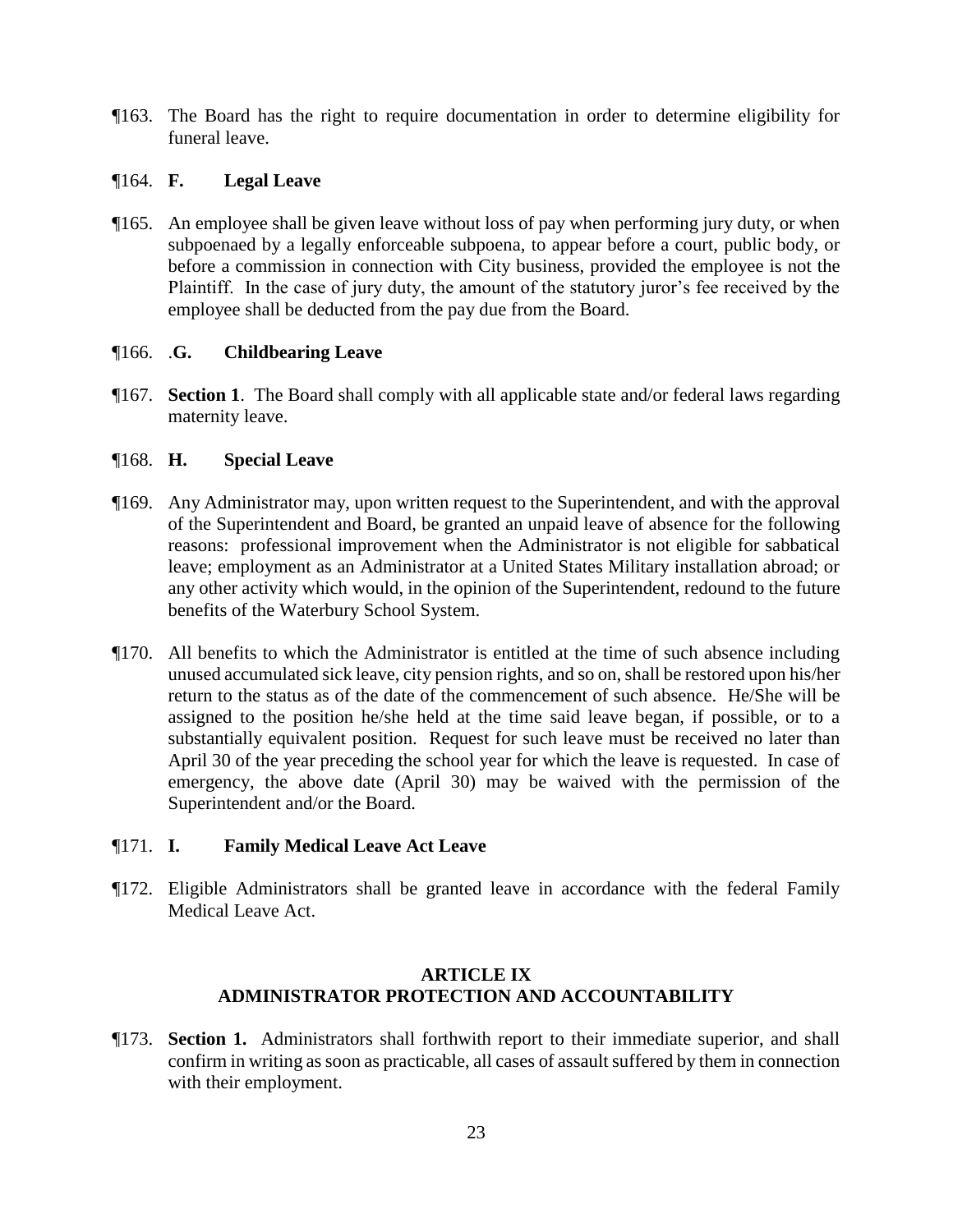¶163. The Board has the right to require documentation in order to determine eligibility for funeral leave.

¶164. **F. Legal Leave**

¶165. An employee shall be given leave without loss of pay when performing jury duty, or when subpoenaed by a legally enforceable subpoena, to appear before a court, public body, or before a commission in connection with City business, provided the employee is not the Plaintiff. In the case of jury duty, the amount of the statutory juror's fee received by the employee shall be deducted from the pay due from the Board.

¶166. .**G. Childbearing Leave**

¶167. **Section 1**. The Board shall comply with all applicable state and/or federal laws regarding maternity leave.

¶168. **H. Special Leave**

¶169. Any Administrator may, upon written request to the Superintendent, and with the approval of the Superintendent and Board, be granted an unpaid leave of absence for the following reasons: professional improvement when the Administrator is not eligible for sabbatical leave; employment as an Administrator at a United States Military installation abroad; or any other activity which would, in the opinion of the Superintendent, redound to the future benefits of the Waterbury School System.

¶170. All benefits to which the Administrator is entitled at the time of such absence including unused accumulated sick leave, city pension rights, and so on, shall be restored upon his/her return to the status as of the date of the commencement of such absence. He/She will be assigned to the position he/she held at the time said leave began, if possible, or to a substantially equivalent position. Request for such leave must be received no later than April 30 of the year preceding the school year for which the leave is requested. In case of emergency, the above date (April 30) may be waived with the permission of the Superintendent and/or the Board.

¶171. **I. Family Medical Leave Act Leave**

¶172. Eligible Administrators shall be granted leave in accordance with the federal Family Medical Leave Act.

## ARTICLE IX
## ADMINISTRATOR PROTECTION AND ACCOUNTABILITY

¶173. **Section 1.** Administrators shall forthwith report to their immediate superior, and shall confirm in writing as soon as practicable, all cases of assault suffered by them in connection with their employment.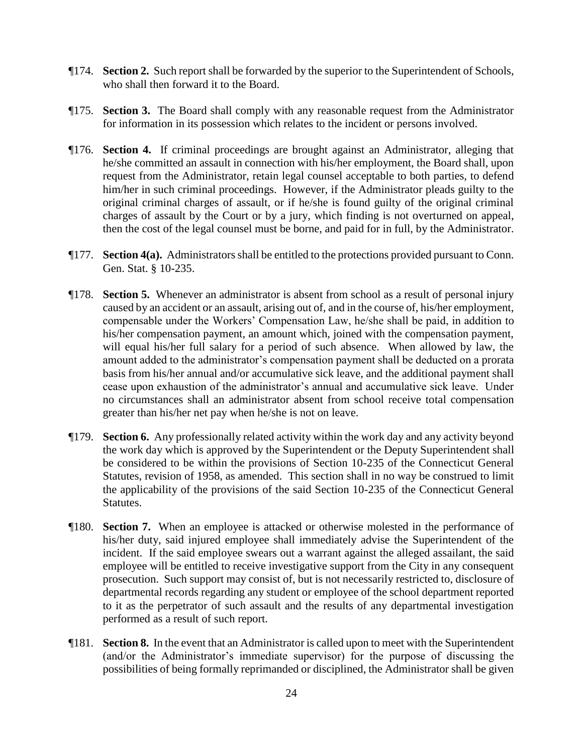¶174. **Section 2.** Such report shall be forwarded by the superior to the Superintendent of Schools, who shall then forward it to the Board.

¶175. **Section 3.** The Board shall comply with any reasonable request from the Administrator for information in its possession which relates to the incident or persons involved.

¶176. **Section 4.** If criminal proceedings are brought against an Administrator, alleging that he/she committed an assault in connection with his/her employment, the Board shall, upon request from the Administrator, retain legal counsel acceptable to both parties, to defend him/her in such criminal proceedings. However, if the Administrator pleads guilty to the original criminal charges of assault, or if he/she is found guilty of the original criminal charges of assault by the Court or by a jury, which finding is not overturned on appeal, then the cost of the legal counsel must be borne, and paid for in full, by the Administrator.

¶177. **Section 4(a).** Administrators shall be entitled to the protections provided pursuant to Conn. Gen. Stat. § 10-235.

¶178. **Section 5.** Whenever an administrator is absent from school as a result of personal injury caused by an accident or an assault, arising out of, and in the course of, his/her employment, compensable under the Workers' Compensation Law, he/she shall be paid, in addition to his/her compensation payment, an amount which, joined with the compensation payment, will equal his/her full salary for a period of such absence. When allowed by law, the amount added to the administrator's compensation payment shall be deducted on a prorata basis from his/her annual and/or accumulative sick leave, and the additional payment shall cease upon exhaustion of the administrator's annual and accumulative sick leave. Under no circumstances shall an administrator absent from school receive total compensation greater than his/her net pay when he/she is not on leave.

¶179. **Section 6.** Any professionally related activity within the work day and any activity beyond the work day which is approved by the Superintendent or the Deputy Superintendent shall be considered to be within the provisions of Section 10-235 of the Connecticut General Statutes, revision of 1958, as amended. This section shall in no way be construed to limit the applicability of the provisions of the said Section 10-235 of the Connecticut General Statutes.

¶180. **Section 7.** When an employee is attacked or otherwise molested in the performance of his/her duty, said injured employee shall immediately advise the Superintendent of the incident. If the said employee swears out a warrant against the alleged assailant, the said employee will be entitled to receive investigative support from the City in any consequent prosecution. Such support may consist of, but is not necessarily restricted to, disclosure of departmental records regarding any student or employee of the school department reported to it as the perpetrator of such assault and the results of any departmental investigation performed as a result of such report.

¶181. **Section 8.** In the event that an Administrator is called upon to meet with the Superintendent (and/or the Administrator's immediate supervisor) for the purpose of discussing the possibilities of being formally reprimanded or disciplined, the Administrator shall be given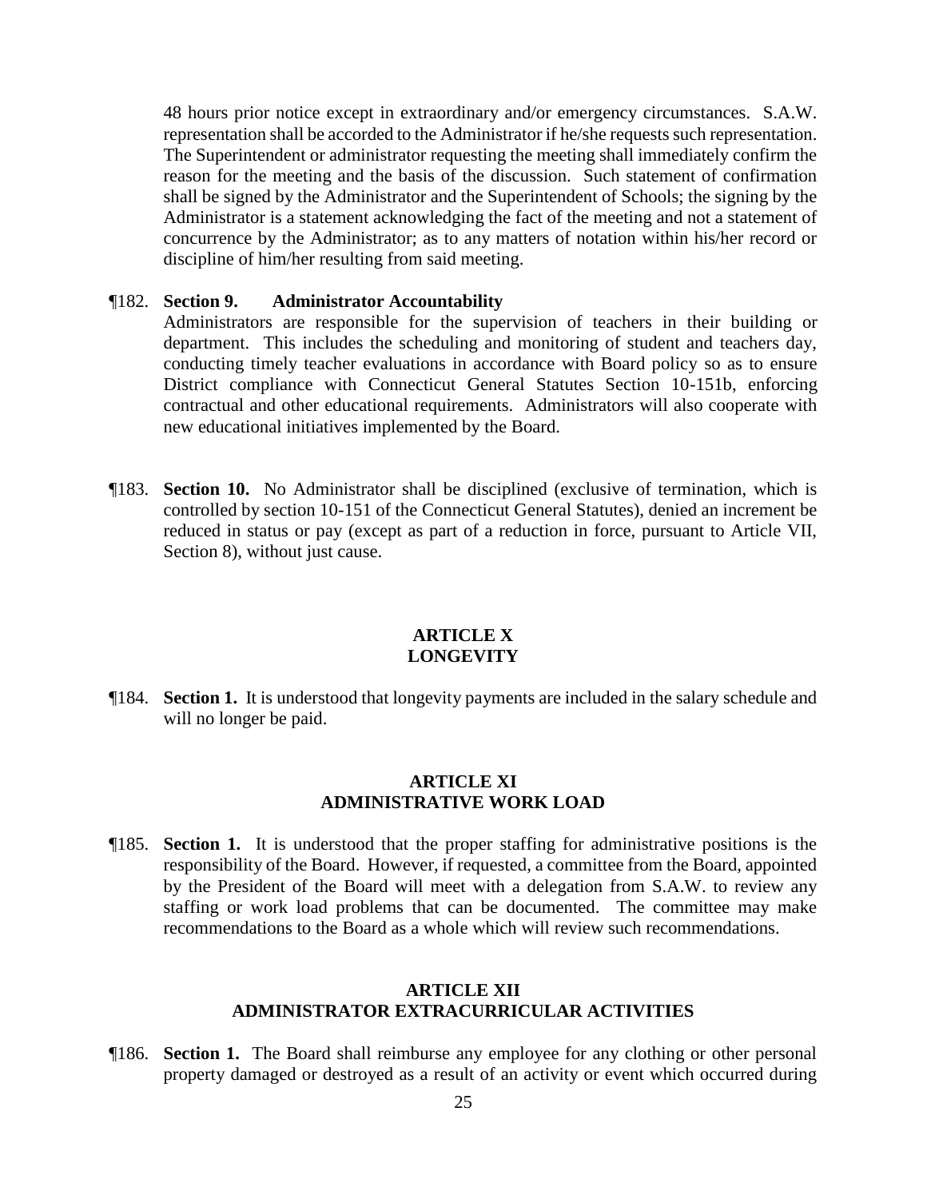48 hours prior notice except in extraordinary and/or emergency circumstances. S.A.W. representation shall be accorded to the Administrator if he/she requests such representation. The Superintendent or administrator requesting the meeting shall immediately confirm the reason for the meeting and the basis of the discussion. Such statement of confirmation shall be signed by the Administrator and the Superintendent of Schools; the signing by the Administrator is a statement acknowledging the fact of the meeting and not a statement of concurrence by the Administrator; as to any matters of notation within his/her record or discipline of him/her resulting from said meeting.

¶182. **Section 9. Administrator Accountability**
Administrators are responsible for the supervision of teachers in their building or department. This includes the scheduling and monitoring of student and teachers day, conducting timely teacher evaluations in accordance with Board policy so as to ensure District compliance with Connecticut General Statutes Section 10-151b, enforcing contractual and other educational requirements. Administrators will also cooperate with new educational initiatives implemented by the Board.

¶183. **Section 10.** No Administrator shall be disciplined (exclusive of termination, which is controlled by section 10-151 of the Connecticut General Statutes), denied an increment be reduced in status or pay (except as part of a reduction in force, pursuant to Article VII, Section 8), without just cause.

## ARTICLE X
## LONGEVITY

¶184. **Section 1.** It is understood that longevity payments are included in the salary schedule and will no longer be paid.

## ARTICLE XI
## ADMINISTRATIVE WORK LOAD

¶185. **Section 1.** It is understood that the proper staffing for administrative positions is the responsibility of the Board. However, if requested, a committee from the Board, appointed by the President of the Board will meet with a delegation from S.A.W. to review any staffing or work load problems that can be documented. The committee may make recommendations to the Board as a whole which will review such recommendations.

## ARTICLE XII
## ADMINISTRATOR EXTRACURRICULAR ACTIVITIES

¶186. **Section 1.** The Board shall reimburse any employee for any clothing or other personal property damaged or destroyed as a result of an activity or event which occurred during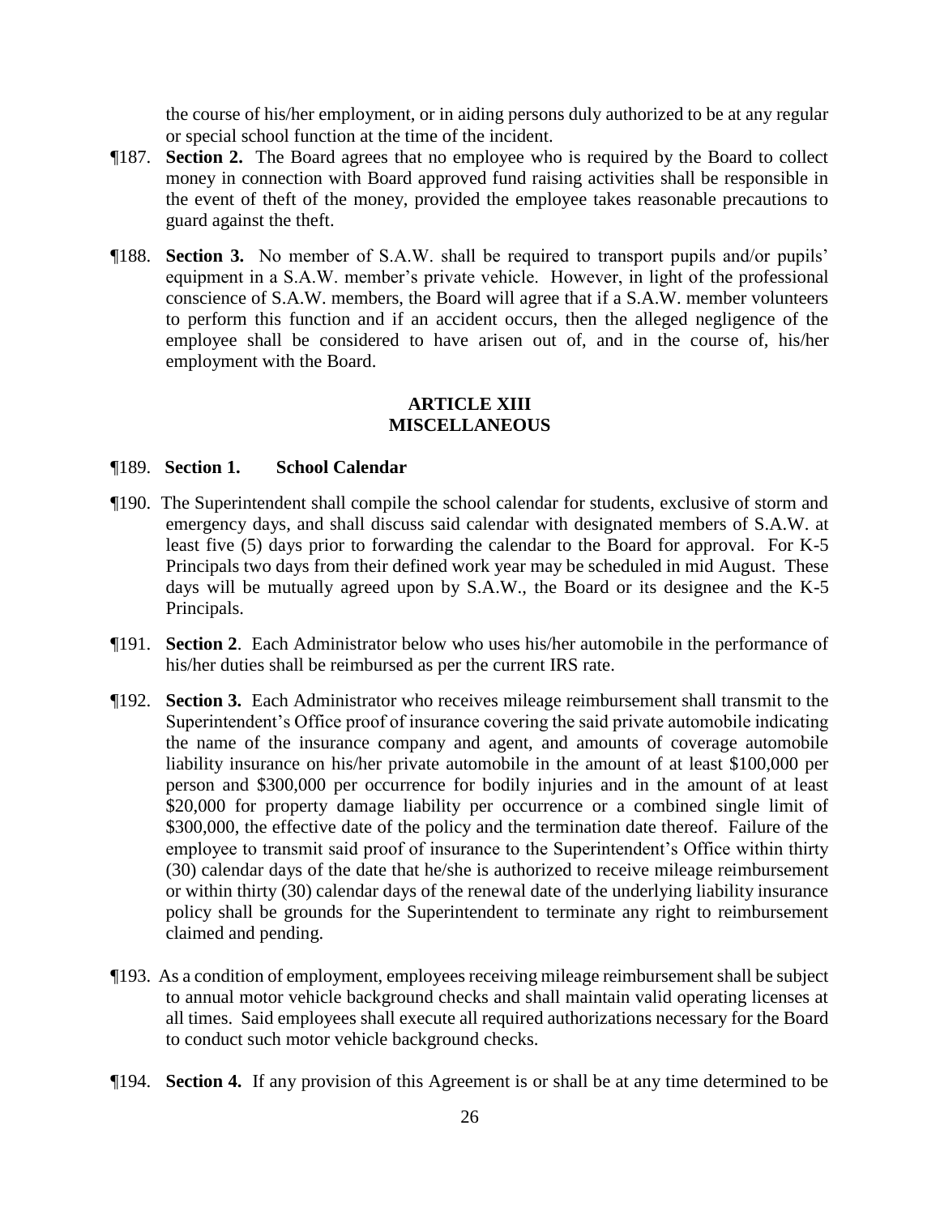the course of his/her employment, or in aiding persons duly authorized to be at any regular or special school function at the time of the incident.

¶187. **Section 2.** The Board agrees that no employee who is required by the Board to collect money in connection with Board approved fund raising activities shall be responsible in the event of theft of the money, provided the employee takes reasonable precautions to guard against the theft.

¶188. **Section 3.** No member of S.A.W. shall be required to transport pupils and/or pupils' equipment in a S.A.W. member's private vehicle. However, in light of the professional conscience of S.A.W. members, the Board will agree that if a S.A.W. member volunteers to perform this function and if an accident occurs, then the alleged negligence of the employee shall be considered to have arisen out of, and in the course of, his/her employment with the Board.

## ARTICLE XIII
## MISCELLANEOUS

¶189. **Section 1. School Calendar**

¶190. The Superintendent shall compile the school calendar for students, exclusive of storm and emergency days, and shall discuss said calendar with designated members of S.A.W. at least five (5) days prior to forwarding the calendar to the Board for approval. For K-5 Principals two days from their defined work year may be scheduled in mid August. These days will be mutually agreed upon by S.A.W., the Board or its designee and the K-5 Principals.

¶191. **Section 2**. Each Administrator below who uses his/her automobile in the performance of his/her duties shall be reimbursed as per the current IRS rate.

¶192. **Section 3.** Each Administrator who receives mileage reimbursement shall transmit to the Superintendent's Office proof of insurance covering the said private automobile indicating the name of the insurance company and agent, and amounts of coverage automobile liability insurance on his/her private automobile in the amount of at least $100,000 per person and $300,000 per occurrence for bodily injuries and in the amount of at least $20,000 for property damage liability per occurrence or a combined single limit of $300,000, the effective date of the policy and the termination date thereof. Failure of the employee to transmit said proof of insurance to the Superintendent's Office within thirty (30) calendar days of the date that he/she is authorized to receive mileage reimbursement or within thirty (30) calendar days of the renewal date of the underlying liability insurance policy shall be grounds for the Superintendent to terminate any right to reimbursement claimed and pending.

¶193. As a condition of employment, employees receiving mileage reimbursement shall be subject to annual motor vehicle background checks and shall maintain valid operating licenses at all times. Said employees shall execute all required authorizations necessary for the Board to conduct such motor vehicle background checks.

¶194. **Section 4.** If any provision of this Agreement is or shall be at any time determined to be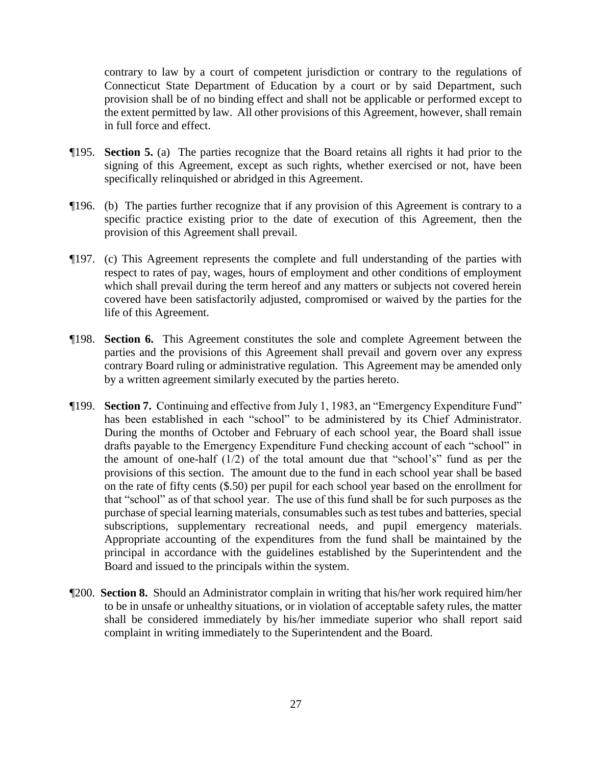contrary to law by a court of competent jurisdiction or contrary to the regulations of Connecticut State Department of Education by a court or by said Department, such provision shall be of no binding effect and shall not be applicable or performed except to the extent permitted by law. All other provisions of this Agreement, however, shall remain in full force and effect.

¶195. **Section 5.** (a) The parties recognize that the Board retains all rights it had prior to the signing of this Agreement, except as such rights, whether exercised or not, have been specifically relinquished or abridged in this Agreement.

¶196. (b) The parties further recognize that if any provision of this Agreement is contrary to a specific practice existing prior to the date of execution of this Agreement, then the provision of this Agreement shall prevail.

¶197. (c) This Agreement represents the complete and full understanding of the parties with respect to rates of pay, wages, hours of employment and other conditions of employment which shall prevail during the term hereof and any matters or subjects not covered herein covered have been satisfactorily adjusted, compromised or waived by the parties for the life of this Agreement.

¶198. **Section 6.** This Agreement constitutes the sole and complete Agreement between the parties and the provisions of this Agreement shall prevail and govern over any express contrary Board ruling or administrative regulation. This Agreement may be amended only by a written agreement similarly executed by the parties hereto.

¶199. **Section 7.** Continuing and effective from July 1, 1983, an "Emergency Expenditure Fund" has been established in each "school" to be administered by its Chief Administrator. During the months of October and February of each school year, the Board shall issue drafts payable to the Emergency Expenditure Fund checking account of each "school" in the amount of one-half (1/2) of the total amount due that "school's" fund as per the provisions of this section. The amount due to the fund in each school year shall be based on the rate of fifty cents ($.50) per pupil for each school year based on the enrollment for that "school" as of that school year. The use of this fund shall be for such purposes as the purchase of special learning materials, consumables such as test tubes and batteries, special subscriptions, supplementary recreational needs, and pupil emergency materials. Appropriate accounting of the expenditures from the fund shall be maintained by the principal in accordance with the guidelines established by the Superintendent and the Board and issued to the principals within the system.

¶200. **Section 8.** Should an Administrator complain in writing that his/her work required him/her to be in unsafe or unhealthy situations, or in violation of acceptable safety rules, the matter shall be considered immediately by his/her immediate superior who shall report said complaint in writing immediately to the Superintendent and the Board.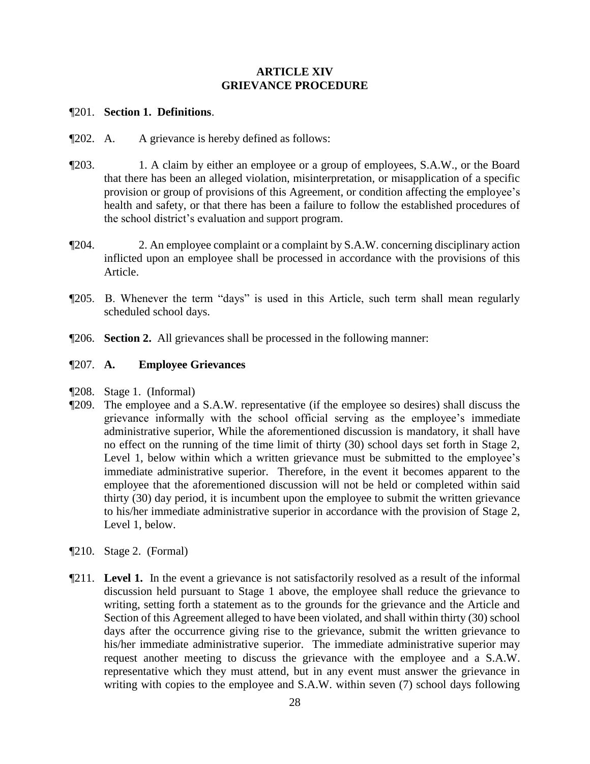## ARTICLE XIV
## GRIEVANCE PROCEDURE

¶201. **Section 1. Definitions**.

¶202. A. A grievance is hereby defined as follows:

¶203. 1. A claim by either an employee or a group of employees, S.A.W., or the Board that there has been an alleged violation, misinterpretation, or misapplication of a specific provision or group of provisions of this Agreement, or condition affecting the employee's health and safety, or that there has been a failure to follow the established procedures of the school district's evaluation and support program.

¶204. 2. An employee complaint or a complaint by S.A.W. concerning disciplinary action inflicted upon an employee shall be processed in accordance with the provisions of this Article.

¶205. B. Whenever the term "days" is used in this Article, such term shall mean regularly scheduled school days.

¶206. **Section 2.** All grievances shall be processed in the following manner:

¶207. **A. Employee Grievances**

¶208. Stage 1. (Informal)

¶209. The employee and a S.A.W. representative (if the employee so desires) shall discuss the grievance informally with the school official serving as the employee's immediate administrative superior, While the aforementioned discussion is mandatory, it shall have no effect on the running of the time limit of thirty (30) school days set forth in Stage 2, Level 1, below within which a written grievance must be submitted to the employee's immediate administrative superior. Therefore, in the event it becomes apparent to the employee that the aforementioned discussion will not be held or completed within said thirty (30) day period, it is incumbent upon the employee to submit the written grievance to his/her immediate administrative superior in accordance with the provision of Stage 2, Level 1, below.

¶210. Stage 2. (Formal)

¶211. **Level 1.** In the event a grievance is not satisfactorily resolved as a result of the informal discussion held pursuant to Stage 1 above, the employee shall reduce the grievance to writing, setting forth a statement as to the grounds for the grievance and the Article and Section of this Agreement alleged to have been violated, and shall within thirty (30) school days after the occurrence giving rise to the grievance, submit the written grievance to his/her immediate administrative superior. The immediate administrative superior may request another meeting to discuss the grievance with the employee and a S.A.W. representative which they must attend, but in any event must answer the grievance in writing with copies to the employee and S.A.W. within seven (7) school days following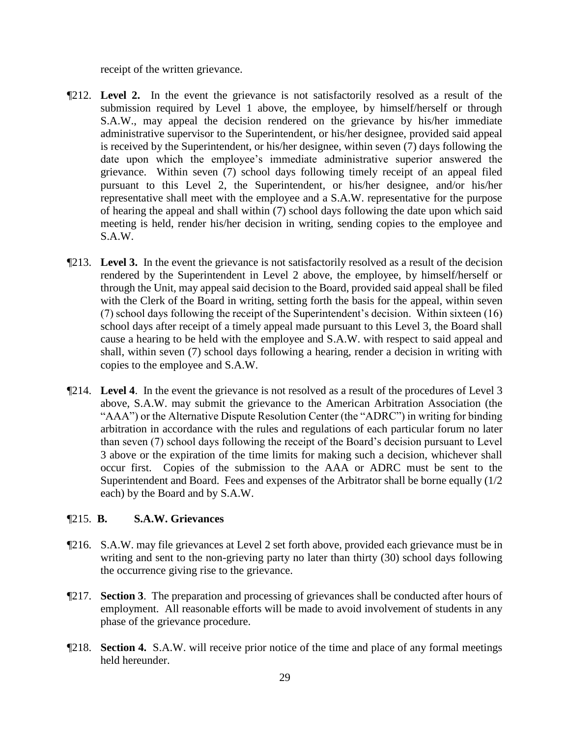receipt of the written grievance.

¶212. **Level 2.** In the event the grievance is not satisfactorily resolved as a result of the submission required by Level 1 above, the employee, by himself/herself or through S.A.W., may appeal the decision rendered on the grievance by his/her immediate administrative supervisor to the Superintendent, or his/her designee, provided said appeal is received by the Superintendent, or his/her designee, within seven (7) days following the date upon which the employee's immediate administrative superior answered the grievance. Within seven (7) school days following timely receipt of an appeal filed pursuant to this Level 2, the Superintendent, or his/her designee, and/or his/her representative shall meet with the employee and a S.A.W. representative for the purpose of hearing the appeal and shall within (7) school days following the date upon which said meeting is held, render his/her decision in writing, sending copies to the employee and S.A.W.

¶213. **Level 3.** In the event the grievance is not satisfactorily resolved as a result of the decision rendered by the Superintendent in Level 2 above, the employee, by himself/herself or through the Unit, may appeal said decision to the Board, provided said appeal shall be filed with the Clerk of the Board in writing, setting forth the basis for the appeal, within seven (7) school days following the receipt of the Superintendent's decision. Within sixteen (16) school days after receipt of a timely appeal made pursuant to this Level 3, the Board shall cause a hearing to be held with the employee and S.A.W. with respect to said appeal and shall, within seven (7) school days following a hearing, render a decision in writing with copies to the employee and S.A.W.

¶214. **Level 4**. In the event the grievance is not resolved as a result of the procedures of Level 3 above, S.A.W. may submit the grievance to the American Arbitration Association (the "AAA") or the Alternative Dispute Resolution Center (the "ADRC") in writing for binding arbitration in accordance with the rules and regulations of each particular forum no later than seven (7) school days following the receipt of the Board's decision pursuant to Level 3 above or the expiration of the time limits for making such a decision, whichever shall occur first. Copies of the submission to the AAA or ADRC must be sent to the Superintendent and Board. Fees and expenses of the Arbitrator shall be borne equally (1/2 each) by the Board and by S.A.W.

¶215. **B. S.A.W. Grievances**

¶216. S.A.W. may file grievances at Level 2 set forth above, provided each grievance must be in writing and sent to the non-grieving party no later than thirty (30) school days following the occurrence giving rise to the grievance.

¶217. **Section 3**. The preparation and processing of grievances shall be conducted after hours of employment. All reasonable efforts will be made to avoid involvement of students in any phase of the grievance procedure.

¶218. **Section 4.** S.A.W. will receive prior notice of the time and place of any formal meetings held hereunder.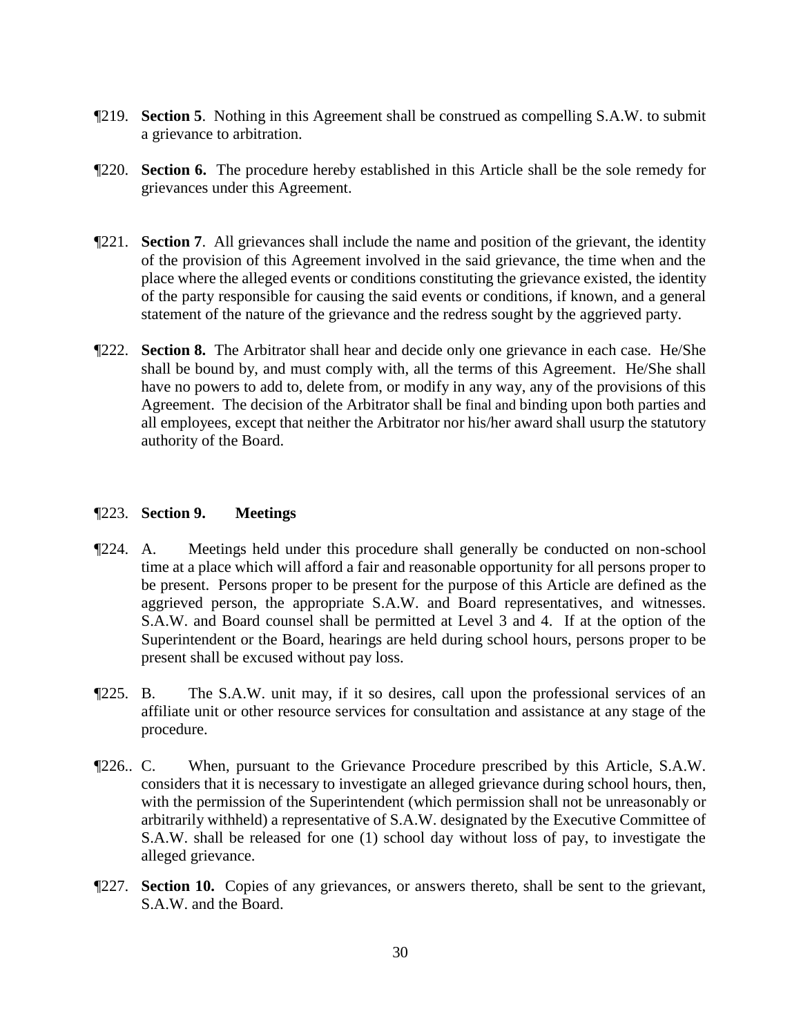¶219. **Section 5**. Nothing in this Agreement shall be construed as compelling S.A.W. to submit a grievance to arbitration.

¶220. **Section 6.** The procedure hereby established in this Article shall be the sole remedy for grievances under this Agreement.

¶221. **Section 7**. All grievances shall include the name and position of the grievant, the identity of the provision of this Agreement involved in the said grievance, the time when and the place where the alleged events or conditions constituting the grievance existed, the identity of the party responsible for causing the said events or conditions, if known, and a general statement of the nature of the grievance and the redress sought by the aggrieved party.

¶222. **Section 8.** The Arbitrator shall hear and decide only one grievance in each case. He/She shall be bound by, and must comply with, all the terms of this Agreement. He/She shall have no powers to add to, delete from, or modify in any way, any of the provisions of this Agreement. The decision of the Arbitrator shall be final and binding upon both parties and all employees, except that neither the Arbitrator nor his/her award shall usurp the statutory authority of the Board.

¶223. **Section 9. Meetings**

¶224. A. Meetings held under this procedure shall generally be conducted on non-school time at a place which will afford a fair and reasonable opportunity for all persons proper to be present. Persons proper to be present for the purpose of this Article are defined as the aggrieved person, the appropriate S.A.W. and Board representatives, and witnesses. S.A.W. and Board counsel shall be permitted at Level 3 and 4. If at the option of the Superintendent or the Board, hearings are held during school hours, persons proper to be present shall be excused without pay loss.

¶225. B. The S.A.W. unit may, if it so desires, call upon the professional services of an affiliate unit or other resource services for consultation and assistance at any stage of the procedure.

¶226.. C. When, pursuant to the Grievance Procedure prescribed by this Article, S.A.W. considers that it is necessary to investigate an alleged grievance during school hours, then, with the permission of the Superintendent (which permission shall not be unreasonably or arbitrarily withheld) a representative of S.A.W. designated by the Executive Committee of S.A.W. shall be released for one (1) school day without loss of pay, to investigate the alleged grievance.

¶227. **Section 10.** Copies of any grievances, or answers thereto, shall be sent to the grievant, S.A.W. and the Board.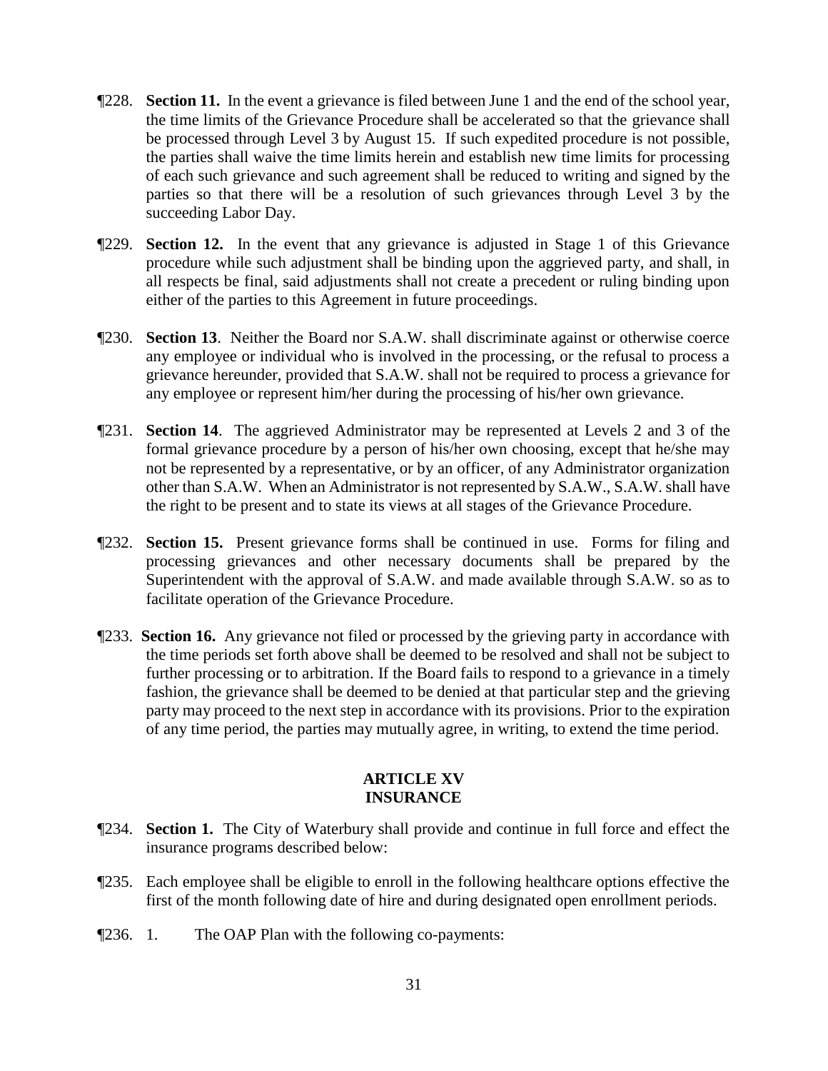¶228. **Section 11.** In the event a grievance is filed between June 1 and the end of the school year, the time limits of the Grievance Procedure shall be accelerated so that the grievance shall be processed through Level 3 by August 15. If such expedited procedure is not possible, the parties shall waive the time limits herein and establish new time limits for processing of each such grievance and such agreement shall be reduced to writing and signed by the parties so that there will be a resolution of such grievances through Level 3 by the succeeding Labor Day.

¶229. **Section 12.** In the event that any grievance is adjusted in Stage 1 of this Grievance procedure while such adjustment shall be binding upon the aggrieved party, and shall, in all respects be final, said adjustments shall not create a precedent or ruling binding upon either of the parties to this Agreement in future proceedings.

¶230. **Section 13**. Neither the Board nor S.A.W. shall discriminate against or otherwise coerce any employee or individual who is involved in the processing, or the refusal to process a grievance hereunder, provided that S.A.W. shall not be required to process a grievance for any employee or represent him/her during the processing of his/her own grievance.

¶231. **Section 14**. The aggrieved Administrator may be represented at Levels 2 and 3 of the formal grievance procedure by a person of his/her own choosing, except that he/she may not be represented by a representative, or by an officer, of any Administrator organization other than S.A.W. When an Administrator is not represented by S.A.W., S.A.W. shall have the right to be present and to state its views at all stages of the Grievance Procedure.

¶232. **Section 15.** Present grievance forms shall be continued in use. Forms for filing and processing grievances and other necessary documents shall be prepared by the Superintendent with the approval of S.A.W. and made available through S.A.W. so as to facilitate operation of the Grievance Procedure.

¶233. **Section 16.** Any grievance not filed or processed by the grieving party in accordance with the time periods set forth above shall be deemed to be resolved and shall not be subject to further processing or to arbitration. If the Board fails to respond to a grievance in a timely fashion, the grievance shall be deemed to be denied at that particular step and the grieving party may proceed to the next step in accordance with its provisions. Prior to the expiration of any time period, the parties may mutually agree, in writing, to extend the time period.

## ARTICLE XV
## INSURANCE

¶234. **Section 1.** The City of Waterbury shall provide and continue in full force and effect the insurance programs described below:

¶235. Each employee shall be eligible to enroll in the following healthcare options effective the first of the month following date of hire and during designated open enrollment periods.

¶236. 1. The OAP Plan with the following co-payments: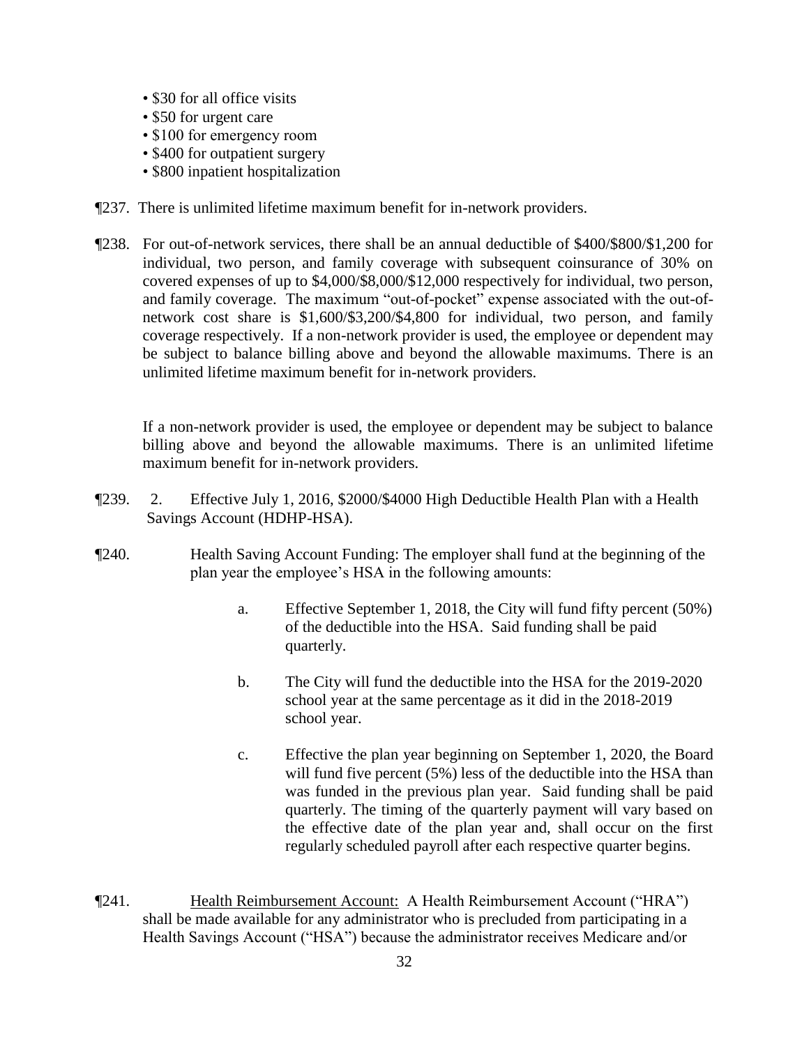- $30 for all office visits
- $50 for urgent care
- $100 for emergency room
- $400 for outpatient surgery
- $800 inpatient hospitalization

¶237. There is unlimited lifetime maximum benefit for in-network providers.

¶238. For out-of-network services, there shall be an annual deductible of $400/$800/$1,200 for individual, two person, and family coverage with subsequent coinsurance of 30% on covered expenses of up to $4,000/$8,000/$12,000 respectively for individual, two person, and family coverage. The maximum "out-of-pocket" expense associated with the out-of-network cost share is $1,600/$3,200/$4,800 for individual, two person, and family coverage respectively. If a non-network provider is used, the employee or dependent may be subject to balance billing above and beyond the allowable maximums. There is an unlimited lifetime maximum benefit for in-network providers.

If a non-network provider is used, the employee or dependent may be subject to balance billing above and beyond the allowable maximums. There is an unlimited lifetime maximum benefit for in-network providers.

¶239. 2. Effective July 1, 2016, $2000/$4000 High Deductible Health Plan with a Health Savings Account (HDHP-HSA).

¶240. Health Saving Account Funding: The employer shall fund at the beginning of the plan year the employee's HSA in the following amounts:

a. Effective September 1, 2018, the City will fund fifty percent (50%) of the deductible into the HSA. Said funding shall be paid quarterly.

b. The City will fund the deductible into the HSA for the 2019-2020 school year at the same percentage as it did in the 2018-2019 school year.

c. Effective the plan year beginning on September 1, 2020, the Board will fund five percent (5%) less of the deductible into the HSA than was funded in the previous plan year. Said funding shall be paid quarterly. The timing of the quarterly payment will vary based on the effective date of the plan year and, shall occur on the first regularly scheduled payroll after each respective quarter begins.

¶241. Health Reimbursement Account: A Health Reimbursement Account ("HRA") shall be made available for any administrator who is precluded from participating in a Health Savings Account ("HSA") because the administrator receives Medicare and/or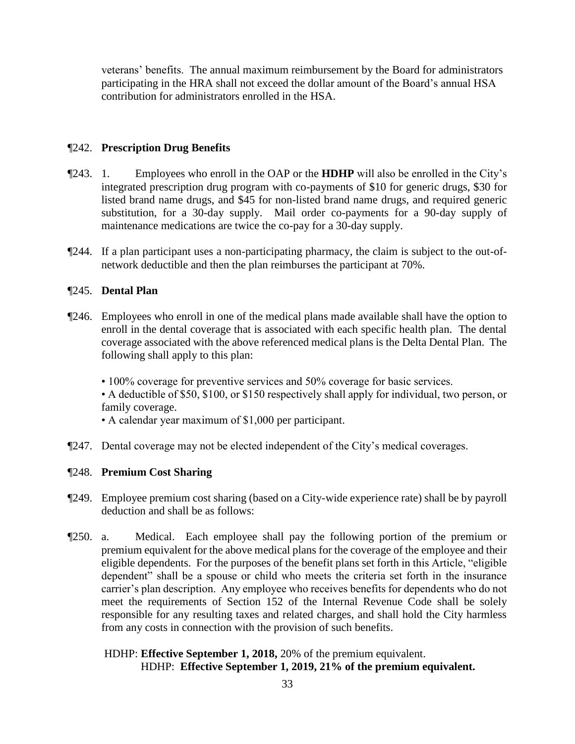veterans' benefits. The annual maximum reimbursement by the Board for administrators participating in the HRA shall not exceed the dollar amount of the Board's annual HSA contribution for administrators enrolled in the HSA.

¶242. **Prescription Drug Benefits**

¶243. 1. Employees who enroll in the OAP or the **HDHP** will also be enrolled in the City's integrated prescription drug program with co-payments of $10 for generic drugs, $30 for listed brand name drugs, and $45 for non-listed brand name drugs, and required generic substitution, for a 30-day supply. Mail order co-payments for a 90-day supply of maintenance medications are twice the co-pay for a 30-day supply.

¶244. If a plan participant uses a non-participating pharmacy, the claim is subject to the out-of-network deductible and then the plan reimburses the participant at 70%.

¶245. **Dental Plan**

¶246. Employees who enroll in one of the medical plans made available shall have the option to enroll in the dental coverage that is associated with each specific health plan. The dental coverage associated with the above referenced medical plans is the Delta Dental Plan. The following shall apply to this plan:

- 100% coverage for preventive services and 50% coverage for basic services.
- A deductible of $50, $100, or $150 respectively shall apply for individual, two person, or family coverage.
- A calendar year maximum of $1,000 per participant.

¶247. Dental coverage may not be elected independent of the City's medical coverages.

¶248. **Premium Cost Sharing**

¶249. Employee premium cost sharing (based on a City-wide experience rate) shall be by payroll deduction and shall be as follows:

¶250. a. Medical. Each employee shall pay the following portion of the premium or premium equivalent for the above medical plans for the coverage of the employee and their eligible dependents. For the purposes of the benefit plans set forth in this Article, "eligible dependent" shall be a spouse or child who meets the criteria set forth in the insurance carrier's plan description. Any employee who receives benefits for dependents who do not meet the requirements of Section 152 of the Internal Revenue Code shall be solely responsible for any resulting taxes and related charges, and shall hold the City harmless from any costs in connection with the provision of such benefits.

HDHP: **Effective September 1, 2018,** 20% of the premium equivalent.
HDHP: **Effective September 1, 2019, 21% of the premium equivalent.**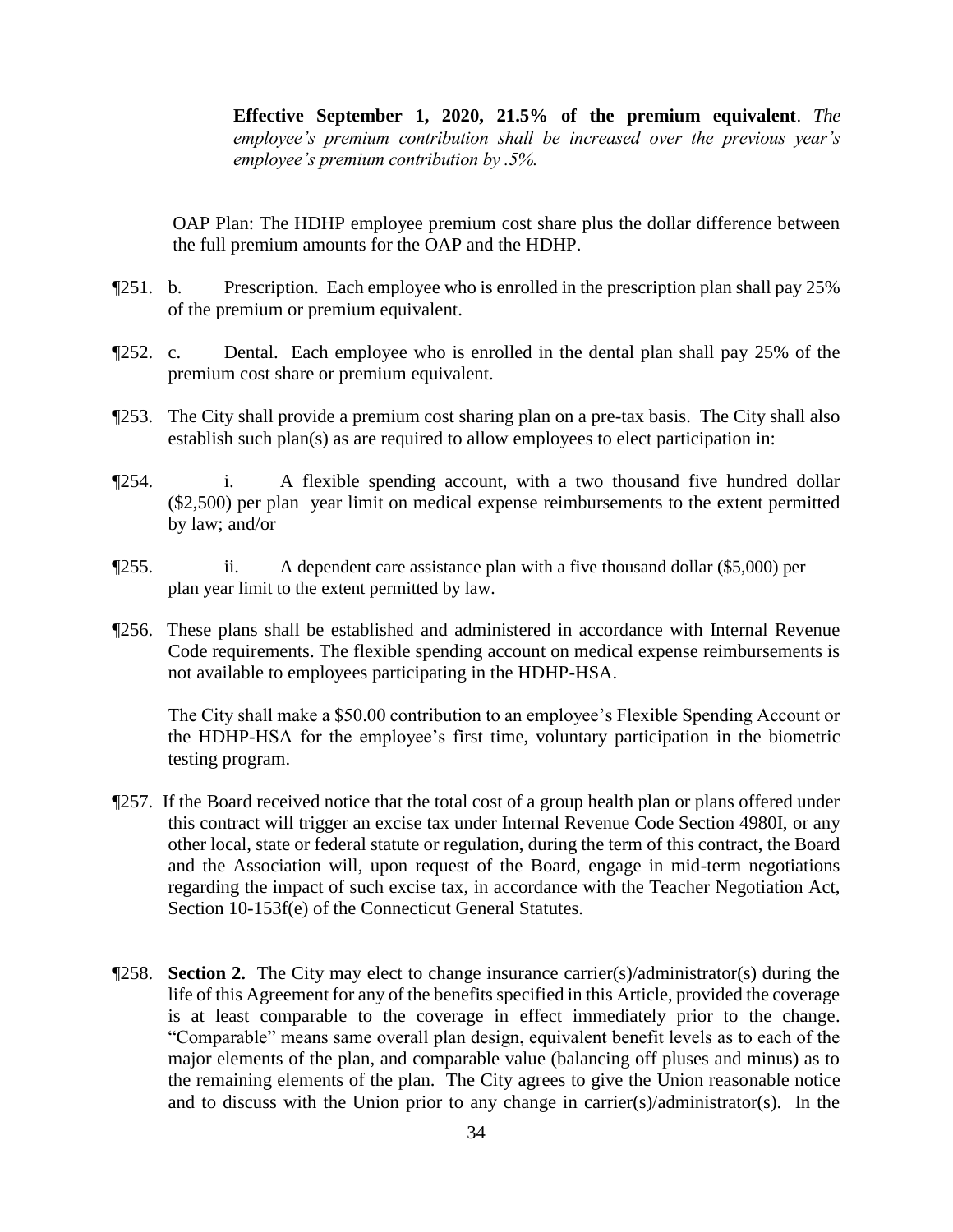**Effective September 1, 2020, 21.5% of the premium equivalent**. *The employee's premium contribution shall be increased over the previous year's employee's premium contribution by .5%.*

OAP Plan: The HDHP employee premium cost share plus the dollar difference between the full premium amounts for the OAP and the HDHP.

¶251. b. Prescription. Each employee who is enrolled in the prescription plan shall pay 25% of the premium or premium equivalent.

¶252. c. Dental. Each employee who is enrolled in the dental plan shall pay 25% of the premium cost share or premium equivalent.

¶253. The City shall provide a premium cost sharing plan on a pre-tax basis. The City shall also establish such plan(s) as are required to allow employees to elect participation in:

¶254. i. A flexible spending account, with a two thousand five hundred dollar ($2,500) per plan year limit on medical expense reimbursements to the extent permitted by law; and/or

¶255. ii. A dependent care assistance plan with a five thousand dollar ($5,000) per plan year limit to the extent permitted by law.

¶256. These plans shall be established and administered in accordance with Internal Revenue Code requirements. The flexible spending account on medical expense reimbursements is not available to employees participating in the HDHP-HSA.

The City shall make a $50.00 contribution to an employee's Flexible Spending Account or the HDHP-HSA for the employee's first time, voluntary participation in the biometric testing program.

¶257. If the Board received notice that the total cost of a group health plan or plans offered under this contract will trigger an excise tax under Internal Revenue Code Section 4980I, or any other local, state or federal statute or regulation, during the term of this contract, the Board and the Association will, upon request of the Board, engage in mid-term negotiations regarding the impact of such excise tax, in accordance with the Teacher Negotiation Act, Section 10-153f(e) of the Connecticut General Statutes.

¶258. **Section 2.** The City may elect to change insurance carrier(s)/administrator(s) during the life of this Agreement for any of the benefits specified in this Article, provided the coverage is at least comparable to the coverage in effect immediately prior to the change. "Comparable" means same overall plan design, equivalent benefit levels as to each of the major elements of the plan, and comparable value (balancing off pluses and minus) as to the remaining elements of the plan. The City agrees to give the Union reasonable notice and to discuss with the Union prior to any change in carrier(s)/administrator(s). In the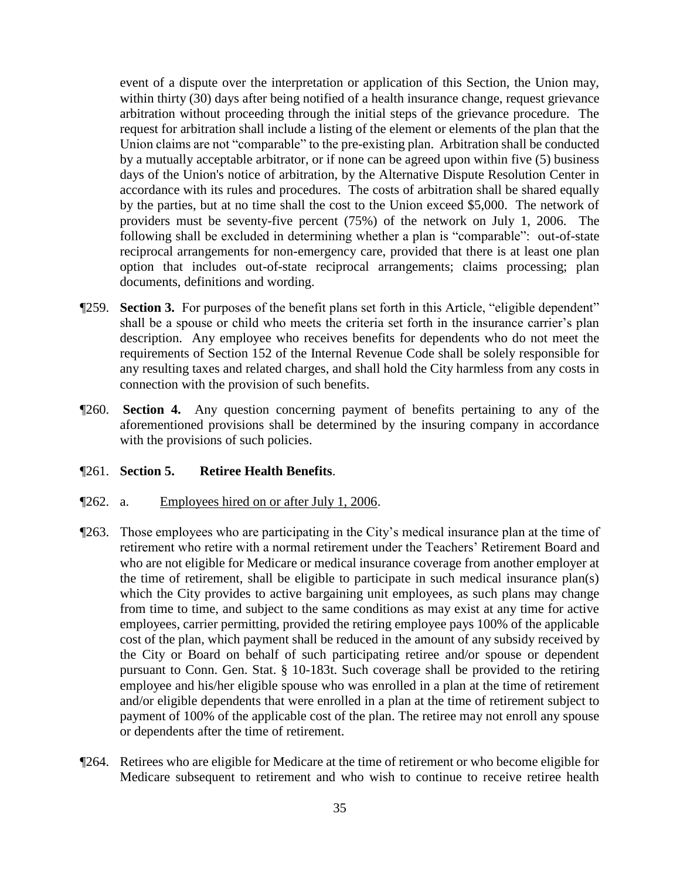event of a dispute over the interpretation or application of this Section, the Union may, within thirty (30) days after being notified of a health insurance change, request grievance arbitration without proceeding through the initial steps of the grievance procedure. The request for arbitration shall include a listing of the element or elements of the plan that the Union claims are not "comparable" to the pre-existing plan. Arbitration shall be conducted by a mutually acceptable arbitrator, or if none can be agreed upon within five (5) business days of the Union's notice of arbitration, by the Alternative Dispute Resolution Center in accordance with its rules and procedures. The costs of arbitration shall be shared equally by the parties, but at no time shall the cost to the Union exceed $5,000. The network of providers must be seventy-five percent (75%) of the network on July 1, 2006. The following shall be excluded in determining whether a plan is "comparable": out-of-state reciprocal arrangements for non-emergency care, provided that there is at least one plan option that includes out-of-state reciprocal arrangements; claims processing; plan documents, definitions and wording.

¶259. **Section 3.** For purposes of the benefit plans set forth in this Article, "eligible dependent" shall be a spouse or child who meets the criteria set forth in the insurance carrier's plan description. Any employee who receives benefits for dependents who do not meet the requirements of Section 152 of the Internal Revenue Code shall be solely responsible for any resulting taxes and related charges, and shall hold the City harmless from any costs in connection with the provision of such benefits.

¶260. **Section 4.** Any question concerning payment of benefits pertaining to any of the aforementioned provisions shall be determined by the insuring company in accordance with the provisions of such policies.

¶261. **Section 5. Retiree Health Benefits**.

¶262. a. <u>Employees hired on or after July 1, 2006</u>.

¶263. Those employees who are participating in the City's medical insurance plan at the time of retirement who retire with a normal retirement under the Teachers' Retirement Board and who are not eligible for Medicare or medical insurance coverage from another employer at the time of retirement, shall be eligible to participate in such medical insurance plan(s) which the City provides to active bargaining unit employees, as such plans may change from time to time, and subject to the same conditions as may exist at any time for active employees, carrier permitting, provided the retiring employee pays 100% of the applicable cost of the plan, which payment shall be reduced in the amount of any subsidy received by the City or Board on behalf of such participating retiree and/or spouse or dependent pursuant to Conn. Gen. Stat. § 10-183t. Such coverage shall be provided to the retiring employee and his/her eligible spouse who was enrolled in a plan at the time of retirement and/or eligible dependents that were enrolled in a plan at the time of retirement subject to payment of 100% of the applicable cost of the plan. The retiree may not enroll any spouse or dependents after the time of retirement.

¶264. Retirees who are eligible for Medicare at the time of retirement or who become eligible for Medicare subsequent to retirement and who wish to continue to receive retiree health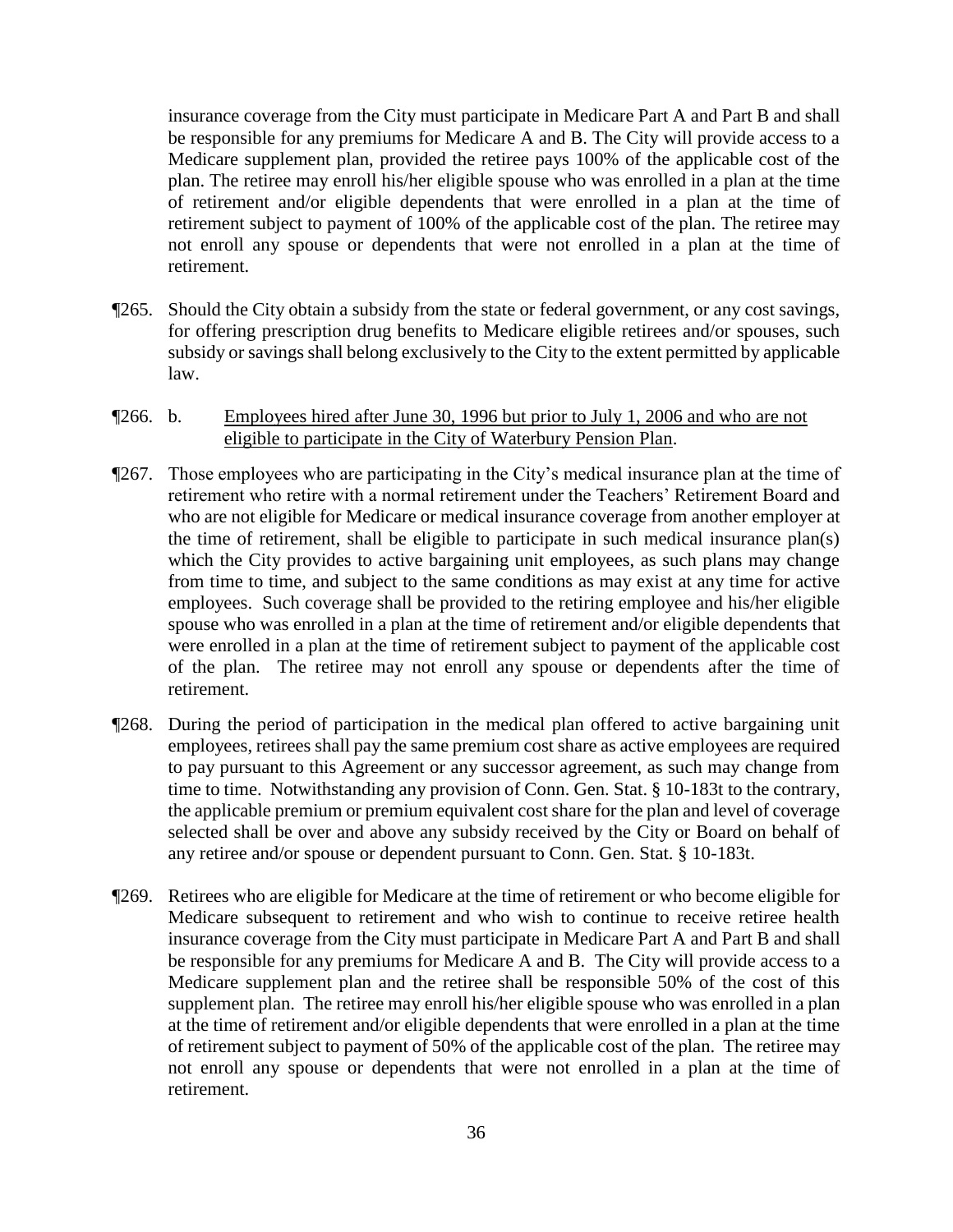insurance coverage from the City must participate in Medicare Part A and Part B and shall be responsible for any premiums for Medicare A and B. The City will provide access to a Medicare supplement plan, provided the retiree pays 100% of the applicable cost of the plan. The retiree may enroll his/her eligible spouse who was enrolled in a plan at the time of retirement and/or eligible dependents that were enrolled in a plan at the time of retirement subject to payment of 100% of the applicable cost of the plan. The retiree may not enroll any spouse or dependents that were not enrolled in a plan at the time of retirement.

¶265. Should the City obtain a subsidy from the state or federal government, or any cost savings, for offering prescription drug benefits to Medicare eligible retirees and/or spouses, such subsidy or savings shall belong exclusively to the City to the extent permitted by applicable law.

¶266. b. <u>Employees hired after June 30, 1996 but prior to July 1, 2006 and who are not eligible to participate in the City of Waterbury Pension Plan</u>.

¶267. Those employees who are participating in the City's medical insurance plan at the time of retirement who retire with a normal retirement under the Teachers' Retirement Board and who are not eligible for Medicare or medical insurance coverage from another employer at the time of retirement, shall be eligible to participate in such medical insurance plan(s) which the City provides to active bargaining unit employees, as such plans may change from time to time, and subject to the same conditions as may exist at any time for active employees. Such coverage shall be provided to the retiring employee and his/her eligible spouse who was enrolled in a plan at the time of retirement and/or eligible dependents that were enrolled in a plan at the time of retirement subject to payment of the applicable cost of the plan. The retiree may not enroll any spouse or dependents after the time of retirement.

¶268. During the period of participation in the medical plan offered to active bargaining unit employees, retirees shall pay the same premium cost share as active employees are required to pay pursuant to this Agreement or any successor agreement, as such may change from time to time. Notwithstanding any provision of Conn. Gen. Stat. § 10-183t to the contrary, the applicable premium or premium equivalent cost share for the plan and level of coverage selected shall be over and above any subsidy received by the City or Board on behalf of any retiree and/or spouse or dependent pursuant to Conn. Gen. Stat. § 10-183t.

¶269. Retirees who are eligible for Medicare at the time of retirement or who become eligible for Medicare subsequent to retirement and who wish to continue to receive retiree health insurance coverage from the City must participate in Medicare Part A and Part B and shall be responsible for any premiums for Medicare A and B. The City will provide access to a Medicare supplement plan and the retiree shall be responsible 50% of the cost of this supplement plan. The retiree may enroll his/her eligible spouse who was enrolled in a plan at the time of retirement and/or eligible dependents that were enrolled in a plan at the time of retirement subject to payment of 50% of the applicable cost of the plan. The retiree may not enroll any spouse or dependents that were not enrolled in a plan at the time of retirement.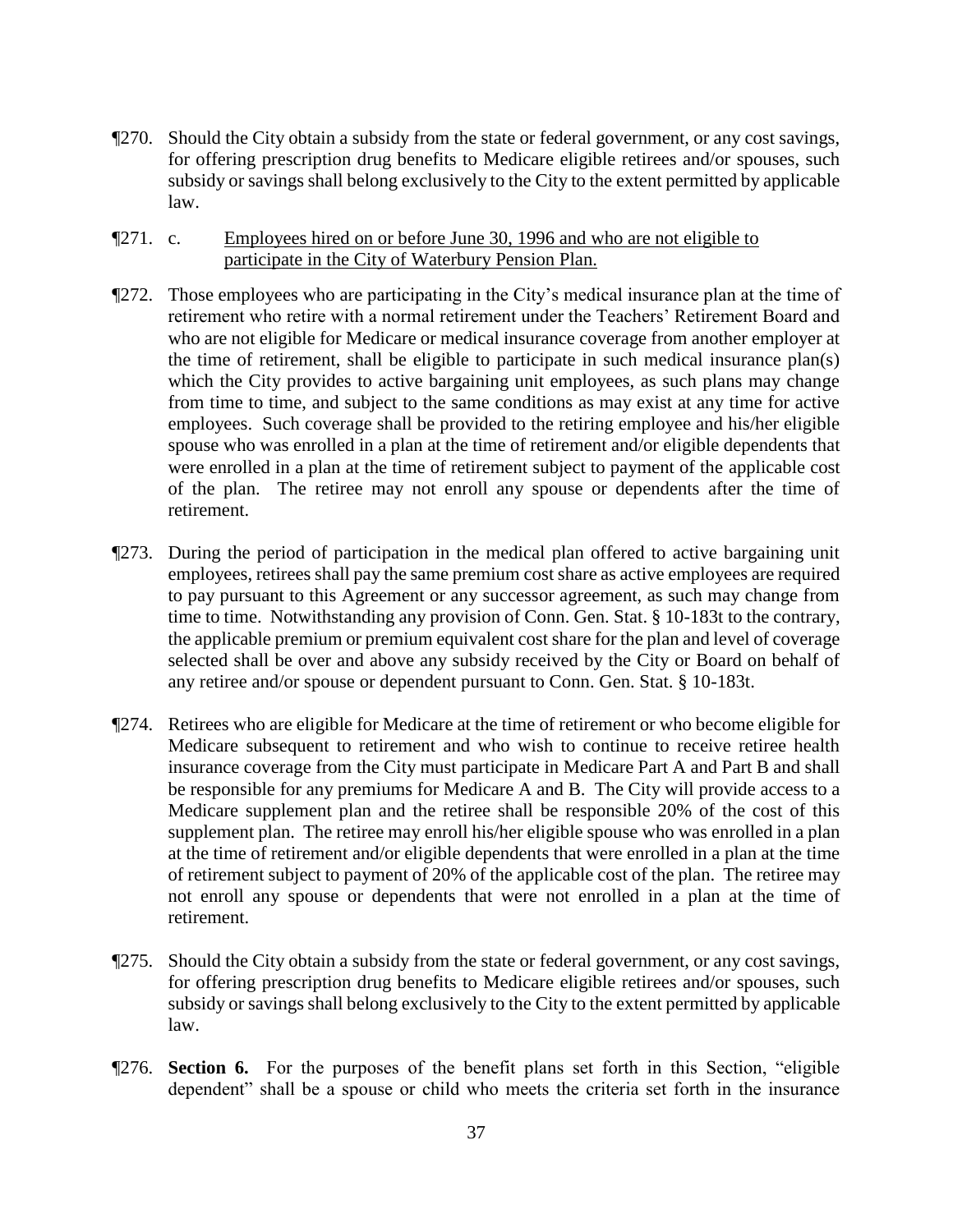¶270. Should the City obtain a subsidy from the state or federal government, or any cost savings, for offering prescription drug benefits to Medicare eligible retirees and/or spouses, such subsidy or savings shall belong exclusively to the City to the extent permitted by applicable law.

¶271. c. Employees hired on or before June 30, 1996 and who are not eligible to participate in the City of Waterbury Pension Plan.

¶272. Those employees who are participating in the City's medical insurance plan at the time of retirement who retire with a normal retirement under the Teachers' Retirement Board and who are not eligible for Medicare or medical insurance coverage from another employer at the time of retirement, shall be eligible to participate in such medical insurance plan(s) which the City provides to active bargaining unit employees, as such plans may change from time to time, and subject to the same conditions as may exist at any time for active employees. Such coverage shall be provided to the retiring employee and his/her eligible spouse who was enrolled in a plan at the time of retirement and/or eligible dependents that were enrolled in a plan at the time of retirement subject to payment of the applicable cost of the plan. The retiree may not enroll any spouse or dependents after the time of retirement.

¶273. During the period of participation in the medical plan offered to active bargaining unit employees, retirees shall pay the same premium cost share as active employees are required to pay pursuant to this Agreement or any successor agreement, as such may change from time to time. Notwithstanding any provision of Conn. Gen. Stat. § 10-183t to the contrary, the applicable premium or premium equivalent cost share for the plan and level of coverage selected shall be over and above any subsidy received by the City or Board on behalf of any retiree and/or spouse or dependent pursuant to Conn. Gen. Stat. § 10-183t.

¶274. Retirees who are eligible for Medicare at the time of retirement or who become eligible for Medicare subsequent to retirement and who wish to continue to receive retiree health insurance coverage from the City must participate in Medicare Part A and Part B and shall be responsible for any premiums for Medicare A and B. The City will provide access to a Medicare supplement plan and the retiree shall be responsible 20% of the cost of this supplement plan. The retiree may enroll his/her eligible spouse who was enrolled in a plan at the time of retirement and/or eligible dependents that were enrolled in a plan at the time of retirement subject to payment of 20% of the applicable cost of the plan. The retiree may not enroll any spouse or dependents that were not enrolled in a plan at the time of retirement.

¶275. Should the City obtain a subsidy from the state or federal government, or any cost savings, for offering prescription drug benefits to Medicare eligible retirees and/or spouses, such subsidy or savings shall belong exclusively to the City to the extent permitted by applicable law.

¶276. **Section 6.** For the purposes of the benefit plans set forth in this Section, "eligible dependent" shall be a spouse or child who meets the criteria set forth in the insurance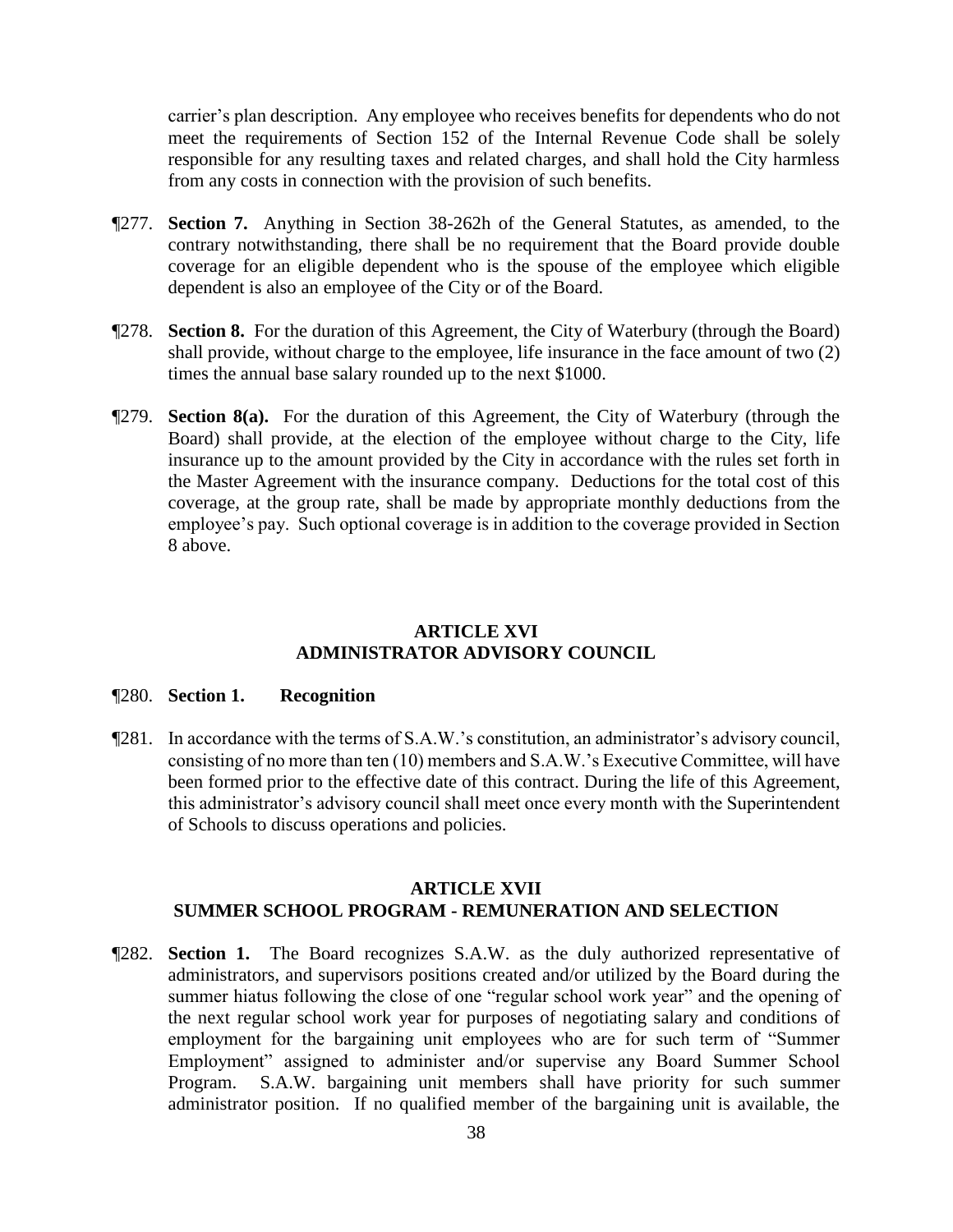carrier's plan description. Any employee who receives benefits for dependents who do not meet the requirements of Section 152 of the Internal Revenue Code shall be solely responsible for any resulting taxes and related charges, and shall hold the City harmless from any costs in connection with the provision of such benefits.

¶277. **Section 7.** Anything in Section 38-262h of the General Statutes, as amended, to the contrary notwithstanding, there shall be no requirement that the Board provide double coverage for an eligible dependent who is the spouse of the employee which eligible dependent is also an employee of the City or of the Board.

¶278. **Section 8.** For the duration of this Agreement, the City of Waterbury (through the Board) shall provide, without charge to the employee, life insurance in the face amount of two (2) times the annual base salary rounded up to the next $1000.

¶279. **Section 8(a).** For the duration of this Agreement, the City of Waterbury (through the Board) shall provide, at the election of the employee without charge to the City, life insurance up to the amount provided by the City in accordance with the rules set forth in the Master Agreement with the insurance company. Deductions for the total cost of this coverage, at the group rate, shall be made by appropriate monthly deductions from the employee's pay. Such optional coverage is in addition to the coverage provided in Section 8 above.

## ARTICLE XVI
## ADMINISTRATOR ADVISORY COUNCIL

¶280. **Section 1. Recognition**

¶281. In accordance with the terms of S.A.W.'s constitution, an administrator's advisory council, consisting of no more than ten (10) members and S.A.W.'s Executive Committee, will have been formed prior to the effective date of this contract. During the life of this Agreement, this administrator's advisory council shall meet once every month with the Superintendent of Schools to discuss operations and policies.

## ARTICLE XVII
## SUMMER SCHOOL PROGRAM - REMUNERATION AND SELECTION

¶282. **Section 1.** The Board recognizes S.A.W. as the duly authorized representative of administrators, and supervisors positions created and/or utilized by the Board during the summer hiatus following the close of one "regular school work year" and the opening of the next regular school work year for purposes of negotiating salary and conditions of employment for the bargaining unit employees who are for such term of "Summer Employment" assigned to administer and/or supervise any Board Summer School Program. S.A.W. bargaining unit members shall have priority for such summer administrator position. If no qualified member of the bargaining unit is available, the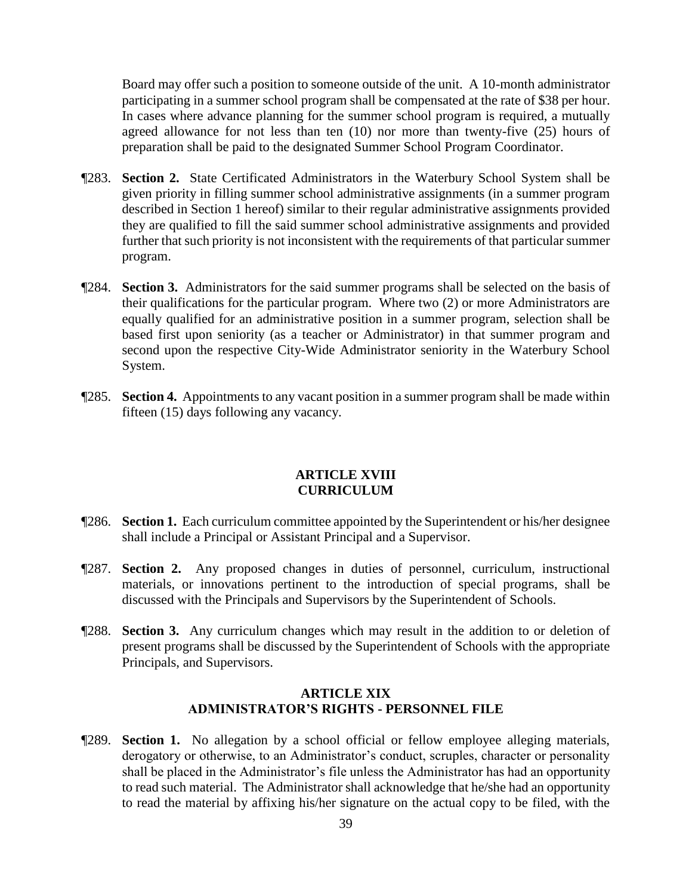Board may offer such a position to someone outside of the unit. A 10-month administrator participating in a summer school program shall be compensated at the rate of $38 per hour. In cases where advance planning for the summer school program is required, a mutually agreed allowance for not less than ten (10) nor more than twenty-five (25) hours of preparation shall be paid to the designated Summer School Program Coordinator.

¶283. **Section 2.** State Certificated Administrators in the Waterbury School System shall be given priority in filling summer school administrative assignments (in a summer program described in Section 1 hereof) similar to their regular administrative assignments provided they are qualified to fill the said summer school administrative assignments and provided further that such priority is not inconsistent with the requirements of that particular summer program.

¶284. **Section 3.** Administrators for the said summer programs shall be selected on the basis of their qualifications for the particular program. Where two (2) or more Administrators are equally qualified for an administrative position in a summer program, selection shall be based first upon seniority (as a teacher or Administrator) in that summer program and second upon the respective City-Wide Administrator seniority in the Waterbury School System.

¶285. **Section 4.** Appointments to any vacant position in a summer program shall be made within fifteen (15) days following any vacancy.

## ARTICLE XVIII
## CURRICULUM

¶286. **Section 1.** Each curriculum committee appointed by the Superintendent or his/her designee shall include a Principal or Assistant Principal and a Supervisor.

¶287. **Section 2.** Any proposed changes in duties of personnel, curriculum, instructional materials, or innovations pertinent to the introduction of special programs, shall be discussed with the Principals and Supervisors by the Superintendent of Schools.

¶288. **Section 3.** Any curriculum changes which may result in the addition to or deletion of present programs shall be discussed by the Superintendent of Schools with the appropriate Principals, and Supervisors.

## ARTICLE XIX
## ADMINISTRATOR'S RIGHTS - PERSONNEL FILE

¶289. **Section 1.** No allegation by a school official or fellow employee alleging materials, derogatory or otherwise, to an Administrator's conduct, scruples, character or personality shall be placed in the Administrator's file unless the Administrator has had an opportunity to read such material. The Administrator shall acknowledge that he/she had an opportunity to read the material by affixing his/her signature on the actual copy to be filed, with the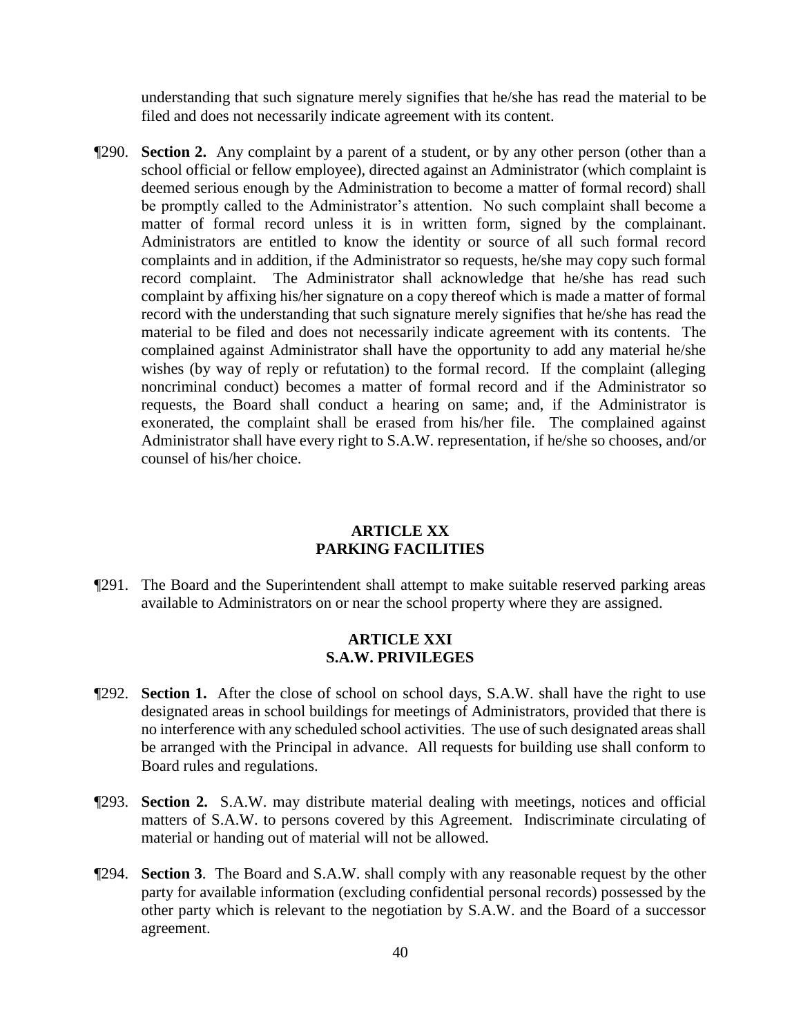understanding that such signature merely signifies that he/she has read the material to be filed and does not necessarily indicate agreement with its content.

¶290. **Section 2.** Any complaint by a parent of a student, or by any other person (other than a school official or fellow employee), directed against an Administrator (which complaint is deemed serious enough by the Administration to become a matter of formal record) shall be promptly called to the Administrator's attention. No such complaint shall become a matter of formal record unless it is in written form, signed by the complainant. Administrators are entitled to know the identity or source of all such formal record complaints and in addition, if the Administrator so requests, he/she may copy such formal record complaint. The Administrator shall acknowledge that he/she has read such complaint by affixing his/her signature on a copy thereof which is made a matter of formal record with the understanding that such signature merely signifies that he/she has read the material to be filed and does not necessarily indicate agreement with its contents. The complained against Administrator shall have the opportunity to add any material he/she wishes (by way of reply or refutation) to the formal record. If the complaint (alleging noncriminal conduct) becomes a matter of formal record and if the Administrator so requests, the Board shall conduct a hearing on same; and, if the Administrator is exonerated, the complaint shall be erased from his/her file. The complained against Administrator shall have every right to S.A.W. representation, if he/she so chooses, and/or counsel of his/her choice.

## ARTICLE XX
## PARKING FACILITIES

¶291. The Board and the Superintendent shall attempt to make suitable reserved parking areas available to Administrators on or near the school property where they are assigned.

## ARTICLE XXI
## S.A.W. PRIVILEGES

¶292. **Section 1.** After the close of school on school days, S.A.W. shall have the right to use designated areas in school buildings for meetings of Administrators, provided that there is no interference with any scheduled school activities. The use of such designated areas shall be arranged with the Principal in advance. All requests for building use shall conform to Board rules and regulations.

¶293. **Section 2.** S.A.W. may distribute material dealing with meetings, notices and official matters of S.A.W. to persons covered by this Agreement. Indiscriminate circulating of material or handing out of material will not be allowed.

¶294. **Section 3**. The Board and S.A.W. shall comply with any reasonable request by the other party for available information (excluding confidential personal records) possessed by the other party which is relevant to the negotiation by S.A.W. and the Board of a successor agreement.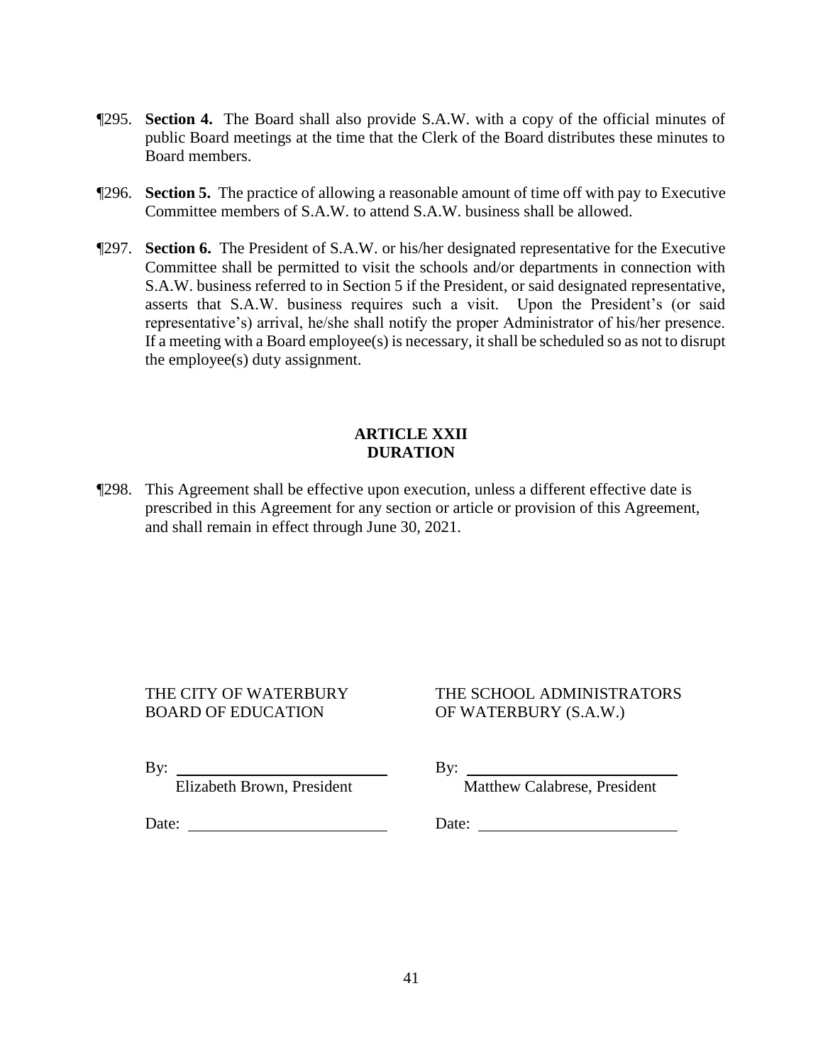¶295. **Section 4.** The Board shall also provide S.A.W. with a copy of the official minutes of public Board meetings at the time that the Clerk of the Board distributes these minutes to Board members.

¶296. **Section 5.** The practice of allowing a reasonable amount of time off with pay to Executive Committee members of S.A.W. to attend S.A.W. business shall be allowed.

¶297. **Section 6.** The President of S.A.W. or his/her designated representative for the Executive Committee shall be permitted to visit the schools and/or departments in connection with S.A.W. business referred to in Section 5 if the President, or said designated representative, asserts that S.A.W. business requires such a visit. Upon the President's (or said representative's) arrival, he/she shall notify the proper Administrator of his/her presence. If a meeting with a Board employee(s) is necessary, it shall be scheduled so as not to disrupt the employee(s) duty assignment.

## ARTICLE XXII
## DURATION

¶298. This Agreement shall be effective upon execution, unless a different effective date is prescribed in this Agreement for any section or article or provision of this Agreement, and shall remain in effect through June 30, 2021.

THE CITY OF WATERBURY
BOARD OF EDUCATION

By: ____________________________
Elizabeth Brown, President

Date: ____________________________

THE SCHOOL ADMINISTRATORS
OF WATERBURY (S.A.W.)

By: ____________________________
Matthew Calabrese, President

Date: ____________________________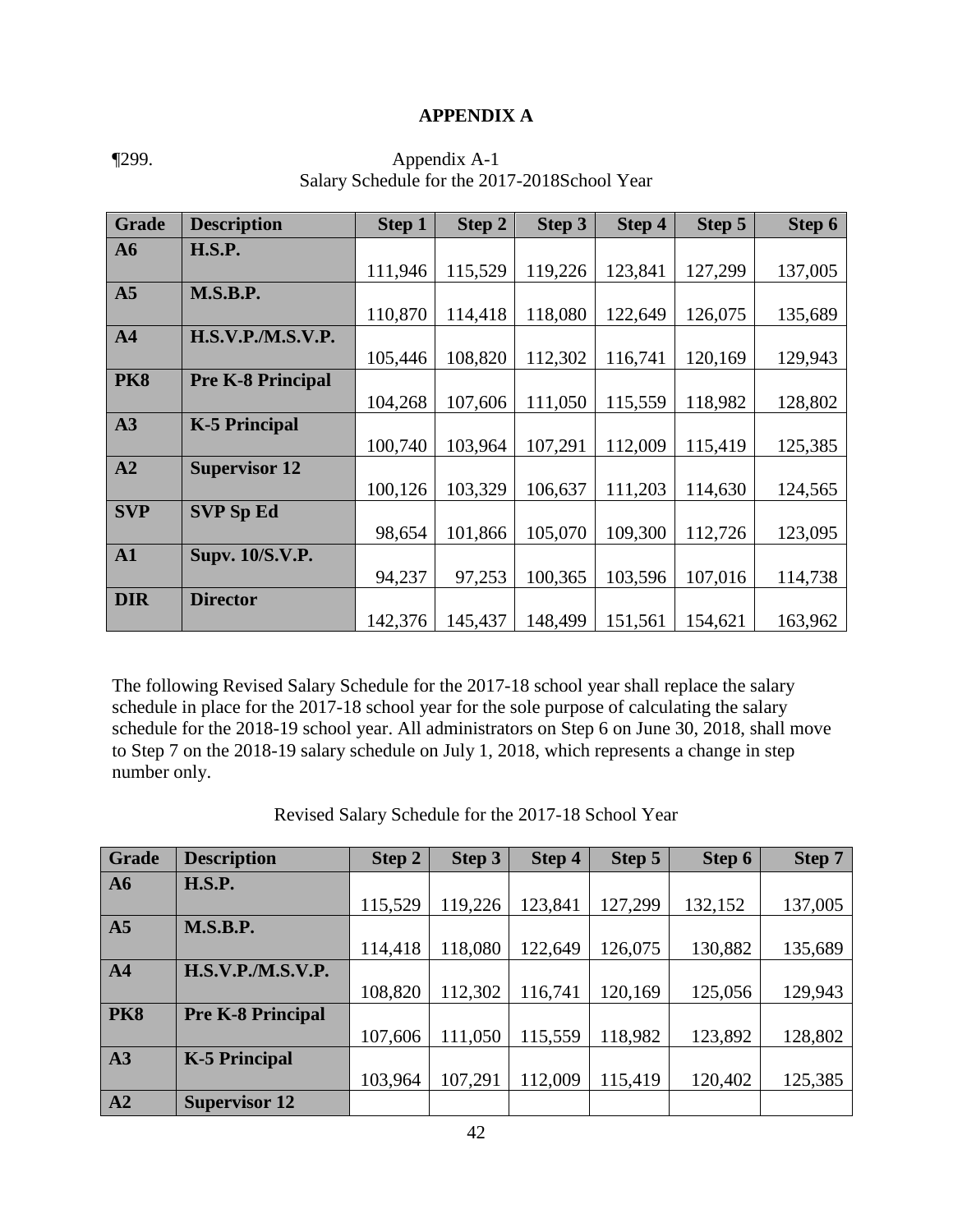**APPENDIX A**

¶299. Appendix A-1

Salary Schedule for the 2017-2018School Year

| Grade | Description | Step 1 | Step 2 | Step 3 | Step 4 | Step 5 | Step 6 |
|---|---|---|---|---|---|---|---|
| **A6** | **H.S.P.** | 111,946 | 115,529 | 119,226 | 123,841 | 127,299 | 137,005 |
| **A5** | **M.S.B.P.** | 110,870 | 114,418 | 118,080 | 122,649 | 126,075 | 135,689 |
| **A4** | **H.S.V.P./M.S.V.P.** | 105,446 | 108,820 | 112,302 | 116,741 | 120,169 | 129,943 |
| **PK8** | **Pre K-8 Principal** | 104,268 | 107,606 | 111,050 | 115,559 | 118,982 | 128,802 |
| **A3** | **K-5 Principal** | 100,740 | 103,964 | 107,291 | 112,009 | 115,419 | 125,385 |
| **A2** | **Supervisor 12** | 100,126 | 103,329 | 106,637 | 111,203 | 114,630 | 124,565 |
| **SVP** | **SVP Sp Ed** | 98,654 | 101,866 | 105,070 | 109,300 | 112,726 | 123,095 |
| **A1** | **Supv. 10/S.V.P.** | 94,237 | 97,253 | 100,365 | 103,596 | 107,016 | 114,738 |
| **DIR** | **Director** | 142,376 | 145,437 | 148,499 | 151,561 | 154,621 | 163,962 |

The following Revised Salary Schedule for the 2017-18 school year shall replace the salary schedule in place for the 2017-18 school year for the sole purpose of calculating the salary schedule for the 2018-19 school year. All administrators on Step 6 on June 30, 2018, shall move to Step 7 on the 2018-19 salary schedule on July 1, 2018, which represents a change in step number only.

Revised Salary Schedule for the 2017-18 School Year

| Grade | Description | Step 2 | Step 3 | Step 4 | Step 5 | Step 6 | Step 7 |
|---|---|---|---|---|---|---|---|
| **A6** | **H.S.P.** | 115,529 | 119,226 | 123,841 | 127,299 | 132,152 | 137,005 |
| **A5** | **M.S.B.P.** | 114,418 | 118,080 | 122,649 | 126,075 | 130,882 | 135,689 |
| **A4** | **H.S.V.P./M.S.V.P.** | 108,820 | 112,302 | 116,741 | 120,169 | 125,056 | 129,943 |
| **PK8** | **Pre K-8 Principal** | 107,606 | 111,050 | 115,559 | 118,982 | 123,892 | 128,802 |
| **A3** | **K-5 Principal** | 103,964 | 107,291 | 112,009 | 115,419 | 120,402 | 125,385 |
| **A2** | **Supervisor 12** | | | | | | |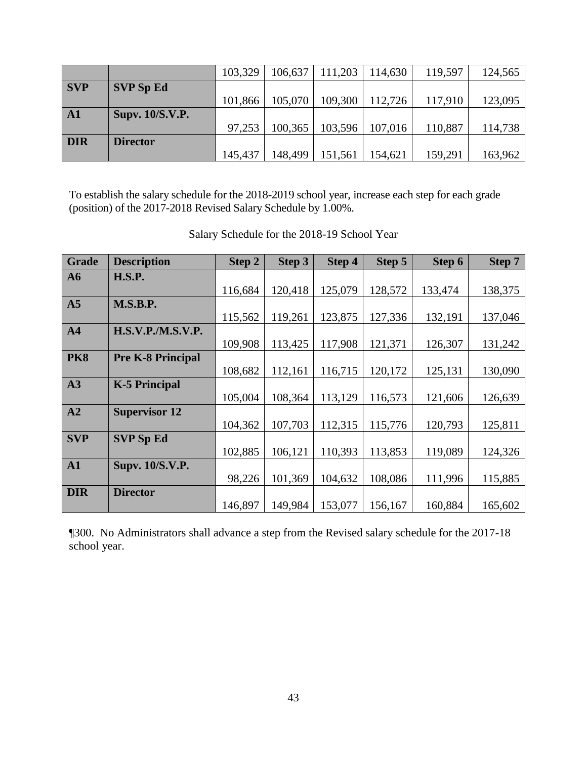|  |  |  |  |  |  |  |  |
|---|---|---|---|---|---|---|---|
|  |  | 103,329 | 106,637 | 111,203 | 114,630 | 119,597 | 124,565 |
| **SVP** | **SVP Sp Ed** | 101,866 | 105,070 | 109,300 | 112,726 | 117,910 | 123,095 |
| **A1** | **Supv. 10/S.V.P.** | 97,253 | 100,365 | 103,596 | 107,016 | 110,887 | 114,738 |
| **DIR** | **Director** | 145,437 | 148,499 | 151,561 | 154,621 | 159,291 | 163,962 |

To establish the salary schedule for the 2018-2019 school year, increase each step for each grade (position) of the 2017-2018 Revised Salary Schedule by 1.00%.

Salary Schedule for the 2018-19 School Year

| Grade | Description | Step 2 | Step 3 | Step 4 | Step 5 | Step 6 | Step 7 |
|---|---|---|---|---|---|---|---|
| **A6** | **H.S.P.** | 116,684 | 120,418 | 125,079 | 128,572 | 133,474 | 138,375 |
| **A5** | **M.S.B.P.** | 115,562 | 119,261 | 123,875 | 127,336 | 132,191 | 137,046 |
| **A4** | **H.S.V.P./M.S.V.P.** | 109,908 | 113,425 | 117,908 | 121,371 | 126,307 | 131,242 |
| **PK8** | **Pre K-8 Principal** | 108,682 | 112,161 | 116,715 | 120,172 | 125,131 | 130,090 |
| **A3** | **K-5 Principal** | 105,004 | 108,364 | 113,129 | 116,573 | 121,606 | 126,639 |
| **A2** | **Supervisor 12** | 104,362 | 107,703 | 112,315 | 115,776 | 120,793 | 125,811 |
| **SVP** | **SVP Sp Ed** | 102,885 | 106,121 | 110,393 | 113,853 | 119,089 | 124,326 |
| **A1** | **Supv. 10/S.V.P.** | 98,226 | 101,369 | 104,632 | 108,086 | 111,996 | 115,885 |
| **DIR** | **Director** | 146,897 | 149,984 | 153,077 | 156,167 | 160,884 | 165,602 |

¶300. No Administrators shall advance a step from the Revised salary schedule for the 2017-18 school year.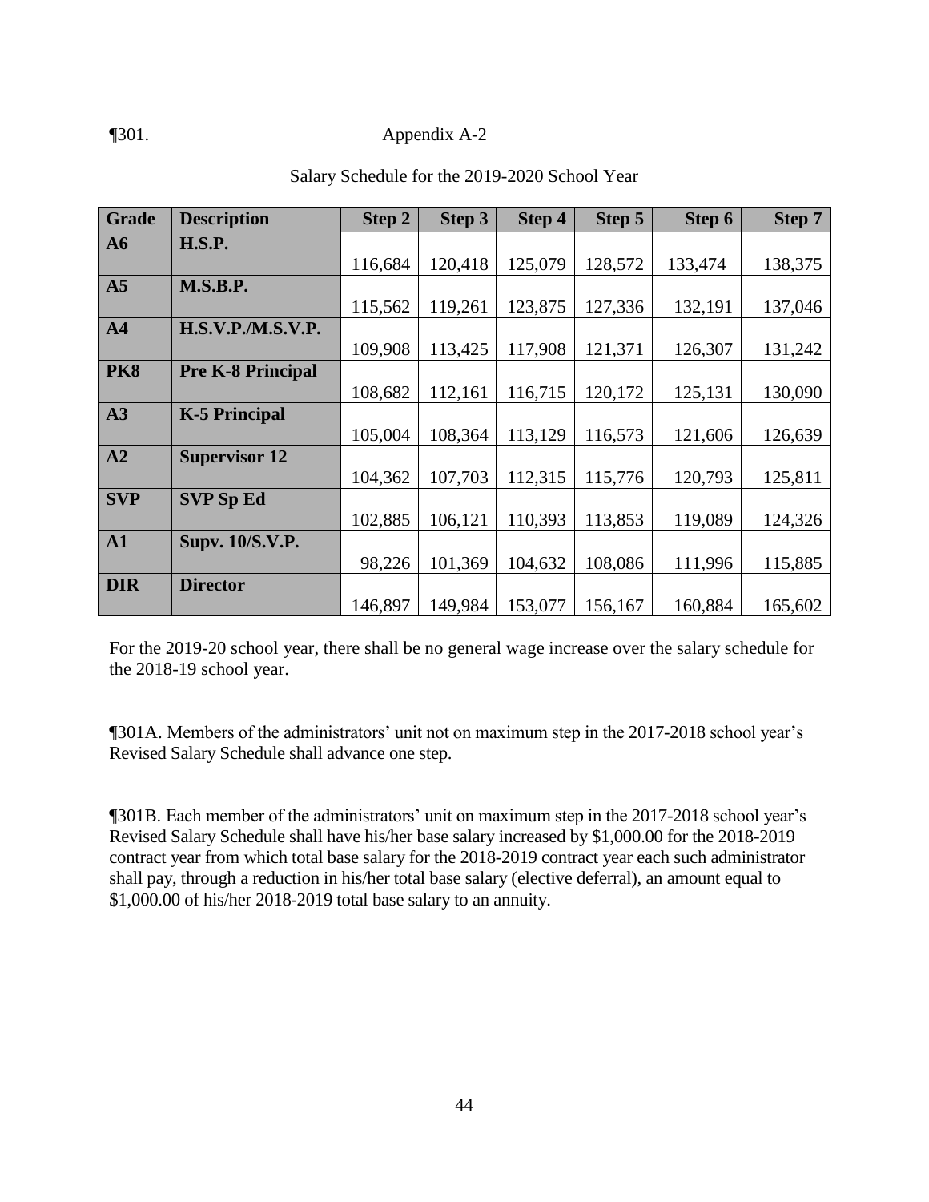¶301. Appendix A-2

Salary Schedule for the 2019-2020 School Year

| Grade | Description | Step 2 | Step 3 | Step 4 | Step 5 | Step 6 | Step 7 |
|---|---|---|---|---|---|---|---|
| **A6** | **H.S.P.** | 116,684 | 120,418 | 125,079 | 128,572 | 133,474 | 138,375 |
| **A5** | **M.S.B.P.** | 115,562 | 119,261 | 123,875 | 127,336 | 132,191 | 137,046 |
| **A4** | **H.S.V.P./M.S.V.P.** | 109,908 | 113,425 | 117,908 | 121,371 | 126,307 | 131,242 |
| **PK8** | **Pre K-8 Principal** | 108,682 | 112,161 | 116,715 | 120,172 | 125,131 | 130,090 |
| **A3** | **K-5 Principal** | 105,004 | 108,364 | 113,129 | 116,573 | 121,606 | 126,639 |
| **A2** | **Supervisor 12** | 104,362 | 107,703 | 112,315 | 115,776 | 120,793 | 125,811 |
| **SVP** | **SVP Sp Ed** | 102,885 | 106,121 | 110,393 | 113,853 | 119,089 | 124,326 |
| **A1** | **Supv. 10/S.V.P.** | 98,226 | 101,369 | 104,632 | 108,086 | 111,996 | 115,885 |
| **DIR** | **Director** | 146,897 | 149,984 | 153,077 | 156,167 | 160,884 | 165,602 |

For the 2019-20 school year, there shall be no general wage increase over the salary schedule for the 2018-19 school year.

¶301A. Members of the administrators' unit not on maximum step in the 2017-2018 school year's Revised Salary Schedule shall advance one step.

¶301B. Each member of the administrators' unit on maximum step in the 2017-2018 school year's Revised Salary Schedule shall have his/her base salary increased by $1,000.00 for the 2018-2019 contract year from which total base salary for the 2018-2019 contract year each such administrator shall pay, through a reduction in his/her total base salary (elective deferral), an amount equal to $1,000.00 of his/her 2018-2019 total base salary to an annuity.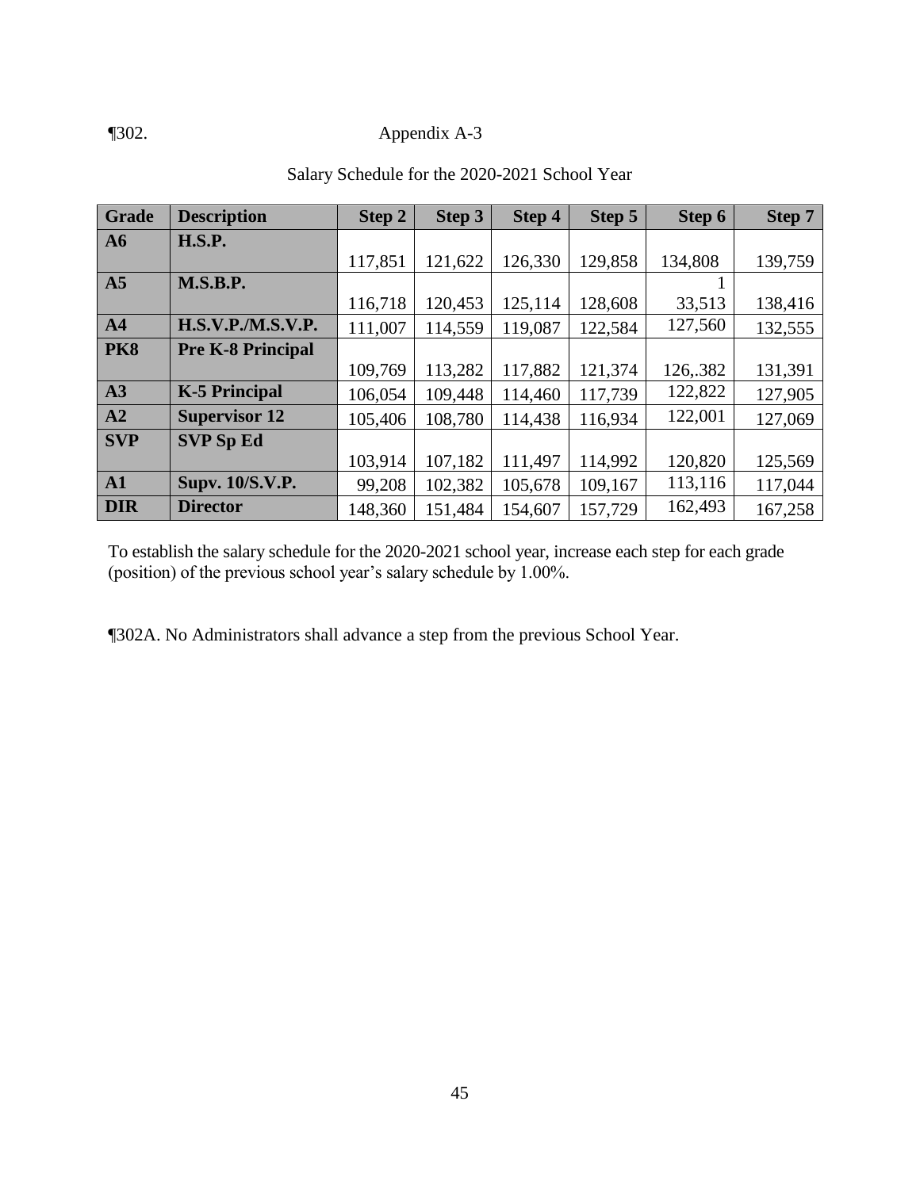¶302. Appendix A-3

Salary Schedule for the 2020-2021 School Year

| Grade | Description | Step 2 | Step 3 | Step 4 | Step 5 | Step 6 | Step 7 |
|---|---|---|---|---|---|---|---|
| A6 | H.S.P. | 117,851 | 121,622 | 126,330 | 129,858 | 134,808 | 139,759 |
| A5 | M.S.B.P. | 116,718 | 120,453 | 125,114 | 128,608 | 1 33,513 | 138,416 |
| A4 | H.S.V.P./M.S.V.P. | 111,007 | 114,559 | 119,087 | 122,584 | 127,560 | 132,555 |
| PK8 | Pre K-8 Principal | 109,769 | 113,282 | 117,882 | 121,374 | 126,.382 | 131,391 |
| A3 | K-5 Principal | 106,054 | 109,448 | 114,460 | 117,739 | 122,822 | 127,905 |
| A2 | Supervisor 12 | 105,406 | 108,780 | 114,438 | 116,934 | 122,001 | 127,069 |
| SVP | SVP Sp Ed | 103,914 | 107,182 | 111,497 | 114,992 | 120,820 | 125,569 |
| A1 | Supv. 10/S.V.P. | 99,208 | 102,382 | 105,678 | 109,167 | 113,116 | 117,044 |
| DIR | Director | 148,360 | 151,484 | 154,607 | 157,729 | 162,493 | 167,258 |

To establish the salary schedule for the 2020-2021 school year, increase each step for each grade (position) of the previous school year's salary schedule by 1.00%.

¶302A. No Administrators shall advance a step from the previous School Year.